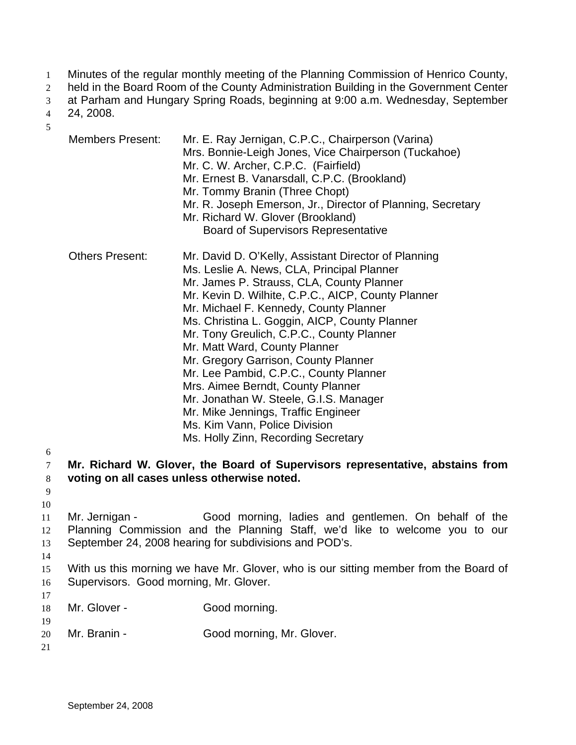Minutes of the regular monthly meeting of the Planning Commission of Henrico County, held in the Board Room of the County Administration Building in the Government Center at Parham and Hungary Spring Roads, beginning at 9:00 a.m. Wednesday, September 24, 2008.

| | |
|---|---|
| Members Present: | Mr. E. Ray Jernigan, C.P.C., Chairperson (Varina)<br>Mrs. Bonnie-Leigh Jones, Vice Chairperson (Tuckahoe)<br>Mr. C. W. Archer, C.P.C. (Fairfield)<br>Mr. Ernest B. Vanarsdall, C.P.C. (Brookland)<br>Mr. Tommy Branin (Three Chopt)<br>Mr. R. Joseph Emerson, Jr., Director of Planning, Secretary<br>Mr. Richard W. Glover (Brookland)<br>Board of Supervisors Representative |
| Others Present: | Mr. David D. O'Kelly, Assistant Director of Planning<br>Ms. Leslie A. News, CLA, Principal Planner<br>Mr. James P. Strauss, CLA, County Planner<br>Mr. Kevin D. Wilhite, C.P.C., AICP, County Planner<br>Mr. Michael F. Kennedy, County Planner<br>Ms. Christina L. Goggin, AICP, County Planner<br>Mr. Tony Greulich, C.P.C., County Planner<br>Mr. Matt Ward, County Planner<br>Mr. Gregory Garrison, County Planner<br>Mr. Lee Pambid, C.P.C., County Planner<br>Mrs. Aimee Berndt, County Planner<br>Mr. Jonathan W. Steele, G.I.S. Manager<br>Mr. Mike Jennings, Traffic Engineer<br>Ms. Kim Vann, Police Division<br>Ms. Holly Zinn, Recording Secretary |

**Mr. Richard W. Glover, the Board of Supervisors representative, abstains from voting on all cases unless otherwise noted.**

Mr. Jernigan - Good morning, ladies and gentlemen. On behalf of the Planning Commission and the Planning Staff, we'd like to welcome you to our September 24, 2008 hearing for subdivisions and POD's.

With us this morning we have Mr. Glover, who is our sitting member from the Board of Supervisors. Good morning, Mr. Glover.

Mr. Glover - Good morning.

Mr. Branin - Good morning, Mr. Glover.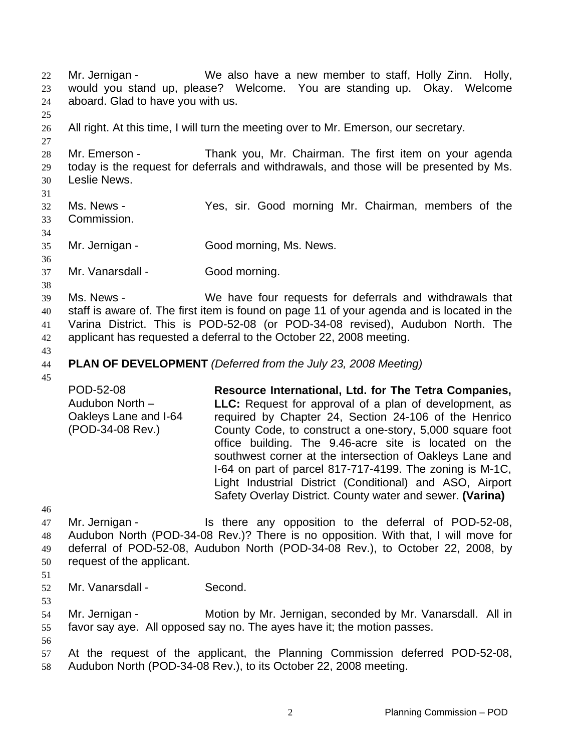Mr. Jernigan - We also have a new member to staff, Holly Zinn. Holly, would you stand up, please? Welcome. You are standing up. Okay. Welcome aboard. Glad to have you with us.

All right. At this time, I will turn the meeting over to Mr. Emerson, our secretary.

Mr. Emerson - Thank you, Mr. Chairman. The first item on your agenda today is the request for deferrals and withdrawals, and those will be presented by Ms. Leslie News.

Ms. News - Yes, sir. Good morning Mr. Chairman, members of the Commission.

Mr. Jernigan - Good morning, Ms. News.

Mr. Vanarsdall - Good morning.

Ms. News - We have four requests for deferrals and withdrawals that staff is aware of. The first item is found on page 11 of your agenda and is located in the Varina District. This is POD-52-08 (or POD-34-08 revised), Audubon North. The applicant has requested a deferral to the October 22, 2008 meeting.

**PLAN OF DEVELOPMENT** *(Deferred from the July 23, 2008 Meeting)*

| | |
|---|---|
| POD-52-08<br>Audubon North – Oakleys Lane and I-64<br>(POD-34-08 Rev.) | **Resource International, Ltd. for The Tetra Companies, LLC:** Request for approval of a plan of development, as required by Chapter 24, Section 24-106 of the Henrico County Code, to construct a one-story, 5,000 square foot office building. The 9.46-acre site is located on the southwest corner at the intersection of Oakleys Lane and I-64 on part of parcel 817-717-4199. The zoning is M-1C, Light Industrial District (Conditional) and ASO, Airport Safety Overlay District. County water and sewer. **(Varina)** |

Mr. Jernigan - Is there any opposition to the deferral of POD-52-08, Audubon North (POD-34-08 Rev.)? There is no opposition. With that, I will move for deferral of POD-52-08, Audubon North (POD-34-08 Rev.), to October 22, 2008, by request of the applicant.

Mr. Vanarsdall - Second.

Mr. Jernigan - Motion by Mr. Jernigan, seconded by Mr. Vanarsdall. All in favor say aye. All opposed say no. The ayes have it; the motion passes.

At the request of the applicant, the Planning Commission deferred POD-52-08, Audubon North (POD-34-08 Rev.), to its October 22, 2008 meeting.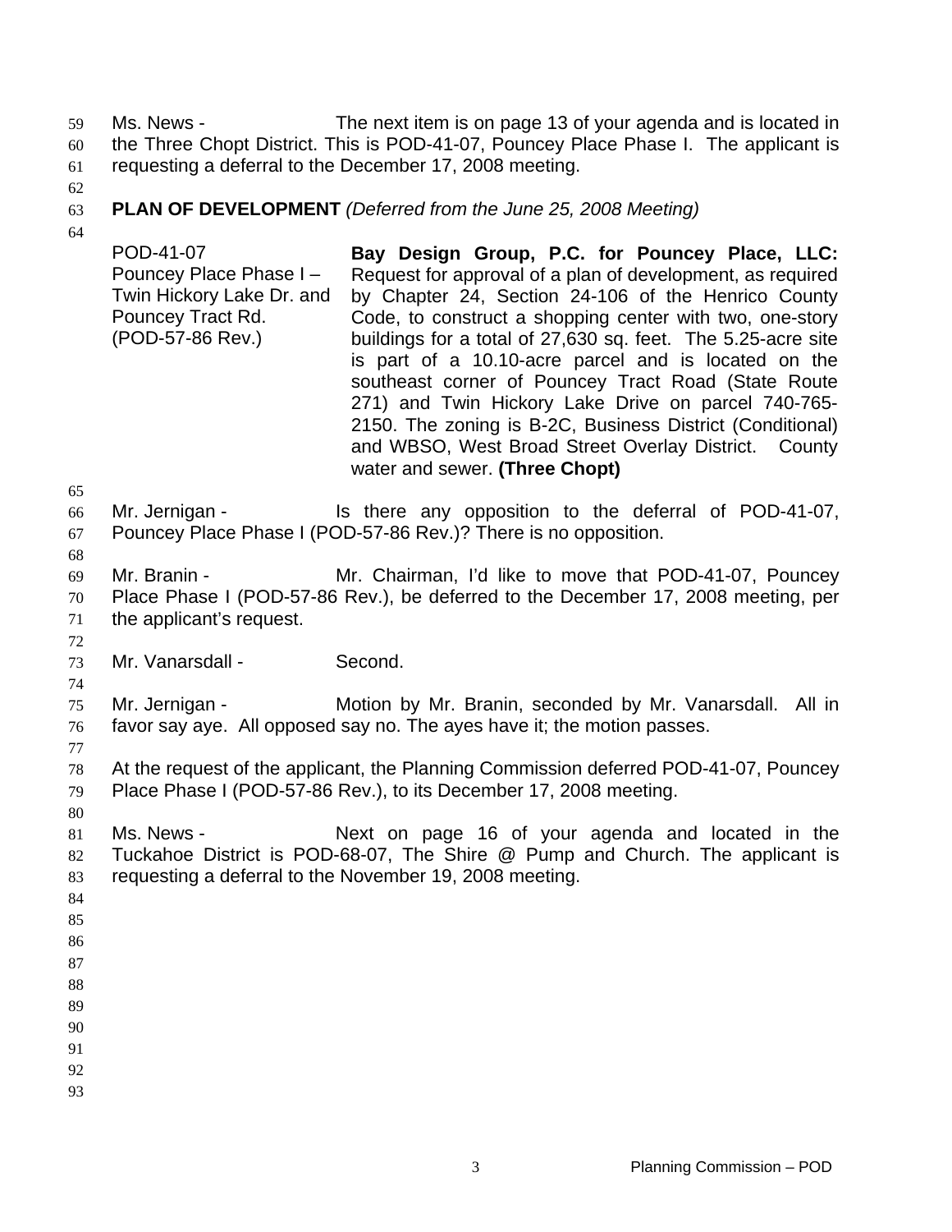Ms. News - The next item is on page 13 of your agenda and is located in the Three Chopt District. This is POD-41-07, Pouncey Place Phase I. The applicant is requesting a deferral to the December 17, 2008 meeting.

**PLAN OF DEVELOPMENT** *(Deferred from the June 25, 2008 Meeting)*

| | |
|---|---|
| POD-41-07<br>Pouncey Place Phase I – Twin Hickory Lake Dr. and Pouncey Tract Rd.<br>(POD-57-86 Rev.) | **Bay Design Group, P.C. for Pouncey Place, LLC:** Request for approval of a plan of development, as required by Chapter 24, Section 24-106 of the Henrico County Code, to construct a shopping center with two, one-story buildings for a total of 27,630 sq. feet. The 5.25-acre site is part of a 10.10-acre parcel and is located on the southeast corner of Pouncey Tract Road (State Route 271) and Twin Hickory Lake Drive on parcel 740-765-2150. The zoning is B-2C, Business District (Conditional) and WBSO, West Broad Street Overlay District. County water and sewer. **(Three Chopt)** |

Mr. Jernigan - Is there any opposition to the deferral of POD-41-07, Pouncey Place Phase I (POD-57-86 Rev.)? There is no opposition.

Mr. Branin - Mr. Chairman, I'd like to move that POD-41-07, Pouncey Place Phase I (POD-57-86 Rev.), be deferred to the December 17, 2008 meeting, per the applicant's request.

Mr. Vanarsdall - Second.

Mr. Jernigan - Motion by Mr. Branin, seconded by Mr. Vanarsdall. All in favor say aye. All opposed say no. The ayes have it; the motion passes.

At the request of the applicant, the Planning Commission deferred POD-41-07, Pouncey Place Phase I (POD-57-86 Rev.), to its December 17, 2008 meeting.

Ms. News - Next on page 16 of your agenda and located in the Tuckahoe District is POD-68-07, The Shire @ Pump and Church. The applicant is requesting a deferral to the November 19, 2008 meeting.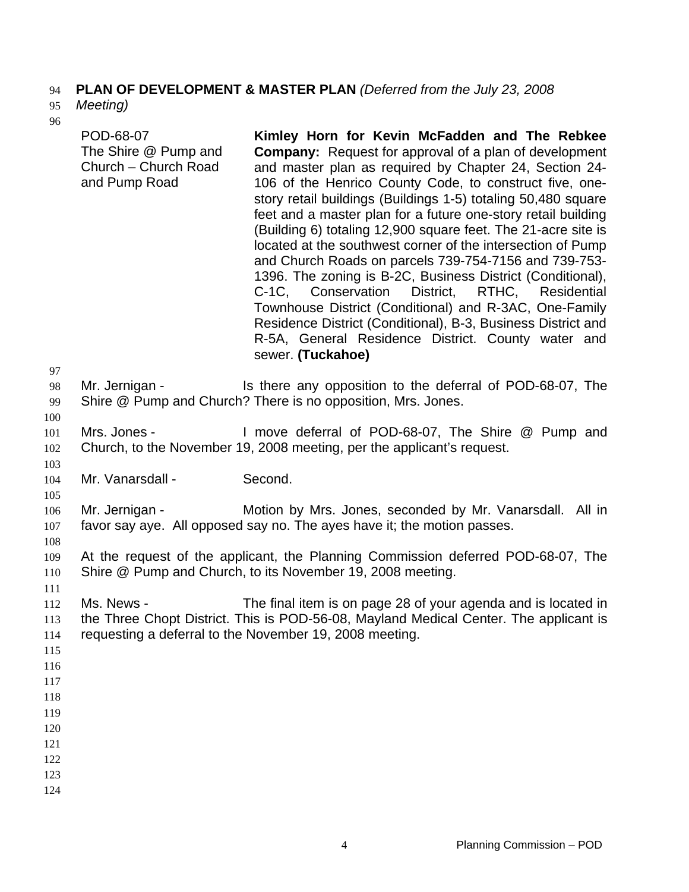**PLAN OF DEVELOPMENT & MASTER PLAN** *(Deferred from the July 23, 2008 Meeting)*

| | |
|---|---|
| POD-68-07<br>The Shire @ Pump and Church – Church Road and Pump Road | **Kimley Horn for Kevin McFadden and The Rebkee Company:** Request for approval of a plan of development and master plan as required by Chapter 24, Section 24-106 of the Henrico County Code, to construct five, one-story retail buildings (Buildings 1-5) totaling 50,480 square feet and a master plan for a future one-story retail building (Building 6) totaling 12,900 square feet. The 21-acre site is located at the southwest corner of the intersection of Pump and Church Roads on parcels 739-754-7156 and 739-753-1396. The zoning is B-2C, Business District (Conditional), C-1C, Conservation District, RTHC, Residential Townhouse District (Conditional) and R-3AC, One-Family Residence District (Conditional), B-3, Business District and R-5A, General Residence District. County water and sewer. **(Tuckahoe)** |

Mr. Jernigan - Is there any opposition to the deferral of POD-68-07, The Shire @ Pump and Church? There is no opposition, Mrs. Jones.

Mrs. Jones - I move deferral of POD-68-07, The Shire @ Pump and Church, to the November 19, 2008 meeting, per the applicant's request.

Mr. Vanarsdall - Second.

Mr. Jernigan - Motion by Mrs. Jones, seconded by Mr. Vanarsdall. All in favor say aye. All opposed say no. The ayes have it; the motion passes.

At the request of the applicant, the Planning Commission deferred POD-68-07, The Shire @ Pump and Church, to its November 19, 2008 meeting.

Ms. News - The final item is on page 28 of your agenda and is located in the Three Chopt District. This is POD-56-08, Mayland Medical Center. The applicant is requesting a deferral to the November 19, 2008 meeting.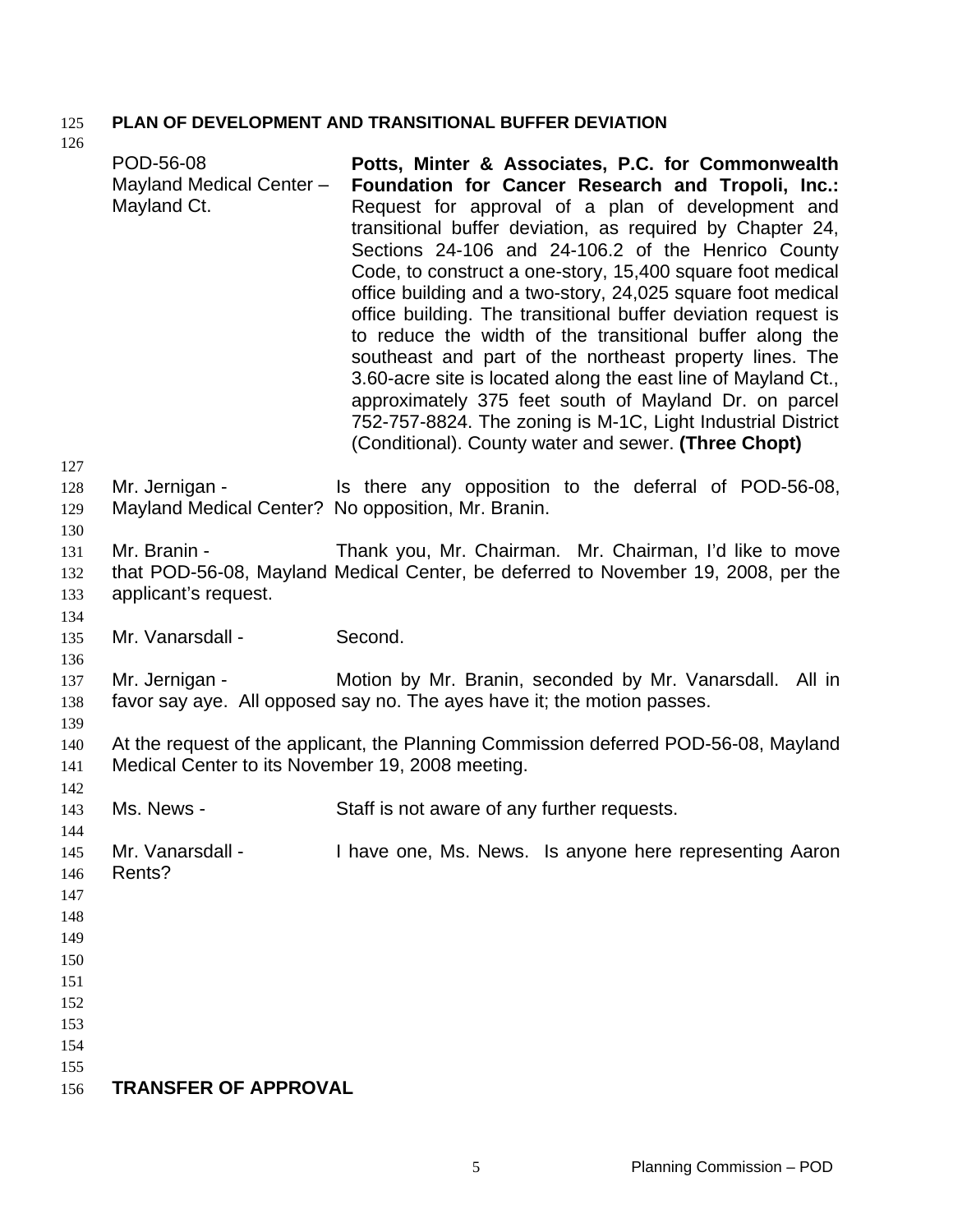**PLAN OF DEVELOPMENT AND TRANSITIONAL BUFFER DEVIATION**

| | |
|---|---|
| POD-56-08<br>Mayland Medical Center – Mayland Ct. | **Potts, Minter & Associates, P.C. for Commonwealth Foundation for Cancer Research and Tropoli, Inc.:** Request for approval of a plan of development and transitional buffer deviation, as required by Chapter 24, Sections 24-106 and 24-106.2 of the Henrico County Code, to construct a one-story, 15,400 square foot medical office building and a two-story, 24,025 square foot medical office building. The transitional buffer deviation request is to reduce the width of the transitional buffer along the southeast and part of the northeast property lines. The 3.60-acre site is located along the east line of Mayland Ct., approximately 375 feet south of Mayland Dr. on parcel 752-757-8824. The zoning is M-1C, Light Industrial District (Conditional). County water and sewer. **(Three Chopt)** |

Mr. Jernigan - Is there any opposition to the deferral of POD-56-08, Mayland Medical Center? No opposition, Mr. Branin.

Mr. Branin - Thank you, Mr. Chairman. Mr. Chairman, I'd like to move that POD-56-08, Mayland Medical Center, be deferred to November 19, 2008, per the applicant's request.

Mr. Vanarsdall - Second.

Mr. Jernigan - Motion by Mr. Branin, seconded by Mr. Vanarsdall. All in favor say aye. All opposed say no. The ayes have it; the motion passes.

At the request of the applicant, the Planning Commission deferred POD-56-08, Mayland Medical Center to its November 19, 2008 meeting.

Ms. News - Staff is not aware of any further requests.

Mr. Vanarsdall - I have one, Ms. News. Is anyone here representing Aaron Rents?

**TRANSFER OF APPROVAL**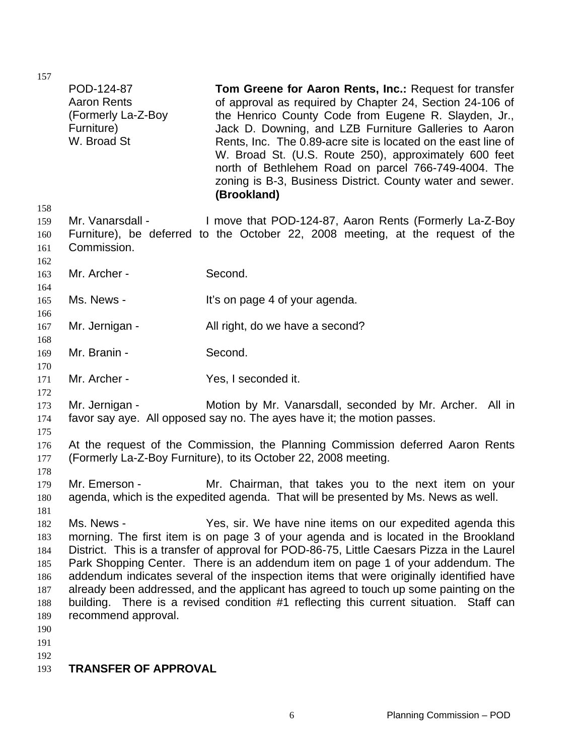| | |
|---|---|
| POD-124-87<br>Aaron Rents<br>(Formerly La-Z-Boy Furniture)<br>W. Broad St | **Tom Greene for Aaron Rents, Inc.:** Request for transfer of approval as required by Chapter 24, Section 24-106 of the Henrico County Code from Eugene R. Slayden, Jr., Jack D. Downing, and LZB Furniture Galleries to Aaron Rents, Inc. The 0.89-acre site is located on the east line of W. Broad St. (U.S. Route 250), approximately 600 feet north of Bethlehem Road on parcel 766-749-4004. The zoning is B-3, Business District. County water and sewer. **(Brookland)** |

Mr. Vanarsdall - I move that POD-124-87, Aaron Rents (Formerly La-Z-Boy Furniture), be deferred to the October 22, 2008 meeting, at the request of the Commission.

Mr. Archer - Second.

Ms. News - It's on page 4 of your agenda.

Mr. Jernigan - All right, do we have a second?

Mr. Branin - Second.

Mr. Archer - Yes, I seconded it.

Mr. Jernigan - Motion by Mr. Vanarsdall, seconded by Mr. Archer. All in favor say aye. All opposed say no. The ayes have it; the motion passes.

At the request of the Commission, the Planning Commission deferred Aaron Rents (Formerly La-Z-Boy Furniture), to its October 22, 2008 meeting.

Mr. Emerson - Mr. Chairman, that takes you to the next item on your agenda, which is the expedited agenda. That will be presented by Ms. News as well.

Ms. News - Yes, sir. We have nine items on our expedited agenda this morning. The first item is on page 3 of your agenda and is located in the Brookland District. This is a transfer of approval for POD-86-75, Little Caesars Pizza in the Laurel Park Shopping Center. There is an addendum item on page 1 of your addendum. The addendum indicates several of the inspection items that were originally identified have already been addressed, and the applicant has agreed to touch up some painting on the building. There is a revised condition #1 reflecting this current situation. Staff can recommend approval.

**TRANSFER OF APPROVAL**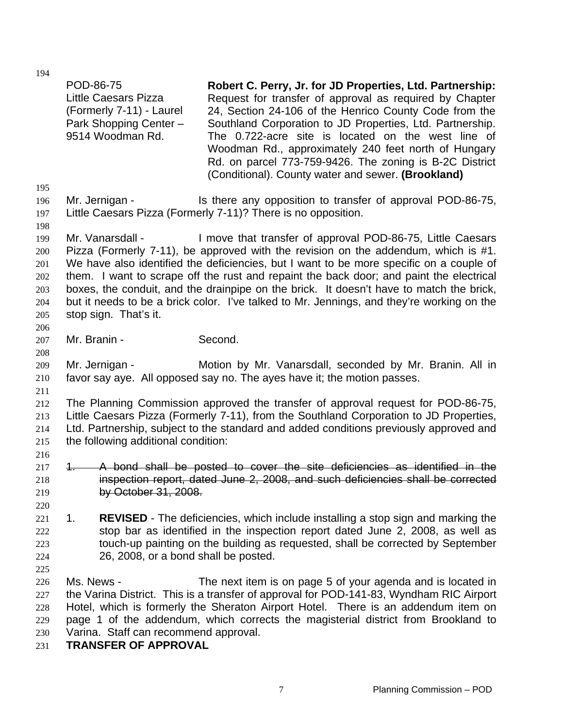POD-86-75
Little Caesars Pizza (Formerly 7-11) - Laurel Park Shopping Center – 9514 Woodman Rd.

**Robert C. Perry, Jr. for JD Properties, Ltd. Partnership:** Request for transfer of approval as required by Chapter 24, Section 24-106 of the Henrico County Code from the Southland Corporation to JD Properties, Ltd. Partnership. The 0.722-acre site is located on the west line of Woodman Rd., approximately 240 feet north of Hungary Rd. on parcel 773-759-9426. The zoning is B-2C District (Conditional). County water and sewer. **(Brookland)**

Mr. Jernigan - Is there any opposition to transfer of approval POD-86-75, Little Caesars Pizza (Formerly 7-11)? There is no opposition.

Mr. Vanarsdall - I move that transfer of approval POD-86-75, Little Caesars Pizza (Formerly 7-11), be approved with the revision on the addendum, which is #1. We have also identified the deficiencies, but I want to be more specific on a couple of them. I want to scrape off the rust and repaint the back door; and paint the electrical boxes, the conduit, and the drainpipe on the brick. It doesn't have to match the brick, but it needs to be a brick color. I've talked to Mr. Jennings, and they're working on the stop sign. That's it.

Mr. Branin - Second.

Mr. Jernigan - Motion by Mr. Vanarsdall, seconded by Mr. Branin. All in favor say aye. All opposed say no. The ayes have it; the motion passes.

The Planning Commission approved the transfer of approval request for POD-86-75, Little Caesars Pizza (Formerly 7-11), from the Southland Corporation to JD Properties, Ltd. Partnership, subject to the standard and added conditions previously approved and the following additional condition:

~~1. A bond shall be posted to cover the site deficiencies as identified in the inspection report, dated June 2, 2008, and such deficiencies shall be corrected by October 31, 2008.~~

1. **REVISED** - The deficiencies, which include installing a stop sign and marking the stop bar as identified in the inspection report dated June 2, 2008, as well as touch-up painting on the building as requested, shall be corrected by September 26, 2008, or a bond shall be posted.

Ms. News - The next item is on page 5 of your agenda and is located in the Varina District. This is a transfer of approval for POD-141-83, Wyndham RIC Airport Hotel, which is formerly the Sheraton Airport Hotel. There is an addendum item on page 1 of the addendum, which corrects the magisterial district from Brookland to Varina. Staff can recommend approval.

**TRANSFER OF APPROVAL**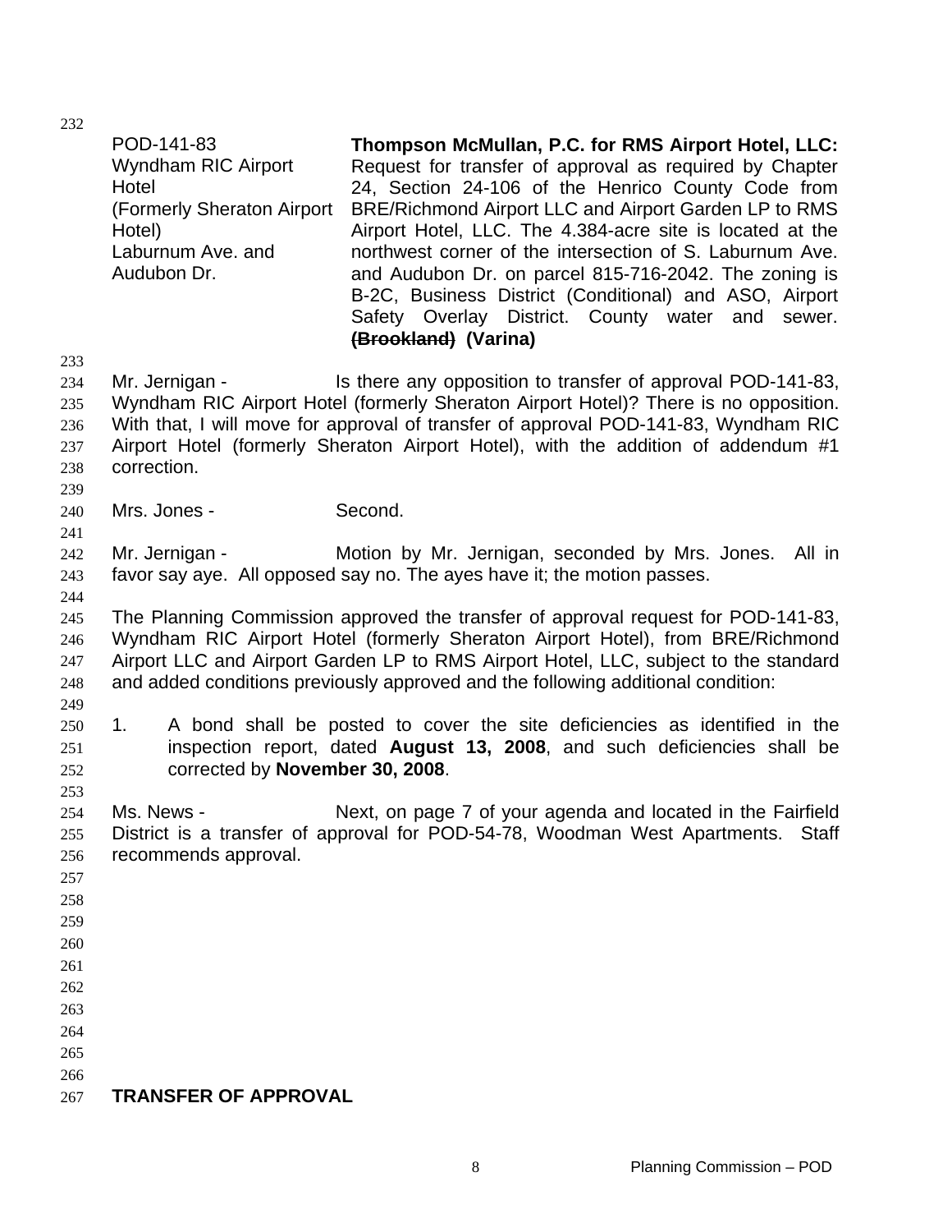| | |
|---|---|
| POD-141-83<br>Wyndham RIC Airport Hotel<br>(Formerly Sheraton Airport Hotel)<br>Laburnum Ave. and Audubon Dr. | **Thompson McMullan, P.C. for RMS Airport Hotel, LLC:** Request for transfer of approval as required by Chapter 24, Section 24-106 of the Henrico County Code from BRE/Richmond Airport LLC and Airport Garden LP to RMS Airport Hotel, LLC. The 4.384-acre site is located at the northwest corner of the intersection of S. Laburnum Ave. and Audubon Dr. on parcel 815-716-2042. The zoning is B-2C, Business District (Conditional) and ASO, Airport Safety Overlay District. County water and sewer. **~~(Brookland)~~ (Varina)** |

Mr. Jernigan - Is there any opposition to transfer of approval POD-141-83, Wyndham RIC Airport Hotel (formerly Sheraton Airport Hotel)? There is no opposition. With that, I will move for approval of transfer of approval POD-141-83, Wyndham RIC Airport Hotel (formerly Sheraton Airport Hotel), with the addition of addendum #1 correction.

Mrs. Jones - Second.

Mr. Jernigan - Motion by Mr. Jernigan, seconded by Mrs. Jones. All in favor say aye. All opposed say no. The ayes have it; the motion passes.

The Planning Commission approved the transfer of approval request for POD-141-83, Wyndham RIC Airport Hotel (formerly Sheraton Airport Hotel), from BRE/Richmond Airport LLC and Airport Garden LP to RMS Airport Hotel, LLC, subject to the standard and added conditions previously approved and the following additional condition:

1. A bond shall be posted to cover the site deficiencies as identified in the inspection report, dated **August 13, 2008**, and such deficiencies shall be corrected by **November 30, 2008**.

Ms. News - Next, on page 7 of your agenda and located in the Fairfield District is a transfer of approval for POD-54-78, Woodman West Apartments. Staff recommends approval.

**TRANSFER OF APPROVAL**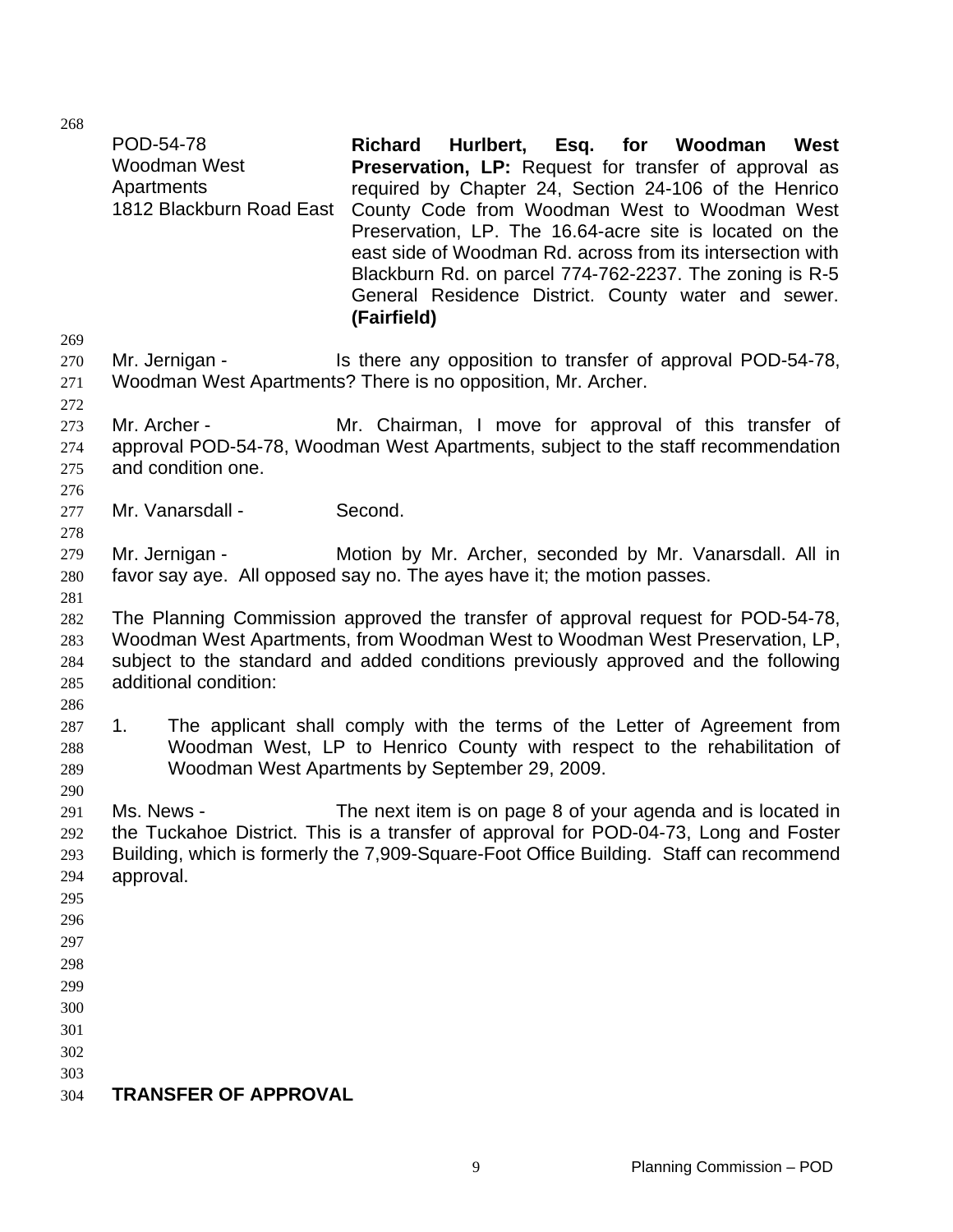| | |
|---|---|
| POD-54-78<br>Woodman West Apartments<br>1812 Blackburn Road East | **Richard Hurlbert, Esq. for Woodman West Preservation, LP:** Request for transfer of approval as required by Chapter 24, Section 24-106 of the Henrico County Code from Woodman West to Woodman West Preservation, LP. The 16.64-acre site is located on the east side of Woodman Rd. across from its intersection with Blackburn Rd. on parcel 774-762-2237. The zoning is R-5 General Residence District. County water and sewer. **(Fairfield)** |

Mr. Jernigan - Is there any opposition to transfer of approval POD-54-78, Woodman West Apartments? There is no opposition, Mr. Archer.

Mr. Archer - Mr. Chairman, I move for approval of this transfer of approval POD-54-78, Woodman West Apartments, subject to the staff recommendation and condition one.

Mr. Vanarsdall - Second.

Mr. Jernigan - Motion by Mr. Archer, seconded by Mr. Vanarsdall. All in favor say aye. All opposed say no. The ayes have it; the motion passes.

The Planning Commission approved the transfer of approval request for POD-54-78, Woodman West Apartments, from Woodman West to Woodman West Preservation, LP, subject to the standard and added conditions previously approved and the following additional condition:

1. The applicant shall comply with the terms of the Letter of Agreement from Woodman West, LP to Henrico County with respect to the rehabilitation of Woodman West Apartments by September 29, 2009.

Ms. News - The next item is on page 8 of your agenda and is located in the Tuckahoe District. This is a transfer of approval for POD-04-73, Long and Foster Building, which is formerly the 7,909-Square-Foot Office Building. Staff can recommend approval.

**TRANSFER OF APPROVAL**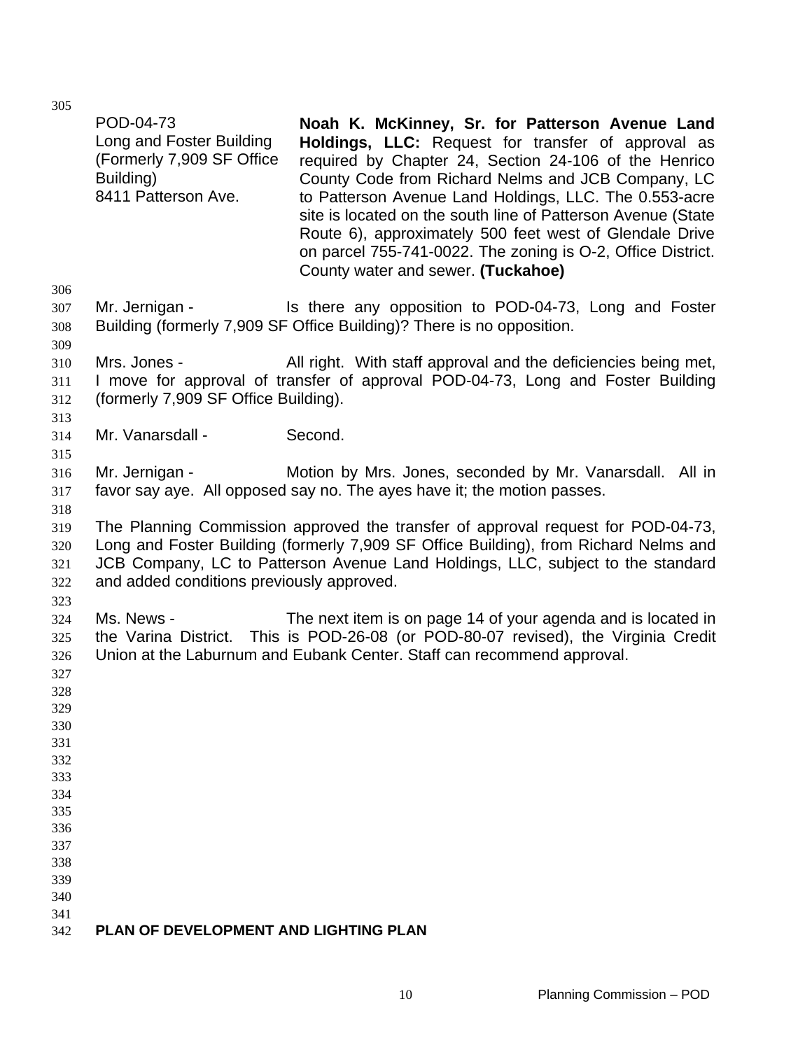POD-04-73
Long and Foster Building
(Formerly 7,909 SF Office Building)
8411 Patterson Ave.

**Noah K. McKinney, Sr. for Patterson Avenue Land Holdings, LLC:** Request for transfer of approval as required by Chapter 24, Section 24-106 of the Henrico County Code from Richard Nelms and JCB Company, LC to Patterson Avenue Land Holdings, LLC. The 0.553-acre site is located on the south line of Patterson Avenue (State Route 6), approximately 500 feet west of Glendale Drive on parcel 755-741-0022. The zoning is O-2, Office District. County water and sewer. **(Tuckahoe)**

Mr. Jernigan - Is there any opposition to POD-04-73, Long and Foster Building (formerly 7,909 SF Office Building)? There is no opposition.

Mrs. Jones - All right. With staff approval and the deficiencies being met, I move for approval of transfer of approval POD-04-73, Long and Foster Building (formerly 7,909 SF Office Building).

Mr. Vanarsdall - Second.

Mr. Jernigan - Motion by Mrs. Jones, seconded by Mr. Vanarsdall. All in favor say aye. All opposed say no. The ayes have it; the motion passes.

The Planning Commission approved the transfer of approval request for POD-04-73, Long and Foster Building (formerly 7,909 SF Office Building), from Richard Nelms and JCB Company, LC to Patterson Avenue Land Holdings, LLC, subject to the standard and added conditions previously approved.

Ms. News - The next item is on page 14 of your agenda and is located in the Varina District. This is POD-26-08 (or POD-80-07 revised), the Virginia Credit Union at the Laburnum and Eubank Center. Staff can recommend approval.

**PLAN OF DEVELOPMENT AND LIGHTING PLAN**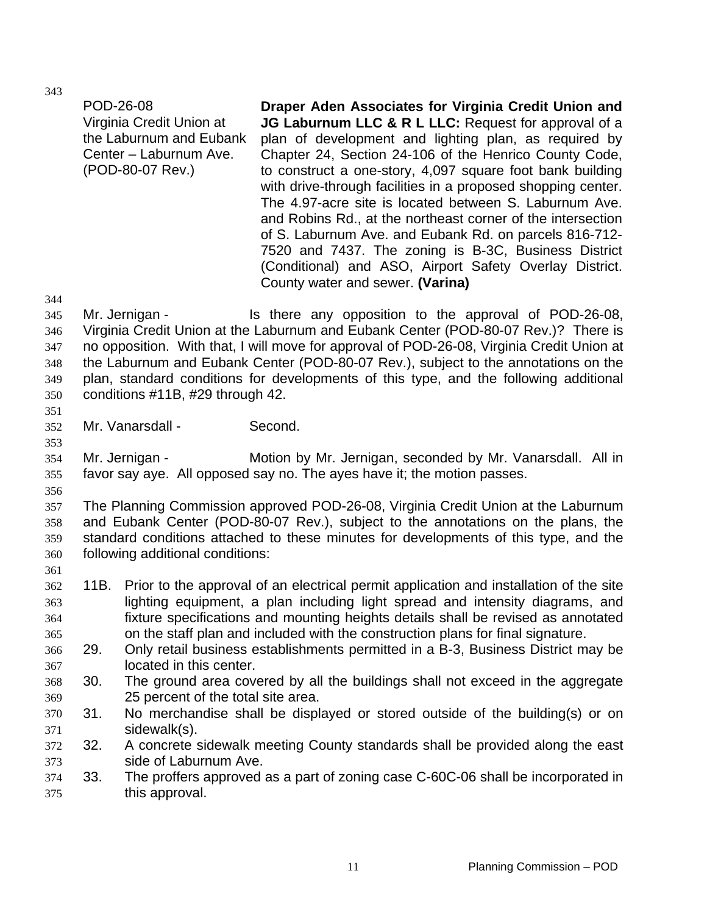POD-26-08
Virginia Credit Union at the Laburnum and Eubank Center – Laburnum Ave. (POD-80-07 Rev.)

**Draper Aden Associates for Virginia Credit Union and JG Laburnum LLC & R L LLC:** Request for approval of a plan of development and lighting plan, as required by Chapter 24, Section 24-106 of the Henrico County Code, to construct a one-story, 4,097 square foot bank building with drive-through facilities in a proposed shopping center. The 4.97-acre site is located between S. Laburnum Ave. and Robins Rd., at the northeast corner of the intersection of S. Laburnum Ave. and Eubank Rd. on parcels 816-712-7520 and 7437. The zoning is B-3C, Business District (Conditional) and ASO, Airport Safety Overlay District. County water and sewer. **(Varina)**

Mr. Jernigan - Is there any opposition to the approval of POD-26-08, Virginia Credit Union at the Laburnum and Eubank Center (POD-80-07 Rev.)? There is no opposition. With that, I will move for approval of POD-26-08, Virginia Credit Union at the Laburnum and Eubank Center (POD-80-07 Rev.), subject to the annotations on the plan, standard conditions for developments of this type, and the following additional conditions #11B, #29 through 42.

Mr. Vanarsdall - Second.

Mr. Jernigan - Motion by Mr. Jernigan, seconded by Mr. Vanarsdall. All in favor say aye. All opposed say no. The ayes have it; the motion passes.

The Planning Commission approved POD-26-08, Virginia Credit Union at the Laburnum and Eubank Center (POD-80-07 Rev.), subject to the annotations on the plans, the standard conditions attached to these minutes for developments of this type, and the following additional conditions:

11B. Prior to the approval of an electrical permit application and installation of the site lighting equipment, a plan including light spread and intensity diagrams, and fixture specifications and mounting heights details shall be revised as annotated on the staff plan and included with the construction plans for final signature.

29. Only retail business establishments permitted in a B-3, Business District may be located in this center.

30. The ground area covered by all the buildings shall not exceed in the aggregate 25 percent of the total site area.

31. No merchandise shall be displayed or stored outside of the building(s) or on sidewalk(s).

32. A concrete sidewalk meeting County standards shall be provided along the east side of Laburnum Ave.

33. The proffers approved as a part of zoning case C-60C-06 shall be incorporated in this approval.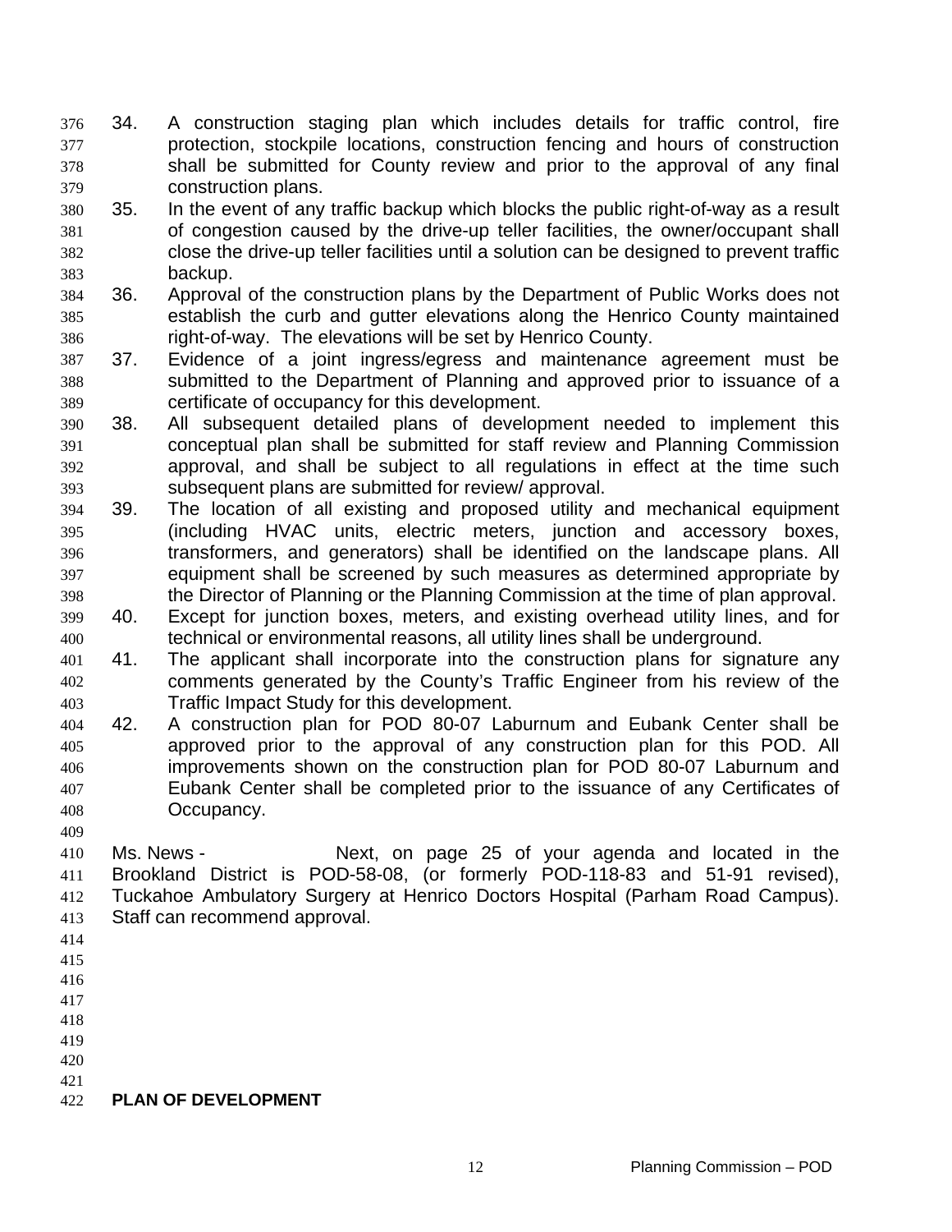34. A construction staging plan which includes details for traffic control, fire protection, stockpile locations, construction fencing and hours of construction shall be submitted for County review and prior to the approval of any final construction plans.
35. In the event of any traffic backup which blocks the public right-of-way as a result of congestion caused by the drive-up teller facilities, the owner/occupant shall close the drive-up teller facilities until a solution can be designed to prevent traffic backup.
36. Approval of the construction plans by the Department of Public Works does not establish the curb and gutter elevations along the Henrico County maintained right-of-way. The elevations will be set by Henrico County.
37. Evidence of a joint ingress/egress and maintenance agreement must be submitted to the Department of Planning and approved prior to issuance of a certificate of occupancy for this development.
38. All subsequent detailed plans of development needed to implement this conceptual plan shall be submitted for staff review and Planning Commission approval, and shall be subject to all regulations in effect at the time such subsequent plans are submitted for review/ approval.
39. The location of all existing and proposed utility and mechanical equipment (including HVAC units, electric meters, junction and accessory boxes, transformers, and generators) shall be identified on the landscape plans. All equipment shall be screened by such measures as determined appropriate by the Director of Planning or the Planning Commission at the time of plan approval.
40. Except for junction boxes, meters, and existing overhead utility lines, and for technical or environmental reasons, all utility lines shall be underground.
41. The applicant shall incorporate into the construction plans for signature any comments generated by the County's Traffic Engineer from his review of the Traffic Impact Study for this development.
42. A construction plan for POD 80-07 Laburnum and Eubank Center shall be approved prior to the approval of any construction plan for this POD. All improvements shown on the construction plan for POD 80-07 Laburnum and Eubank Center shall be completed prior to the issuance of any Certificates of Occupancy.

Ms. News - Next, on page 25 of your agenda and located in the Brookland District is POD-58-08, (or formerly POD-118-83 and 51-91 revised), Tuckahoe Ambulatory Surgery at Henrico Doctors Hospital (Parham Road Campus). Staff can recommend approval.

**PLAN OF DEVELOPMENT**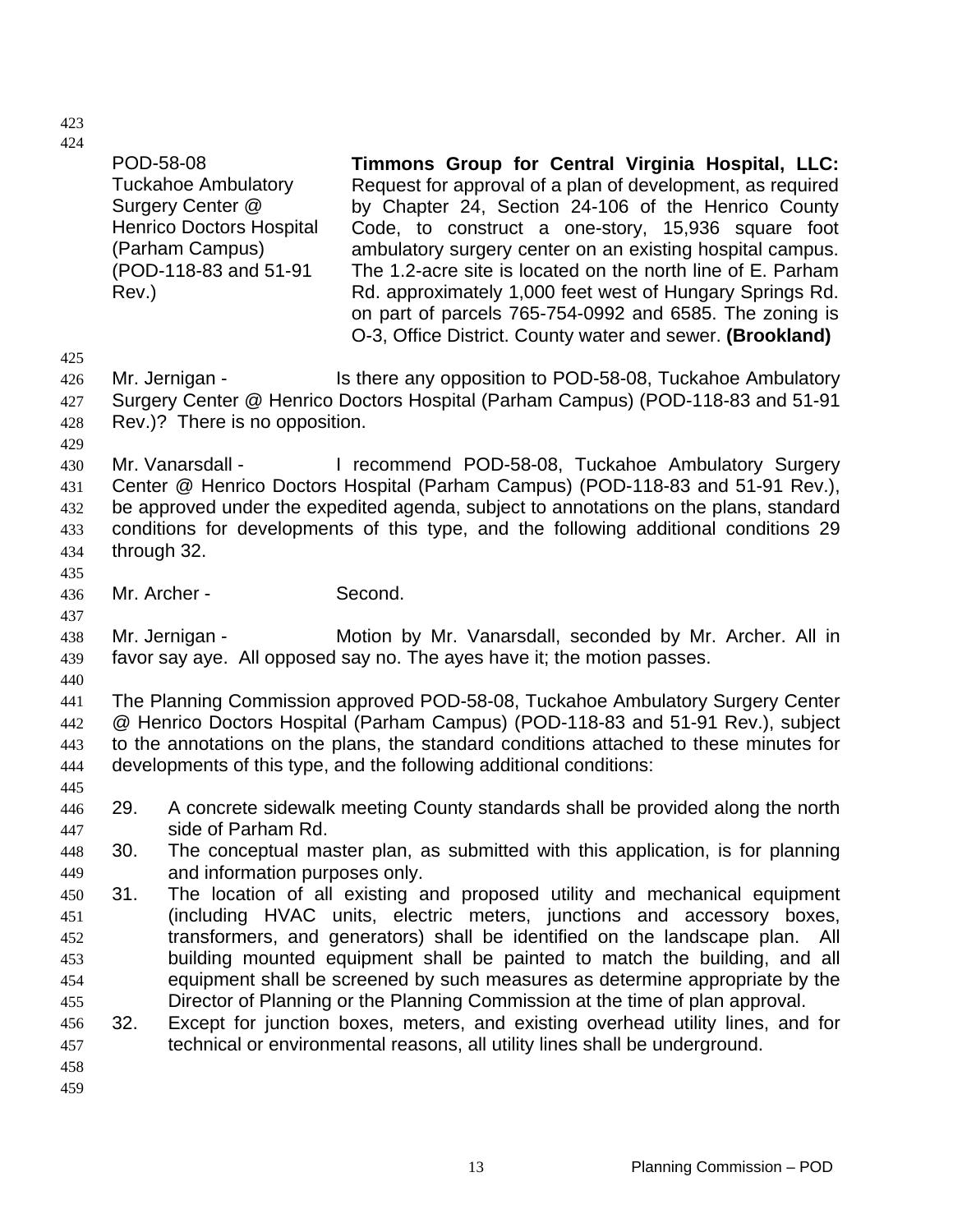POD-58-08
Tuckahoe Ambulatory Surgery Center @ Henrico Doctors Hospital (Parham Campus) (POD-118-83 and 51-91 Rev.)

**Timmons Group for Central Virginia Hospital, LLC:** Request for approval of a plan of development, as required by Chapter 24, Section 24-106 of the Henrico County Code, to construct a one-story, 15,936 square foot ambulatory surgery center on an existing hospital campus. The 1.2-acre site is located on the north line of E. Parham Rd. approximately 1,000 feet west of Hungary Springs Rd. on part of parcels 765-754-0992 and 6585. The zoning is O-3, Office District. County water and sewer. **(Brookland)**

Mr. Jernigan - Is there any opposition to POD-58-08, Tuckahoe Ambulatory Surgery Center @ Henrico Doctors Hospital (Parham Campus) (POD-118-83 and 51-91 Rev.)? There is no opposition.

Mr. Vanarsdall - I recommend POD-58-08, Tuckahoe Ambulatory Surgery Center @ Henrico Doctors Hospital (Parham Campus) (POD-118-83 and 51-91 Rev.), be approved under the expedited agenda, subject to annotations on the plans, standard conditions for developments of this type, and the following additional conditions 29 through 32.

Mr. Archer - Second.

Mr. Jernigan - Motion by Mr. Vanarsdall, seconded by Mr. Archer. All in favor say aye. All opposed say no. The ayes have it; the motion passes.

The Planning Commission approved POD-58-08, Tuckahoe Ambulatory Surgery Center @ Henrico Doctors Hospital (Parham Campus) (POD-118-83 and 51-91 Rev.), subject to the annotations on the plans, the standard conditions attached to these minutes for developments of this type, and the following additional conditions:

29. A concrete sidewalk meeting County standards shall be provided along the north side of Parham Rd.
30. The conceptual master plan, as submitted with this application, is for planning and information purposes only.
31. The location of all existing and proposed utility and mechanical equipment (including HVAC units, electric meters, junctions and accessory boxes, transformers, and generators) shall be identified on the landscape plan. All building mounted equipment shall be painted to match the building, and all equipment shall be screened by such measures as determine appropriate by the Director of Planning or the Planning Commission at the time of plan approval.
32. Except for junction boxes, meters, and existing overhead utility lines, and for technical or environmental reasons, all utility lines shall be underground.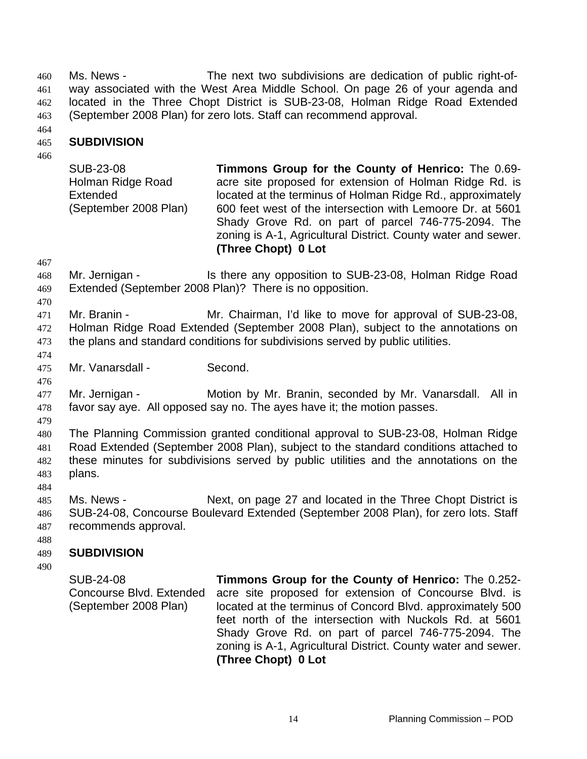Ms. News - The next two subdivisions are dedication of public right-of-way associated with the West Area Middle School. On page 26 of your agenda and located in the Three Chopt District is SUB-23-08, Holman Ridge Road Extended (September 2008 Plan) for zero lots. Staff can recommend approval.

## SUBDIVISION

| | |
|---|---|
| SUB-23-08<br>Holman Ridge Road Extended<br>(September 2008 Plan) | **Timmons Group for the County of Henrico:** The 0.69-acre site proposed for extension of Holman Ridge Rd. is located at the terminus of Holman Ridge Rd., approximately 600 feet west of the intersection with Lemoore Dr. at 5601 Shady Grove Rd. on part of parcel 746-775-2094. The zoning is A-1, Agricultural District. County water and sewer. **(Three Chopt) 0 Lot** |

Mr. Jernigan - Is there any opposition to SUB-23-08, Holman Ridge Road Extended (September 2008 Plan)? There is no opposition.

Mr. Branin - Mr. Chairman, I'd like to move for approval of SUB-23-08, Holman Ridge Road Extended (September 2008 Plan), subject to the annotations on the plans and standard conditions for subdivisions served by public utilities.

Mr. Vanarsdall - Second.

Mr. Jernigan - Motion by Mr. Branin, seconded by Mr. Vanarsdall. All in favor say aye. All opposed say no. The ayes have it; the motion passes.

The Planning Commission granted conditional approval to SUB-23-08, Holman Ridge Road Extended (September 2008 Plan), subject to the standard conditions attached to these minutes for subdivisions served by public utilities and the annotations on the plans.

Ms. News - Next, on page 27 and located in the Three Chopt District is SUB-24-08, Concourse Boulevard Extended (September 2008 Plan), for zero lots. Staff recommends approval.

## SUBDIVISION

| | |
|---|---|
| SUB-24-08<br>Concourse Blvd. Extended<br>(September 2008 Plan) | **Timmons Group for the County of Henrico:** The 0.252-acre site proposed for extension of Concourse Blvd. is located at the terminus of Concord Blvd. approximately 500 feet north of the intersection with Nuckols Rd. at 5601 Shady Grove Rd. on part of parcel 746-775-2094. The zoning is A-1, Agricultural District. County water and sewer. **(Three Chopt) 0 Lot** |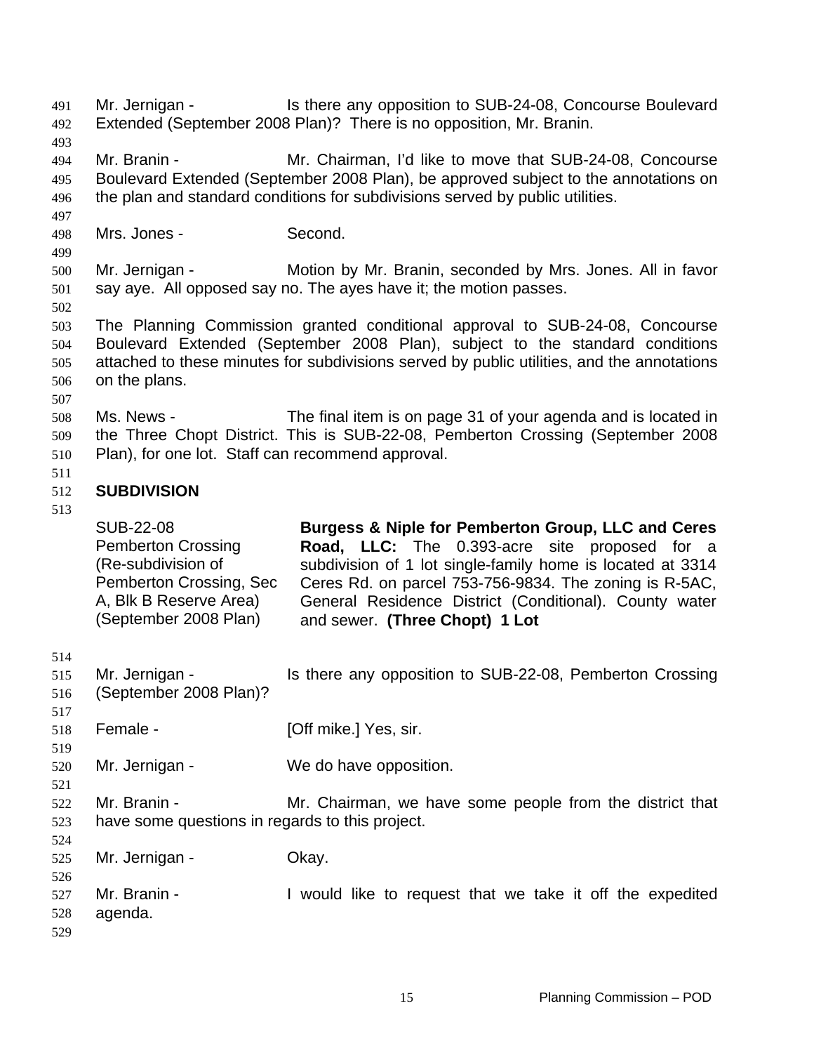Mr. Jernigan - Is there any opposition to SUB-24-08, Concourse Boulevard Extended (September 2008 Plan)? There is no opposition, Mr. Branin.

Mr. Branin - Mr. Chairman, I'd like to move that SUB-24-08, Concourse Boulevard Extended (September 2008 Plan), be approved subject to the annotations on the plan and standard conditions for subdivisions served by public utilities.

Mrs. Jones - Second.

Mr. Jernigan - Motion by Mr. Branin, seconded by Mrs. Jones. All in favor say aye. All opposed say no. The ayes have it; the motion passes.

The Planning Commission granted conditional approval to SUB-24-08, Concourse Boulevard Extended (September 2008 Plan), subject to the standard conditions attached to these minutes for subdivisions served by public utilities, and the annotations on the plans.

Ms. News - The final item is on page 31 of your agenda and is located in the Three Chopt District. This is SUB-22-08, Pemberton Crossing (September 2008 Plan), for one lot. Staff can recommend approval.

**SUBDIVISION**

| | |
|---|---|
| SUB-22-08 Pemberton Crossing (Re-subdivision of Pemberton Crossing, Sec A, Blk B Reserve Area) (September 2008 Plan) | **Burgess & Niple for Pemberton Group, LLC and Ceres Road, LLC:** The 0.393-acre site proposed for a subdivision of 1 lot single-family home is located at 3314 Ceres Rd. on parcel 753-756-9834. The zoning is R-5AC, General Residence District (Conditional). County water and sewer. **(Three Chopt) 1 Lot** |

Mr. Jernigan - Is there any opposition to SUB-22-08, Pemberton Crossing (September 2008 Plan)?

Female - [Off mike.] Yes, sir.

Mr. Jernigan - We do have opposition.

Mr. Branin - Mr. Chairman, we have some people from the district that have some questions in regards to this project.

Mr. Jernigan - Okay.

Mr. Branin - I would like to request that we take it off the expedited agenda.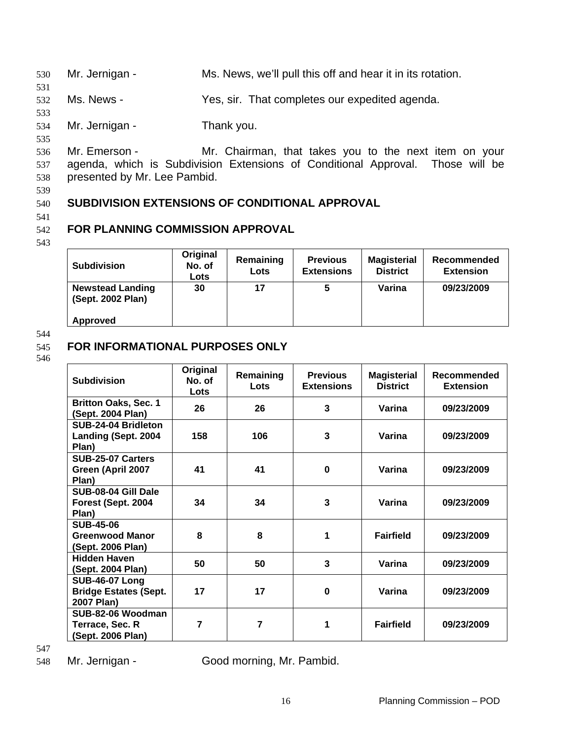Mr. Jernigan - Ms. News, we'll pull this off and hear it in its rotation.

Ms. News - Yes, sir. That completes our expedited agenda.

Mr. Jernigan - Thank you.

Mr. Emerson - Mr. Chairman, that takes you to the next item on your agenda, which is Subdivision Extensions of Conditional Approval. Those will be presented by Mr. Lee Pambid.

## SUBDIVISION EXTENSIONS OF CONDITIONAL APPROVAL

## FOR PLANNING COMMISSION APPROVAL

| Subdivision | Original No. of Lots | Remaining Lots | Previous Extensions | Magisterial District | Recommended Extension |
|---|---|---|---|---|---|
| **Newstead Landing (Sept. 2002 Plan)**<br><br>**Approved** | **30** | **17** | **5** | **Varina** | **09/23/2009** |

## FOR INFORMATIONAL PURPOSES ONLY

| Subdivision | Original No. of Lots | Remaining Lots | Previous Extensions | Magisterial District | Recommended Extension |
|---|---|---|---|---|---|
| **Britton Oaks, Sec. 1 (Sept. 2004 Plan)** | **26** | **26** | **3** | **Varina** | **09/23/2009** |
| **SUB-24-04 Bridleton Landing (Sept. 2004 Plan)** | **158** | **106** | **3** | **Varina** | **09/23/2009** |
| **SUB-25-07 Carters Green (April 2007 Plan)** | **41** | **41** | **0** | **Varina** | **09/23/2009** |
| **SUB-08-04 Gill Dale Forest (Sept. 2004 Plan)** | **34** | **34** | **3** | **Varina** | **09/23/2009** |
| **SUB-45-06 Greenwood Manor (Sept. 2006 Plan)** | **8** | **8** | **1** | **Fairfield** | **09/23/2009** |
| **Hidden Haven (Sept. 2004 Plan)** | **50** | **50** | **3** | **Varina** | **09/23/2009** |
| **SUB-46-07 Long Bridge Estates (Sept. 2007 Plan)** | **17** | **17** | **0** | **Varina** | **09/23/2009** |
| **SUB-82-06 Woodman Terrace, Sec. R (Sept. 2006 Plan)** | **7** | **7** | **1** | **Fairfield** | **09/23/2009** |

Mr. Jernigan - Good morning, Mr. Pambid.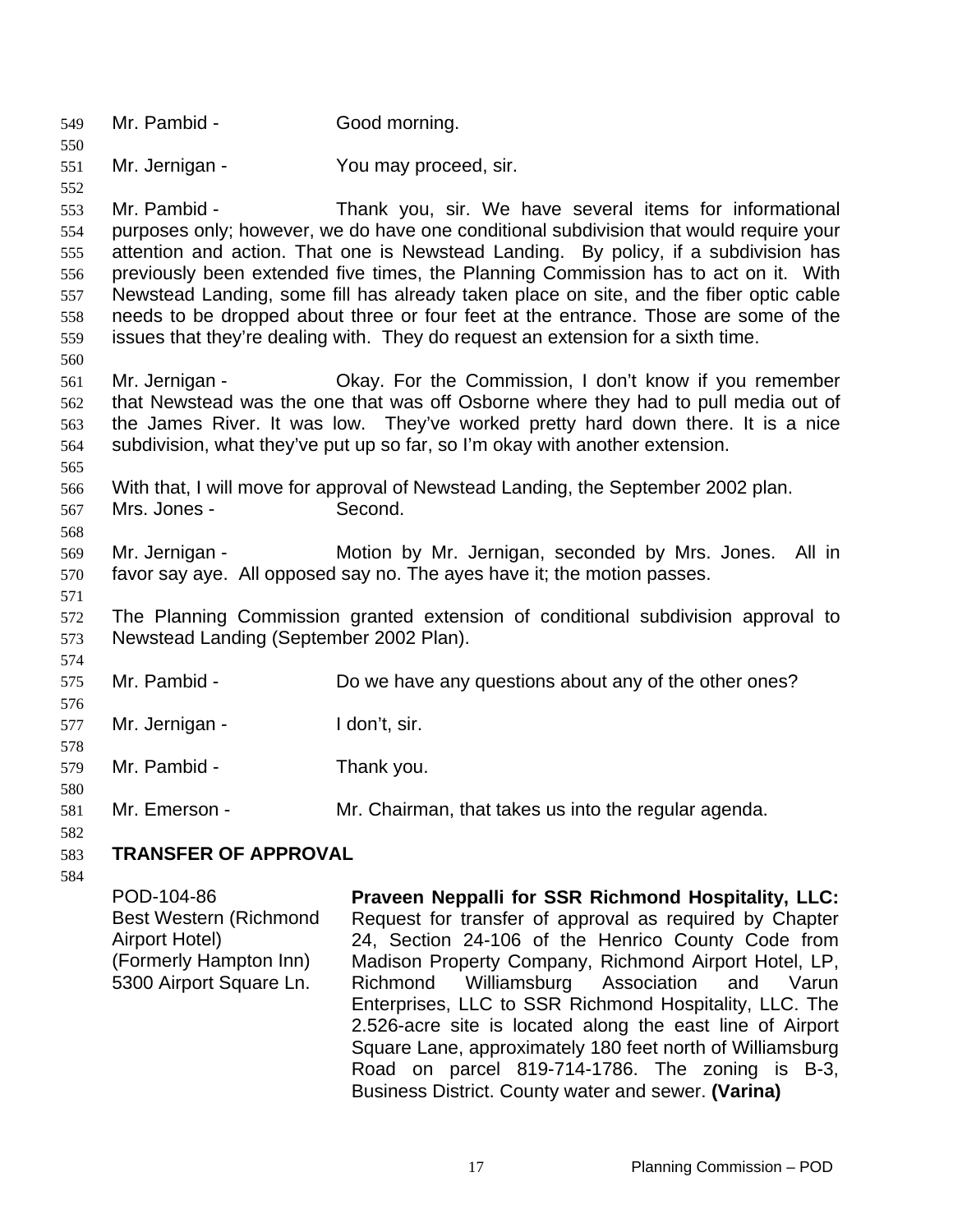Mr. Pambid - Good morning.

Mr. Jernigan - You may proceed, sir.

Mr. Pambid - Thank you, sir. We have several items for informational purposes only; however, we do have one conditional subdivision that would require your attention and action. That one is Newstead Landing. By policy, if a subdivision has previously been extended five times, the Planning Commission has to act on it. With Newstead Landing, some fill has already taken place on site, and the fiber optic cable needs to be dropped about three or four feet at the entrance. Those are some of the issues that they're dealing with. They do request an extension for a sixth time.

Mr. Jernigan - Okay. For the Commission, I don't know if you remember that Newstead was the one that was off Osborne where they had to pull media out of the James River. It was low. They've worked pretty hard down there. It is a nice subdivision, what they've put up so far, so I'm okay with another extension.

With that, I will move for approval of Newstead Landing, the September 2002 plan.

Mrs. Jones - Second.

Mr. Jernigan - Motion by Mr. Jernigan, seconded by Mrs. Jones. All in favor say aye. All opposed say no. The ayes have it; the motion passes.

The Planning Commission granted extension of conditional subdivision approval to Newstead Landing (September 2002 Plan).

Mr. Pambid - Do we have any questions about any of the other ones?

Mr. Jernigan - I don't, sir.

Mr. Pambid - Thank you.

Mr. Emerson - Mr. Chairman, that takes us into the regular agenda.

## TRANSFER OF APPROVAL

POD-104-86
Best Western (Richmond Airport Hotel)
(Formerly Hampton Inn)
5300 Airport Square Ln.

**Praveen Neppalli for SSR Richmond Hospitality, LLC:** Request for transfer of approval as required by Chapter 24, Section 24-106 of the Henrico County Code from Madison Property Company, Richmond Airport Hotel, LP, Richmond Williamsburg Association and Varun Enterprises, LLC to SSR Richmond Hospitality, LLC. The 2.526-acre site is located along the east line of Airport Square Lane, approximately 180 feet north of Williamsburg Road on parcel 819-714-1786. The zoning is B-3, Business District. County water and sewer. **(Varina)**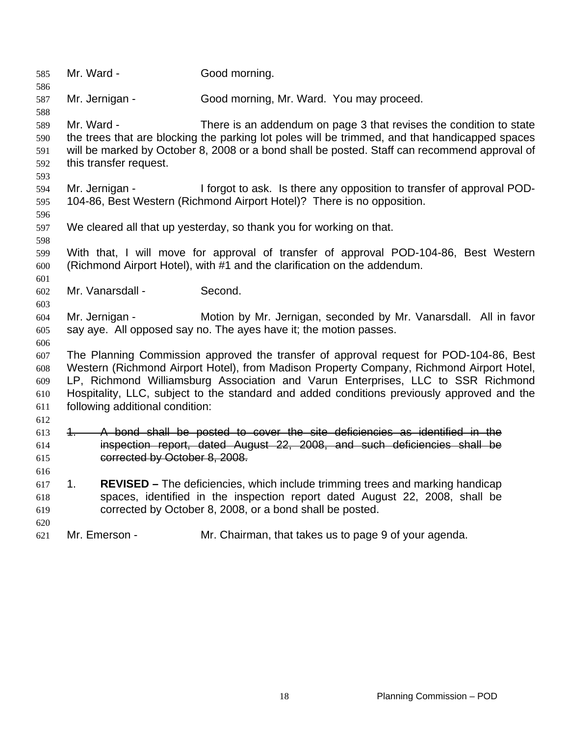Mr. Ward - Good morning.

Mr. Jernigan - Good morning, Mr. Ward. You may proceed.

Mr. Ward - There is an addendum on page 3 that revises the condition to state the trees that are blocking the parking lot poles will be trimmed, and that handicapped spaces will be marked by October 8, 2008 or a bond shall be posted. Staff can recommend approval of this transfer request.

Mr. Jernigan - I forgot to ask. Is there any opposition to transfer of approval POD-104-86, Best Western (Richmond Airport Hotel)? There is no opposition.

We cleared all that up yesterday, so thank you for working on that.

With that, I will move for approval of transfer of approval POD-104-86, Best Western (Richmond Airport Hotel), with #1 and the clarification on the addendum.

Mr. Vanarsdall - Second.

Mr. Jernigan - Motion by Mr. Jernigan, seconded by Mr. Vanarsdall. All in favor say aye. All opposed say no. The ayes have it; the motion passes.

The Planning Commission approved the transfer of approval request for POD-104-86, Best Western (Richmond Airport Hotel), from Madison Property Company, Richmond Airport Hotel, LP, Richmond Williamsburg Association and Varun Enterprises, LLC to SSR Richmond Hospitality, LLC, subject to the standard and added conditions previously approved and the following additional condition:

~~1. A bond shall be posted to cover the site deficiencies as identified in the inspection report, dated August 22, 2008, and such deficiencies shall be corrected by October 8, 2008.~~

1. **REVISED –** The deficiencies, which include trimming trees and marking handicap spaces, identified in the inspection report dated August 22, 2008, shall be corrected by October 8, 2008, or a bond shall be posted.

Mr. Emerson - Mr. Chairman, that takes us to page 9 of your agenda.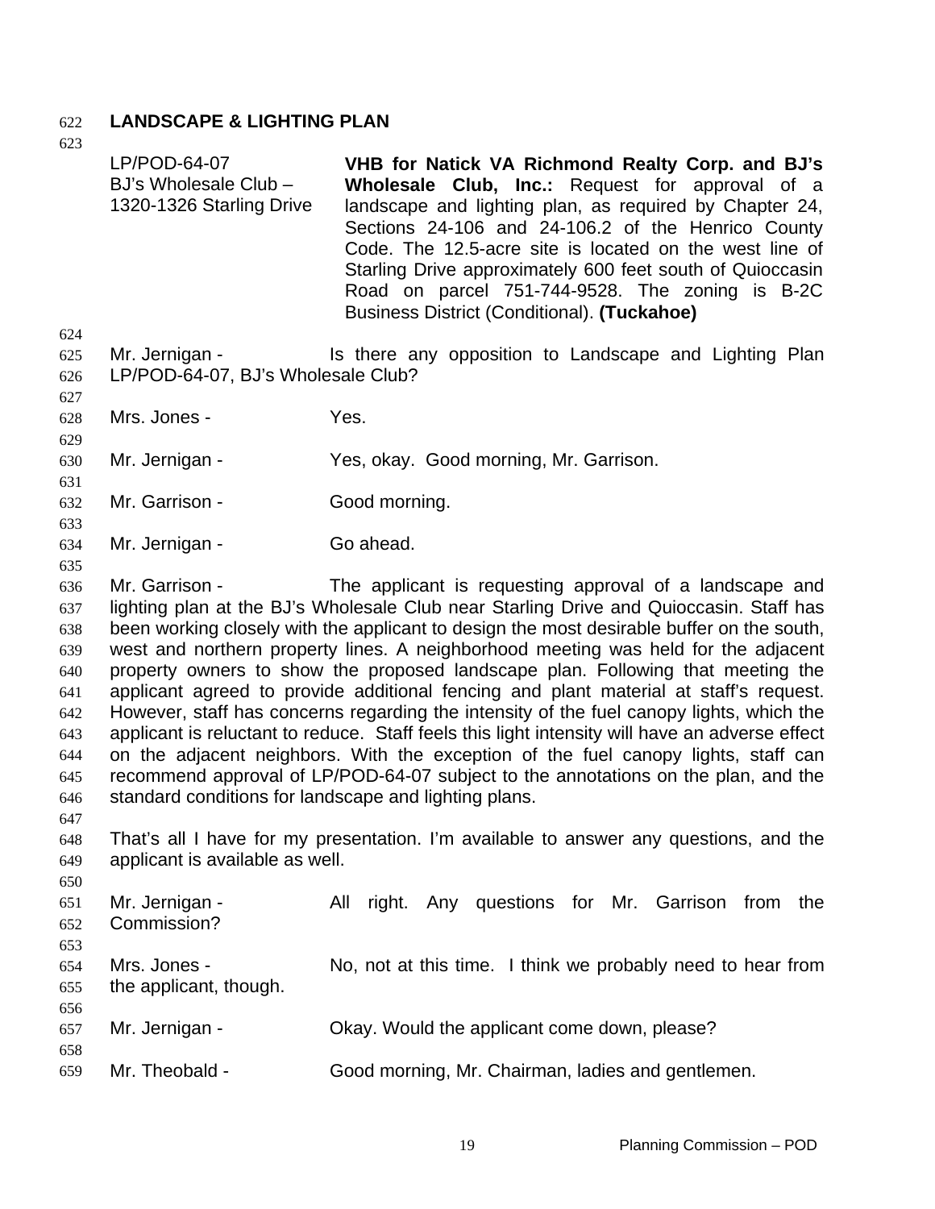## LANDSCAPE & LIGHTING PLAN

LP/POD-64-07
BJ's Wholesale Club –
1320-1326 Starling Drive

**VHB for Natick VA Richmond Realty Corp. and BJ's Wholesale Club, Inc.:** Request for approval of a landscape and lighting plan, as required by Chapter 24, Sections 24-106 and 24-106.2 of the Henrico County Code. The 12.5-acre site is located on the west line of Starling Drive approximately 600 feet south of Quioccasin Road on parcel 751-744-9528. The zoning is B-2C Business District (Conditional). **(Tuckahoe)**

Mr. Jernigan - Is there any opposition to Landscape and Lighting Plan LP/POD-64-07, BJ's Wholesale Club?

Mrs. Jones - Yes.

Mr. Jernigan - Yes, okay. Good morning, Mr. Garrison.

Mr. Garrison - Good morning.

Mr. Jernigan - Go ahead.

Mr. Garrison - The applicant is requesting approval of a landscape and lighting plan at the BJ's Wholesale Club near Starling Drive and Quioccasin. Staff has been working closely with the applicant to design the most desirable buffer on the south, west and northern property lines. A neighborhood meeting was held for the adjacent property owners to show the proposed landscape plan. Following that meeting the applicant agreed to provide additional fencing and plant material at staff's request. However, staff has concerns regarding the intensity of the fuel canopy lights, which the applicant is reluctant to reduce. Staff feels this light intensity will have an adverse effect on the adjacent neighbors. With the exception of the fuel canopy lights, staff can recommend approval of LP/POD-64-07 subject to the annotations on the plan, and the standard conditions for landscape and lighting plans.

That's all I have for my presentation. I'm available to answer any questions, and the applicant is available as well.

Mr. Jernigan - All right. Any questions for Mr. Garrison from the Commission?

Mrs. Jones - No, not at this time. I think we probably need to hear from the applicant, though.

Mr. Jernigan - Okay. Would the applicant come down, please?

Mr. Theobald - Good morning, Mr. Chairman, ladies and gentlemen.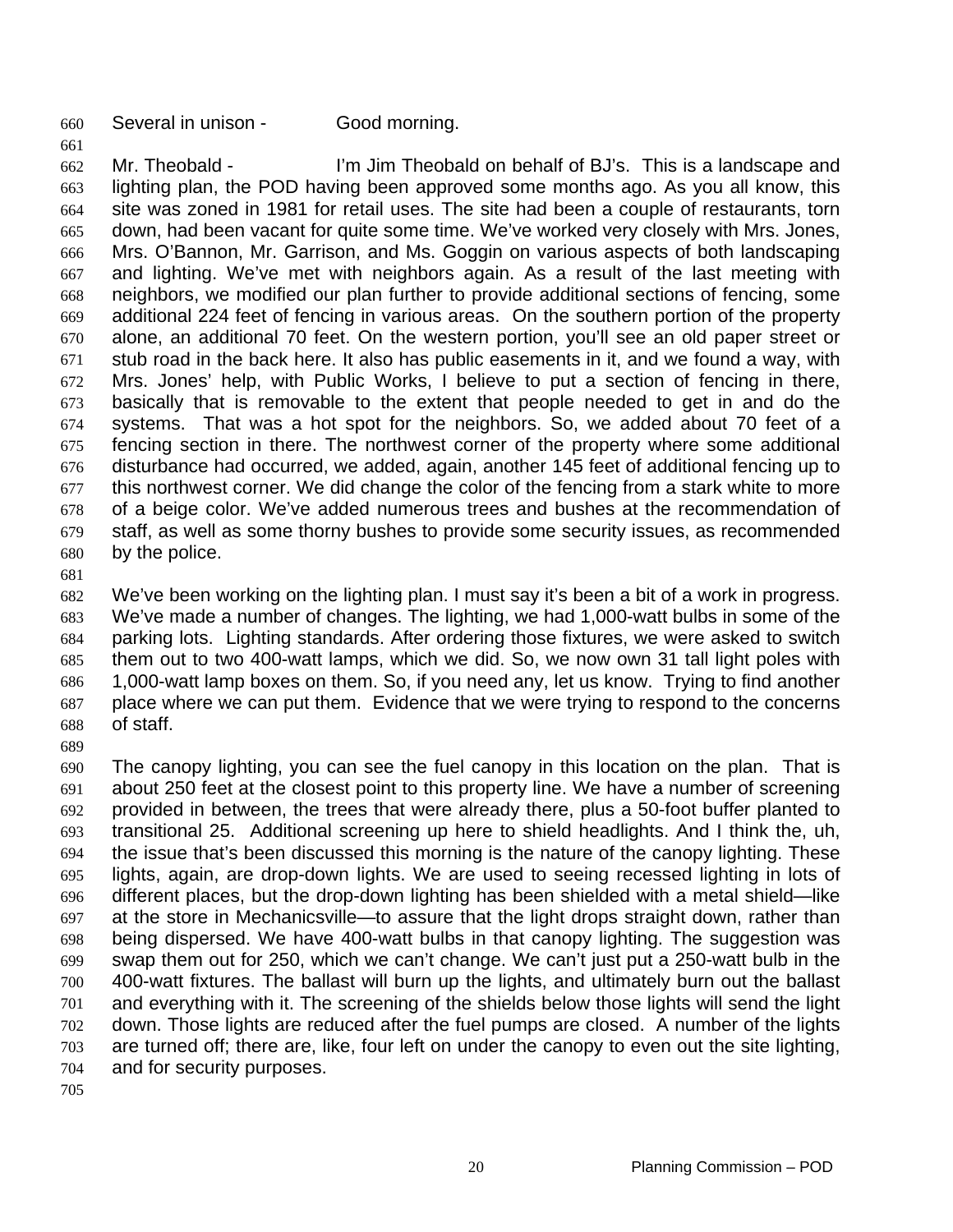Several in unison - Good morning.

Mr. Theobald - I'm Jim Theobald on behalf of BJ's. This is a landscape and lighting plan, the POD having been approved some months ago. As you all know, this site was zoned in 1981 for retail uses. The site had been a couple of restaurants, torn down, had been vacant for quite some time. We've worked very closely with Mrs. Jones, Mrs. O'Bannon, Mr. Garrison, and Ms. Goggin on various aspects of both landscaping and lighting. We've met with neighbors again. As a result of the last meeting with neighbors, we modified our plan further to provide additional sections of fencing, some additional 224 feet of fencing in various areas. On the southern portion of the property alone, an additional 70 feet. On the western portion, you'll see an old paper street or stub road in the back here. It also has public easements in it, and we found a way, with Mrs. Jones' help, with Public Works, I believe to put a section of fencing in there, basically that is removable to the extent that people needed to get in and do the systems. That was a hot spot for the neighbors. So, we added about 70 feet of a fencing section in there. The northwest corner of the property where some additional disturbance had occurred, we added, again, another 145 feet of additional fencing up to this northwest corner. We did change the color of the fencing from a stark white to more of a beige color. We've added numerous trees and bushes at the recommendation of staff, as well as some thorny bushes to provide some security issues, as recommended by the police.

We've been working on the lighting plan. I must say it's been a bit of a work in progress. We've made a number of changes. The lighting, we had 1,000-watt bulbs in some of the parking lots. Lighting standards. After ordering those fixtures, we were asked to switch them out to two 400-watt lamps, which we did. So, we now own 31 tall light poles with 1,000-watt lamp boxes on them. So, if you need any, let us know. Trying to find another place where we can put them. Evidence that we were trying to respond to the concerns of staff.

The canopy lighting, you can see the fuel canopy in this location on the plan. That is about 250 feet at the closest point to this property line. We have a number of screening provided in between, the trees that were already there, plus a 50-foot buffer planted to transitional 25. Additional screening up here to shield headlights. And I think the, uh, the issue that's been discussed this morning is the nature of the canopy lighting. These lights, again, are drop-down lights. We are used to seeing recessed lighting in lots of different places, but the drop-down lighting has been shielded with a metal shield—like at the store in Mechanicsville—to assure that the light drops straight down, rather than being dispersed. We have 400-watt bulbs in that canopy lighting. The suggestion was swap them out for 250, which we can't change. We can't just put a 250-watt bulb in the 400-watt fixtures. The ballast will burn up the lights, and ultimately burn out the ballast and everything with it. The screening of the shields below those lights will send the light down. Those lights are reduced after the fuel pumps are closed. A number of the lights are turned off; there are, like, four left on under the canopy to even out the site lighting, and for security purposes.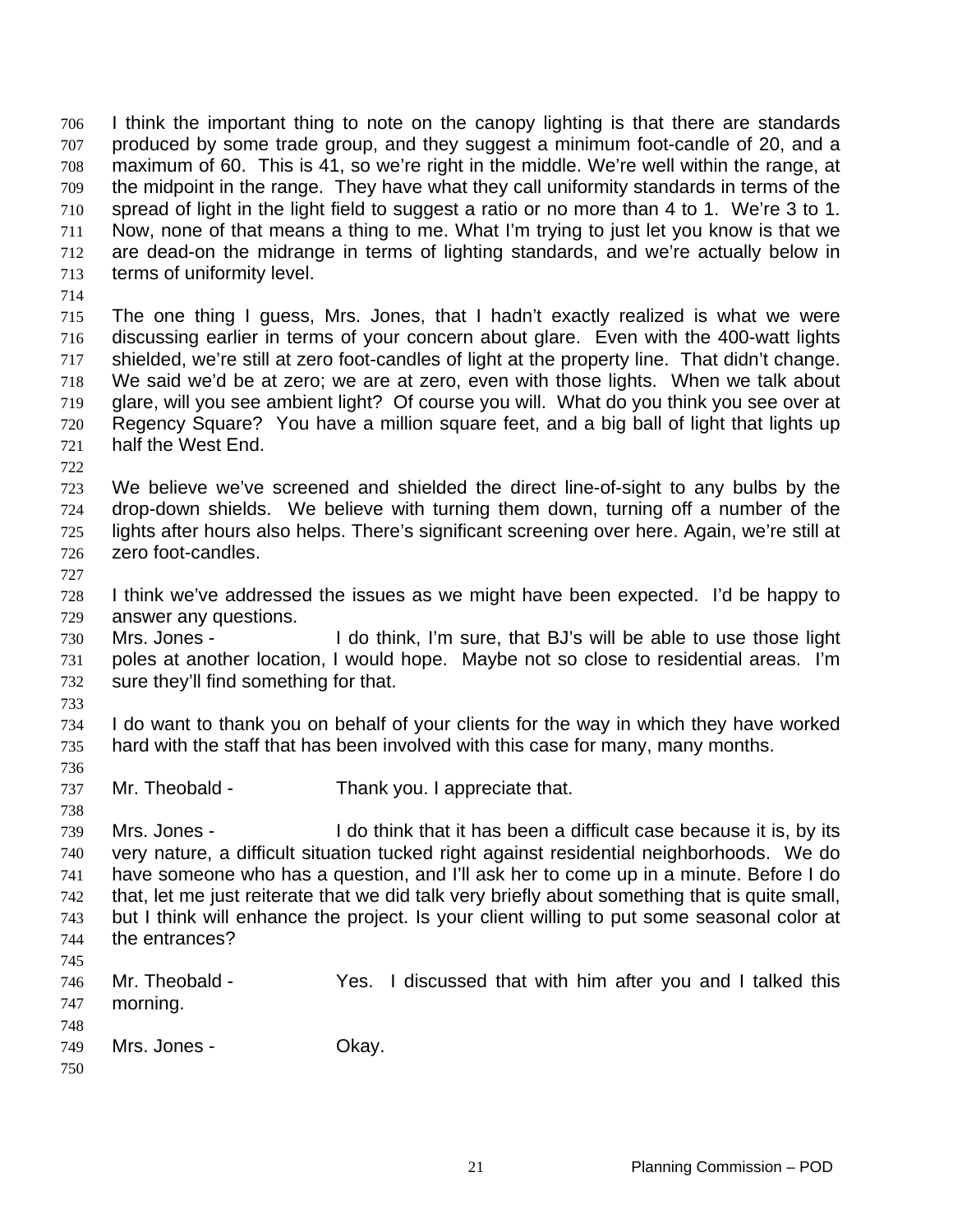I think the important thing to note on the canopy lighting is that there are standards produced by some trade group, and they suggest a minimum foot-candle of 20, and a maximum of 60. This is 41, so we're right in the middle. We're well within the range, at the midpoint in the range. They have what they call uniformity standards in terms of the spread of light in the light field to suggest a ratio or no more than 4 to 1. We're 3 to 1. Now, none of that means a thing to me. What I'm trying to just let you know is that we are dead-on the midrange in terms of lighting standards, and we're actually below in terms of uniformity level.

The one thing I guess, Mrs. Jones, that I hadn't exactly realized is what we were discussing earlier in terms of your concern about glare. Even with the 400-watt lights shielded, we're still at zero foot-candles of light at the property line. That didn't change. We said we'd be at zero; we are at zero, even with those lights. When we talk about glare, will you see ambient light? Of course you will. What do you think you see over at Regency Square? You have a million square feet, and a big ball of light that lights up half the West End.

We believe we've screened and shielded the direct line-of-sight to any bulbs by the drop-down shields. We believe with turning them down, turning off a number of the lights after hours also helps. There's significant screening over here. Again, we're still at zero foot-candles.

I think we've addressed the issues as we might have been expected. I'd be happy to answer any questions.

Mrs. Jones - I do think, I'm sure, that BJ's will be able to use those light poles at another location, I would hope. Maybe not so close to residential areas. I'm sure they'll find something for that.

I do want to thank you on behalf of your clients for the way in which they have worked hard with the staff that has been involved with this case for many, many months.

Mr. Theobald - Thank you. I appreciate that.

Mrs. Jones - I do think that it has been a difficult case because it is, by its very nature, a difficult situation tucked right against residential neighborhoods. We do have someone who has a question, and I'll ask her to come up in a minute. Before I do that, let me just reiterate that we did talk very briefly about something that is quite small, but I think will enhance the project. Is your client willing to put some seasonal color at the entrances?

Mr. Theobald - Yes. I discussed that with him after you and I talked this morning.

Mrs. Jones - Okay.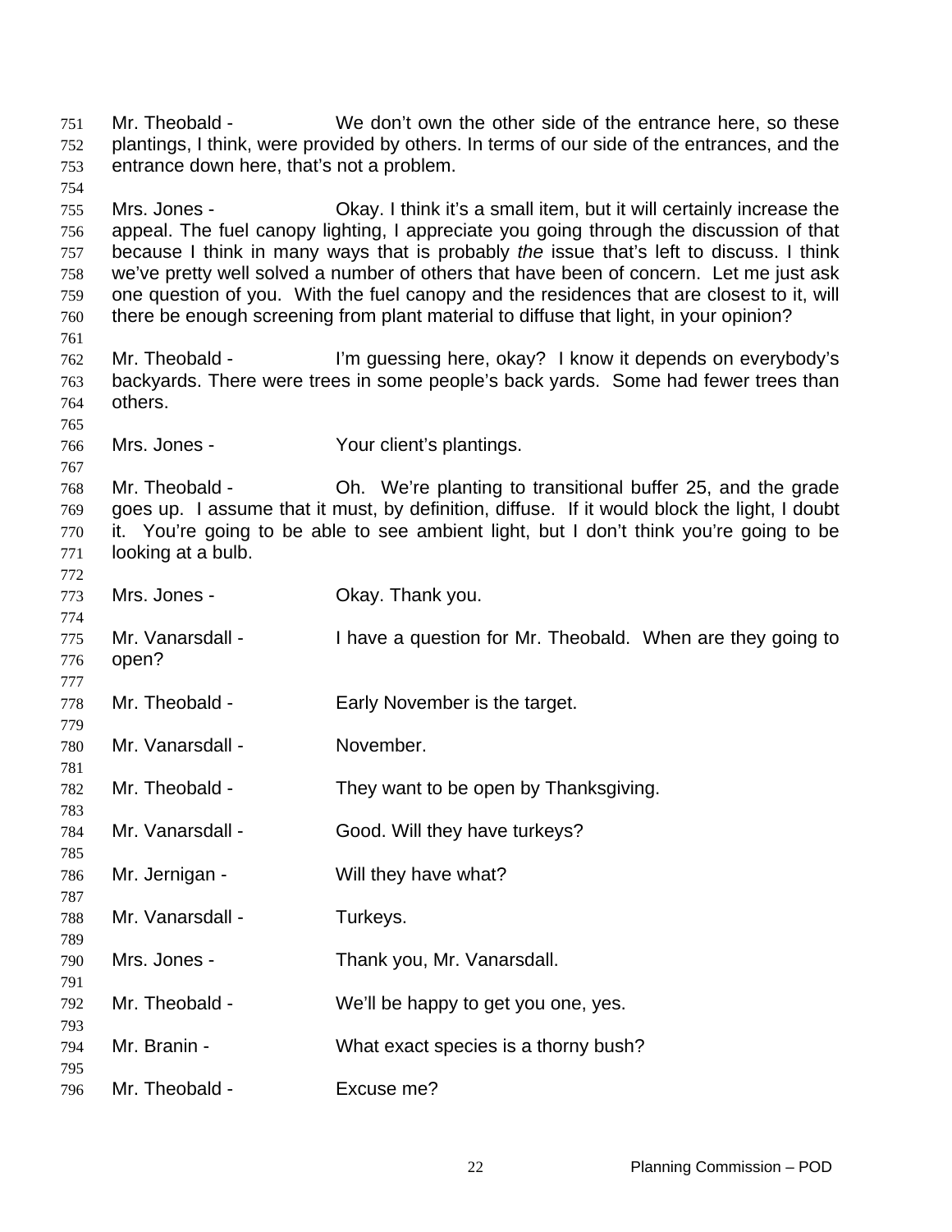Mr. Theobald - We don't own the other side of the entrance here, so these plantings, I think, were provided by others. In terms of our side of the entrances, and the entrance down here, that's not a problem.

Mrs. Jones - Okay. I think it's a small item, but it will certainly increase the appeal. The fuel canopy lighting, I appreciate you going through the discussion of that because I think in many ways that is probably *the* issue that's left to discuss. I think we've pretty well solved a number of others that have been of concern. Let me just ask one question of you. With the fuel canopy and the residences that are closest to it, will there be enough screening from plant material to diffuse that light, in your opinion?

Mr. Theobald - I'm guessing here, okay? I know it depends on everybody's backyards. There were trees in some people's back yards. Some had fewer trees than others.

Mrs. Jones - Your client's plantings.

Mr. Theobald - Oh. We're planting to transitional buffer 25, and the grade goes up. I assume that it must, by definition, diffuse. If it would block the light, I doubt it. You're going to be able to see ambient light, but I don't think you're going to be looking at a bulb.

Mrs. Jones - Okay. Thank you.

Mr. Vanarsdall - I have a question for Mr. Theobald. When are they going to open?

Mr. Theobald - Early November is the target.

Mr. Vanarsdall - November.

Mr. Theobald - They want to be open by Thanksgiving.

Mr. Vanarsdall - Good. Will they have turkeys?

Mr. Jernigan - Will they have what?

Mr. Vanarsdall - Turkeys.

Mrs. Jones - Thank you, Mr. Vanarsdall.

Mr. Theobald - We'll be happy to get you one, yes.

Mr. Branin - What exact species is a thorny bush?

Mr. Theobald - Excuse me?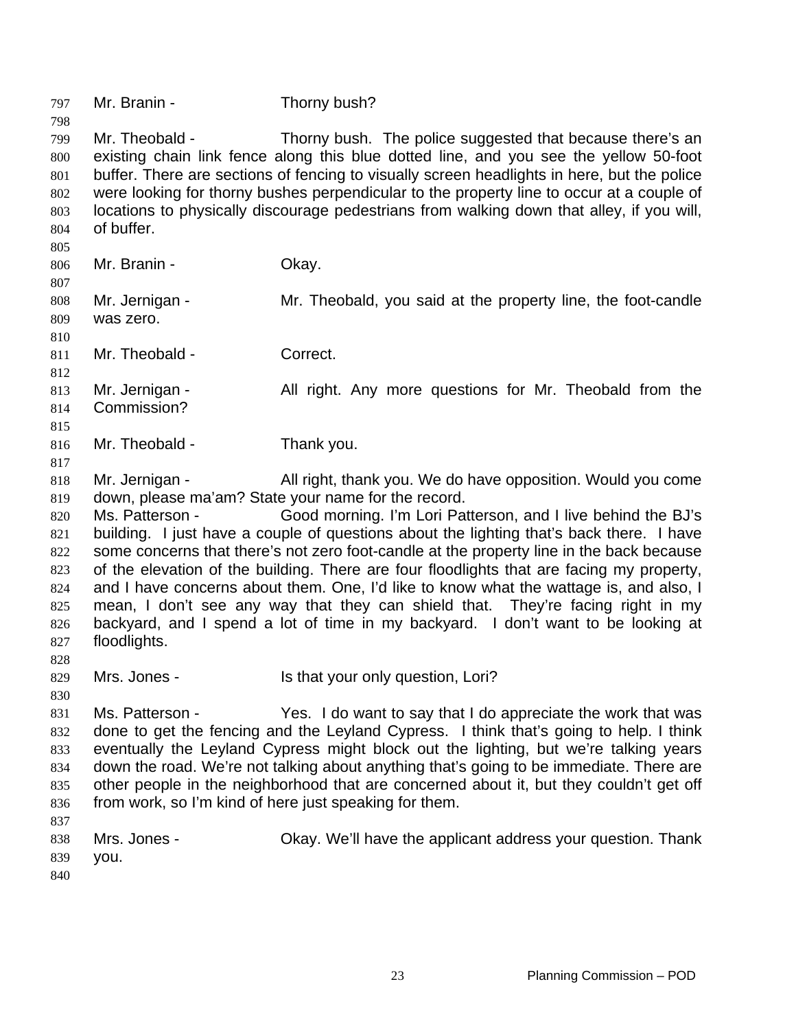Mr. Branin - Thorny bush?

Mr. Theobald - Thorny bush. The police suggested that because there's an existing chain link fence along this blue dotted line, and you see the yellow 50-foot buffer. There are sections of fencing to visually screen headlights in here, but the police were looking for thorny bushes perpendicular to the property line to occur at a couple of locations to physically discourage pedestrians from walking down that alley, if you will, of buffer.

Mr. Branin - Okay.

Mr. Jernigan - Mr. Theobald, you said at the property line, the foot-candle was zero.

Mr. Theobald - Correct.

Mr. Jernigan - All right. Any more questions for Mr. Theobald from the Commission?

Mr. Theobald - Thank you.

Mr. Jernigan - All right, thank you. We do have opposition. Would you come down, please ma'am? State your name for the record.

Ms. Patterson - Good morning. I'm Lori Patterson, and I live behind the BJ's building. I just have a couple of questions about the lighting that's back there. I have some concerns that there's not zero foot-candle at the property line in the back because of the elevation of the building. There are four floodlights that are facing my property, and I have concerns about them. One, I'd like to know what the wattage is, and also, I mean, I don't see any way that they can shield that. They're facing right in my backyard, and I spend a lot of time in my backyard. I don't want to be looking at floodlights.

Mrs. Jones - Is that your only question, Lori?

Ms. Patterson - Yes. I do want to say that I do appreciate the work that was done to get the fencing and the Leyland Cypress. I think that's going to help. I think eventually the Leyland Cypress might block out the lighting, but we're talking years down the road. We're not talking about anything that's going to be immediate. There are other people in the neighborhood that are concerned about it, but they couldn't get off from work, so I'm kind of here just speaking for them.

Mrs. Jones - Okay. We'll have the applicant address your question. Thank you.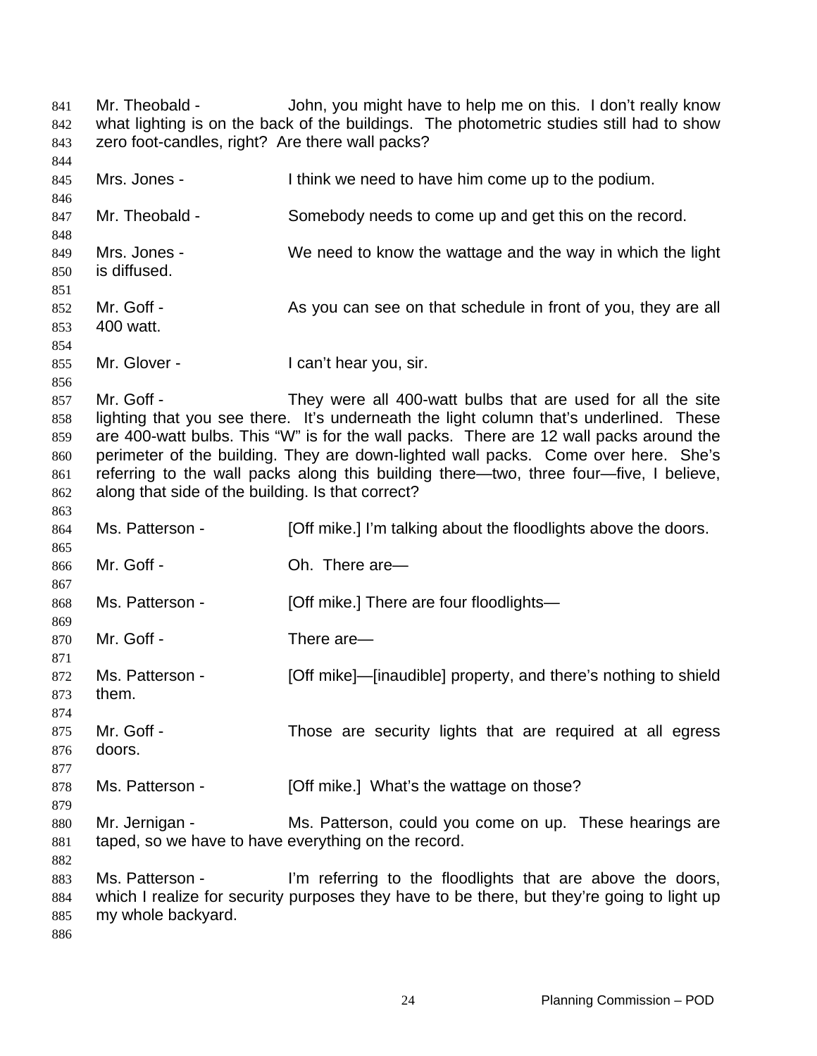Mr. Theobald - John, you might have to help me on this. I don't really know what lighting is on the back of the buildings. The photometric studies still had to show zero foot-candles, right? Are there wall packs?

Mrs. Jones - I think we need to have him come up to the podium.

Mr. Theobald - Somebody needs to come up and get this on the record.

Mrs. Jones - We need to know the wattage and the way in which the light is diffused.

Mr. Goff - As you can see on that schedule in front of you, they are all 400 watt.

Mr. Glover - I can't hear you, sir.

Mr. Goff - They were all 400-watt bulbs that are used for all the site lighting that you see there. It's underneath the light column that's underlined. These are 400-watt bulbs. This "W" is for the wall packs. There are 12 wall packs around the perimeter of the building. They are down-lighted wall packs. Come over here. She's referring to the wall packs along this building there—two, three four—five, I believe, along that side of the building. Is that correct?

Ms. Patterson - [Off mike.] I'm talking about the floodlights above the doors.

Mr. Goff - Oh. There are—

Ms. Patterson - [Off mike.] There are four floodlights—

Mr. Goff - There are—

Ms. Patterson - [Off mike]—[inaudible] property, and there's nothing to shield them.

Mr. Goff - Those are security lights that are required at all egress doors.

Ms. Patterson - [Off mike.] What's the wattage on those?

Mr. Jernigan - Ms. Patterson, could you come on up. These hearings are taped, so we have to have everything on the record.

Ms. Patterson - I'm referring to the floodlights that are above the doors, which I realize for security purposes they have to be there, but they're going to light up my whole backyard.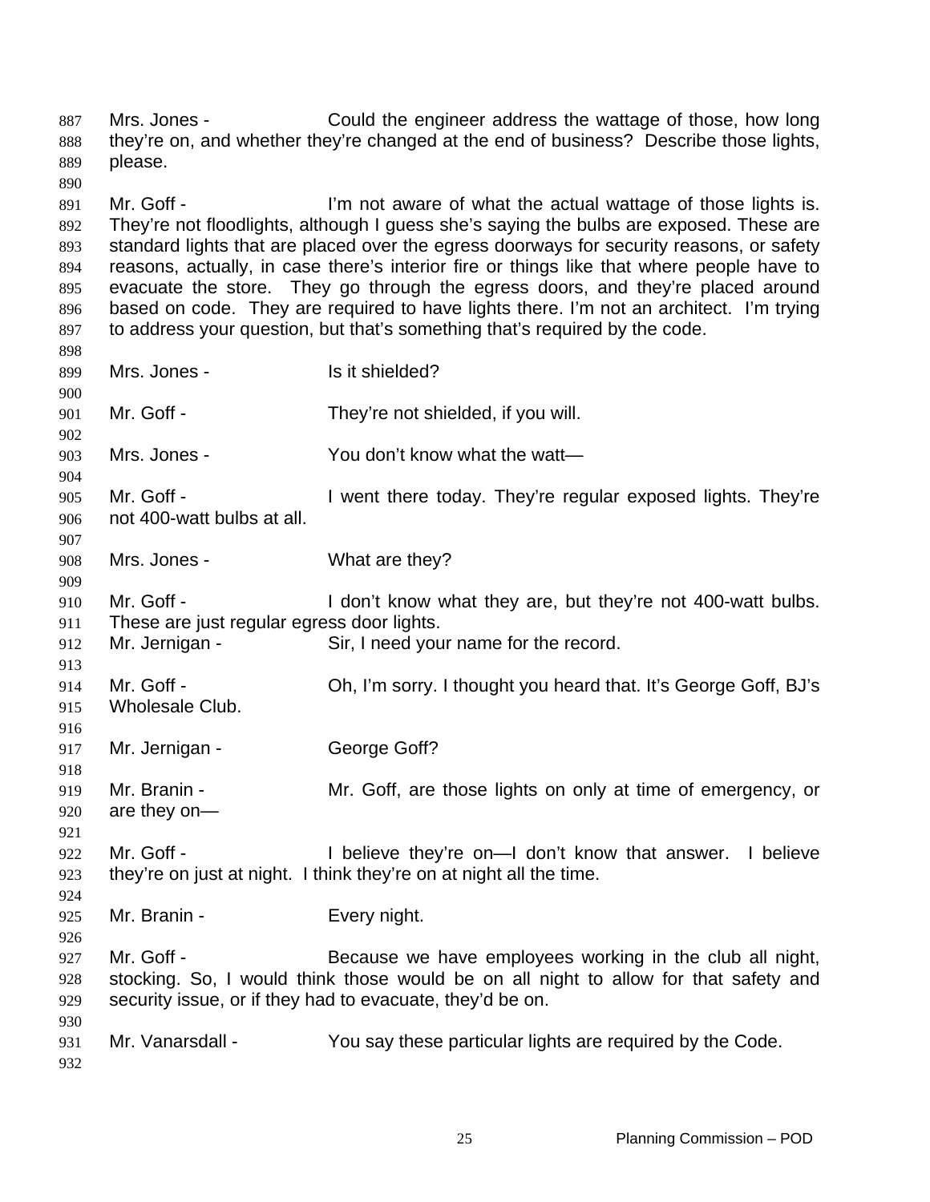Mrs. Jones - Could the engineer address the wattage of those, how long they're on, and whether they're changed at the end of business? Describe those lights, please.

Mr. Goff - I'm not aware of what the actual wattage of those lights is. They're not floodlights, although I guess she's saying the bulbs are exposed. These are standard lights that are placed over the egress doorways for security reasons, or safety reasons, actually, in case there's interior fire or things like that where people have to evacuate the store. They go through the egress doors, and they're placed around based on code. They are required to have lights there. I'm not an architect. I'm trying to address your question, but that's something that's required by the code.

Mrs. Jones - Is it shielded?

Mr. Goff - They're not shielded, if you will.

Mrs. Jones - You don't know what the watt—

Mr. Goff - I went there today. They're regular exposed lights. They're not 400-watt bulbs at all.

Mrs. Jones - What are they?

Mr. Goff - I don't know what they are, but they're not 400-watt bulbs. These are just regular egress door lights.

Mr. Jernigan - Sir, I need your name for the record.

Mr. Goff - Oh, I'm sorry. I thought you heard that. It's George Goff, BJ's Wholesale Club.

Mr. Jernigan - George Goff?

Mr. Branin - Mr. Goff, are those lights on only at time of emergency, or are they on—

Mr. Goff - I believe they're on—I don't know that answer. I believe they're on just at night. I think they're on at night all the time.

Mr. Branin - Every night.

Mr. Goff - Because we have employees working in the club all night, stocking. So, I would think those would be on all night to allow for that safety and security issue, or if they had to evacuate, they'd be on.

Mr. Vanarsdall - You say these particular lights are required by the Code.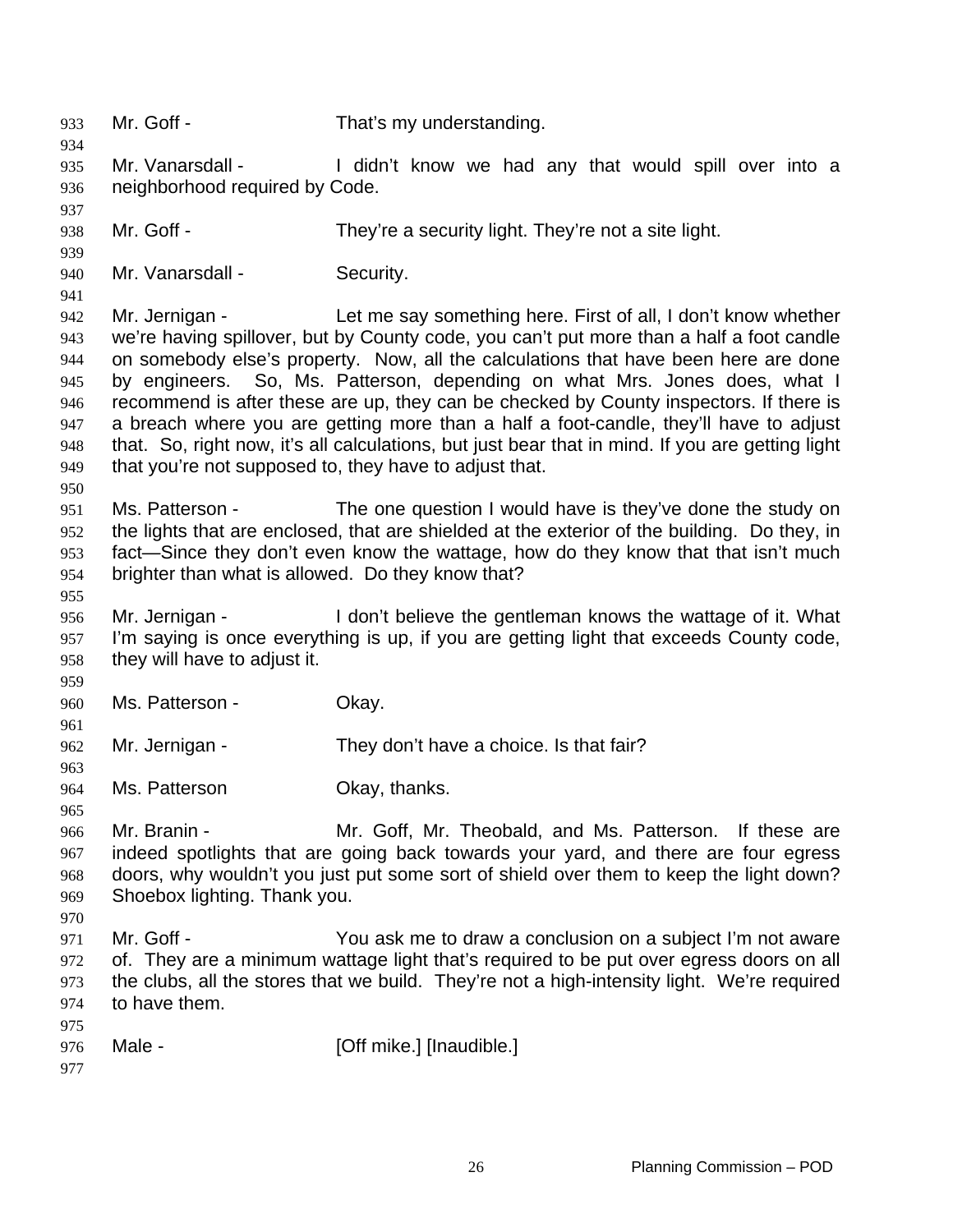Mr. Goff - That's my understanding.

Mr. Vanarsdall - I didn't know we had any that would spill over into a neighborhood required by Code.

Mr. Goff - They're a security light. They're not a site light.

Mr. Vanarsdall - Security.

Mr. Jernigan - Let me say something here. First of all, I don't know whether we're having spillover, but by County code, you can't put more than a half a foot candle on somebody else's property. Now, all the calculations that have been here are done by engineers. So, Ms. Patterson, depending on what Mrs. Jones does, what I recommend is after these are up, they can be checked by County inspectors. If there is a breach where you are getting more than a half a foot-candle, they'll have to adjust that. So, right now, it's all calculations, but just bear that in mind. If you are getting light that you're not supposed to, they have to adjust that.

Ms. Patterson - The one question I would have is they've done the study on the lights that are enclosed, that are shielded at the exterior of the building. Do they, in fact—Since they don't even know the wattage, how do they know that that isn't much brighter than what is allowed. Do they know that?

Mr. Jernigan - I don't believe the gentleman knows the wattage of it. What I'm saying is once everything is up, if you are getting light that exceeds County code, they will have to adjust it.

Ms. Patterson - Okay.

Mr. Jernigan - They don't have a choice. Is that fair?

Ms. Patterson Okay, thanks.

Mr. Branin - Mr. Goff, Mr. Theobald, and Ms. Patterson. If these are indeed spotlights that are going back towards your yard, and there are four egress doors, why wouldn't you just put some sort of shield over them to keep the light down? Shoebox lighting. Thank you.

Mr. Goff - You ask me to draw a conclusion on a subject I'm not aware of. They are a minimum wattage light that's required to be put over egress doors on all the clubs, all the stores that we build. They're not a high-intensity light. We're required to have them.

Male - [Off mike.] [Inaudible.]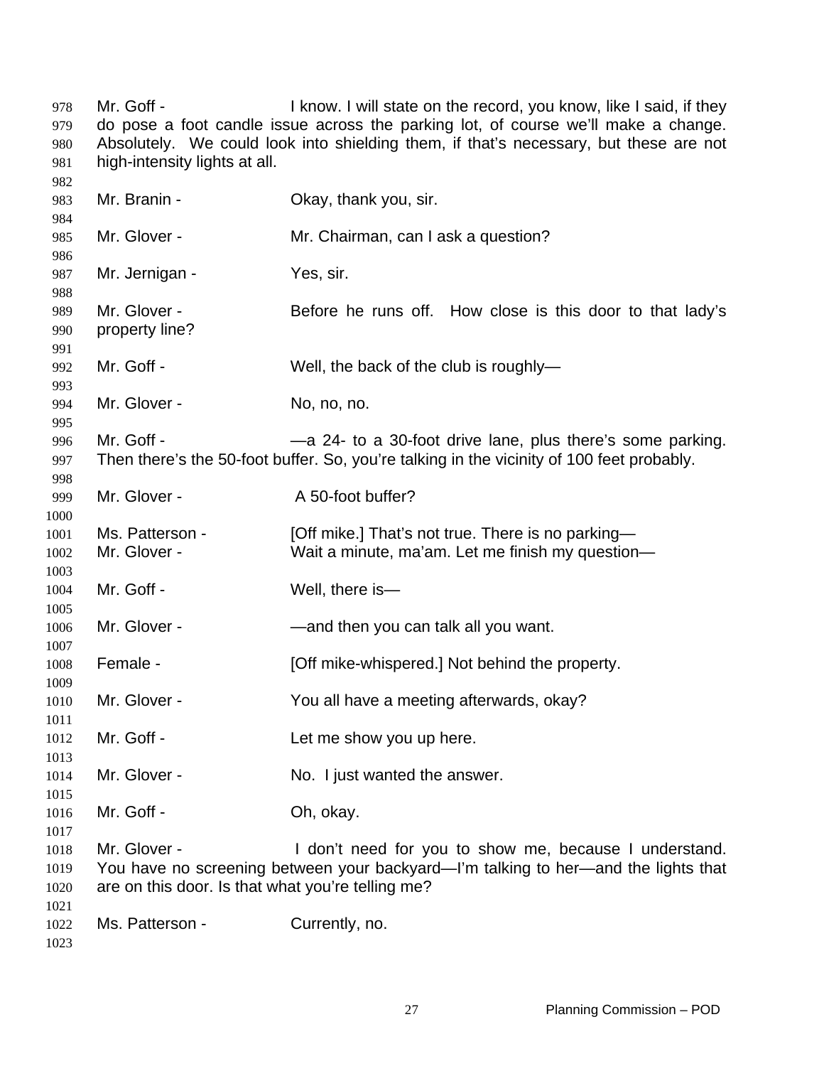Mr. Goff - I know. I will state on the record, you know, like I said, if they do pose a foot candle issue across the parking lot, of course we'll make a change. Absolutely. We could look into shielding them, if that's necessary, but these are not high-intensity lights at all.

Mr. Branin - Okay, thank you, sir.

Mr. Glover - Mr. Chairman, can I ask a question?

Mr. Jernigan - Yes, sir.

Mr. Glover - Before he runs off. How close is this door to that lady's property line?

Mr. Goff - Well, the back of the club is roughly—

Mr. Glover - No, no, no.

Mr. Goff - —a 24- to a 30-foot drive lane, plus there's some parking. Then there's the 50-foot buffer. So, you're talking in the vicinity of 100 feet probably.

Mr. Glover - A 50-foot buffer?

Ms. Patterson - [Off mike.] That's not true. There is no parking—

Mr. Glover - Wait a minute, ma'am. Let me finish my question—

Mr. Goff - Well, there is—

Mr. Glover - —and then you can talk all you want.

Female - [Off mike-whispered.] Not behind the property.

Mr. Glover - You all have a meeting afterwards, okay?

Mr. Goff - Let me show you up here.

Mr. Glover - No. I just wanted the answer.

Mr. Goff - Oh, okay.

Mr. Glover - I don't need for you to show me, because I understand. You have no screening between your backyard—I'm talking to her—and the lights that are on this door. Is that what you're telling me?

Ms. Patterson - Currently, no.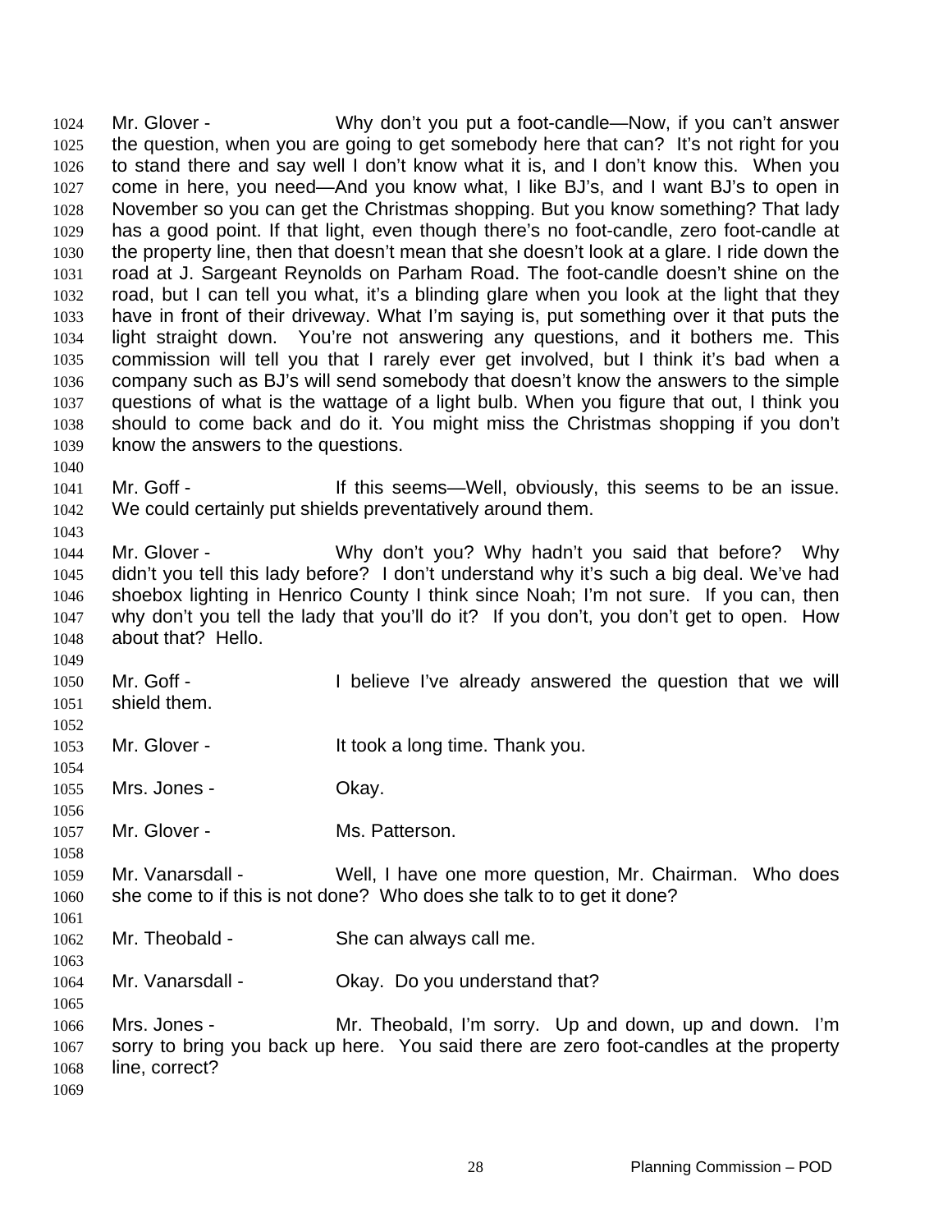Mr. Glover - Why don't you put a foot-candle—Now, if you can't answer the question, when you are going to get somebody here that can? It's not right for you to stand there and say well I don't know what it is, and I don't know this. When you come in here, you need—And you know what, I like BJ's, and I want BJ's to open in November so you can get the Christmas shopping. But you know something? That lady has a good point. If that light, even though there's no foot-candle, zero foot-candle at the property line, then that doesn't mean that she doesn't look at a glare. I ride down the road at J. Sargeant Reynolds on Parham Road. The foot-candle doesn't shine on the road, but I can tell you what, it's a blinding glare when you look at the light that they have in front of their driveway. What I'm saying is, put something over it that puts the light straight down. You're not answering any questions, and it bothers me. This commission will tell you that I rarely ever get involved, but I think it's bad when a company such as BJ's will send somebody that doesn't know the answers to the simple questions of what is the wattage of a light bulb. When you figure that out, I think you should to come back and do it. You might miss the Christmas shopping if you don't know the answers to the questions.

Mr. Goff - If this seems—Well, obviously, this seems to be an issue. We could certainly put shields preventatively around them.

Mr. Glover - Why don't you? Why hadn't you said that before? Why didn't you tell this lady before? I don't understand why it's such a big deal. We've had shoebox lighting in Henrico County I think since Noah; I'm not sure. If you can, then why don't you tell the lady that you'll do it? If you don't, you don't get to open. How about that? Hello.

Mr. Goff - I believe I've already answered the question that we will shield them.

Mr. Glover - It took a long time. Thank you.

Mrs. Jones - Okay.

Mr. Glover - Ms. Patterson.

Mr. Vanarsdall - Well, I have one more question, Mr. Chairman. Who does she come to if this is not done? Who does she talk to to get it done?

Mr. Theobald - She can always call me.

Mr. Vanarsdall - Okay. Do you understand that?

Mrs. Jones - Mr. Theobald, I'm sorry. Up and down, up and down. I'm sorry to bring you back up here. You said there are zero foot-candles at the property line, correct?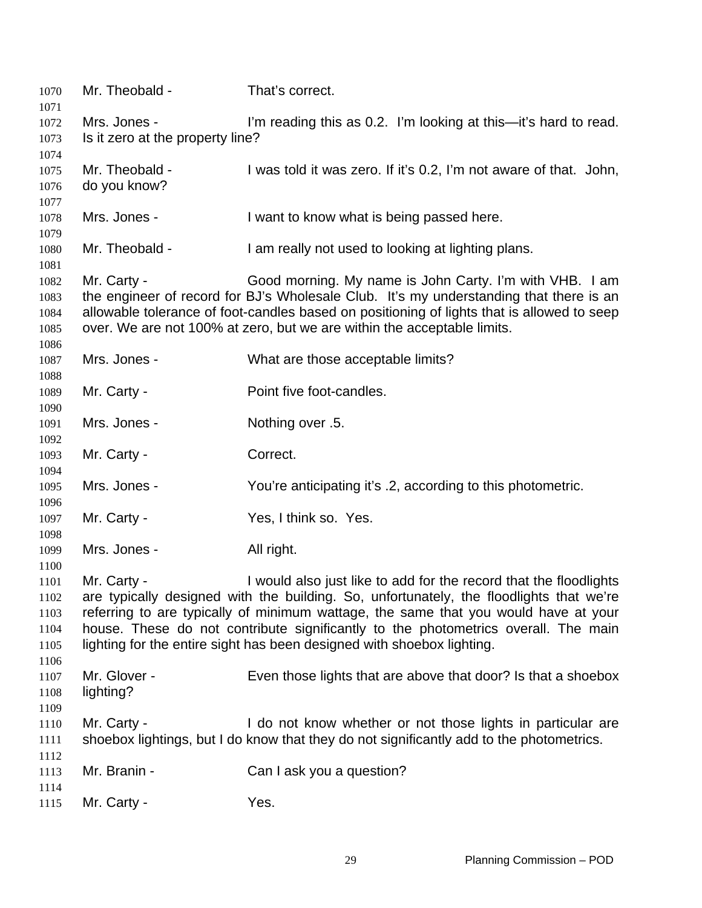Mr. Theobald - That's correct.

Mrs. Jones - I'm reading this as 0.2. I'm looking at this—it's hard to read. Is it zero at the property line?

Mr. Theobald - I was told it was zero. If it's 0.2, I'm not aware of that. John, do you know?

Mrs. Jones - I want to know what is being passed here.

Mr. Theobald - I am really not used to looking at lighting plans.

Mr. Carty - Good morning. My name is John Carty. I'm with VHB. I am the engineer of record for BJ's Wholesale Club. It's my understanding that there is an allowable tolerance of foot-candles based on positioning of lights that is allowed to seep over. We are not 100% at zero, but we are within the acceptable limits.

Mrs. Jones - What are those acceptable limits?

Mr. Carty - Point five foot-candles.

Mrs. Jones - Nothing over .5.

Mr. Carty - Correct.

Mrs. Jones - You're anticipating it's .2, according to this photometric.

Mr. Carty - Yes, I think so. Yes.

Mrs. Jones - All right.

Mr. Carty - I would also just like to add for the record that the floodlights are typically designed with the building. So, unfortunately, the floodlights that we're referring to are typically of minimum wattage, the same that you would have at your house. These do not contribute significantly to the photometrics overall. The main lighting for the entire sight has been designed with shoebox lighting.

Mr. Glover - Even those lights that are above that door? Is that a shoebox lighting?

Mr. Carty - I do not know whether or not those lights in particular are shoebox lightings, but I do know that they do not significantly add to the photometrics.

Mr. Branin - Can I ask you a question?

Mr. Carty - Yes.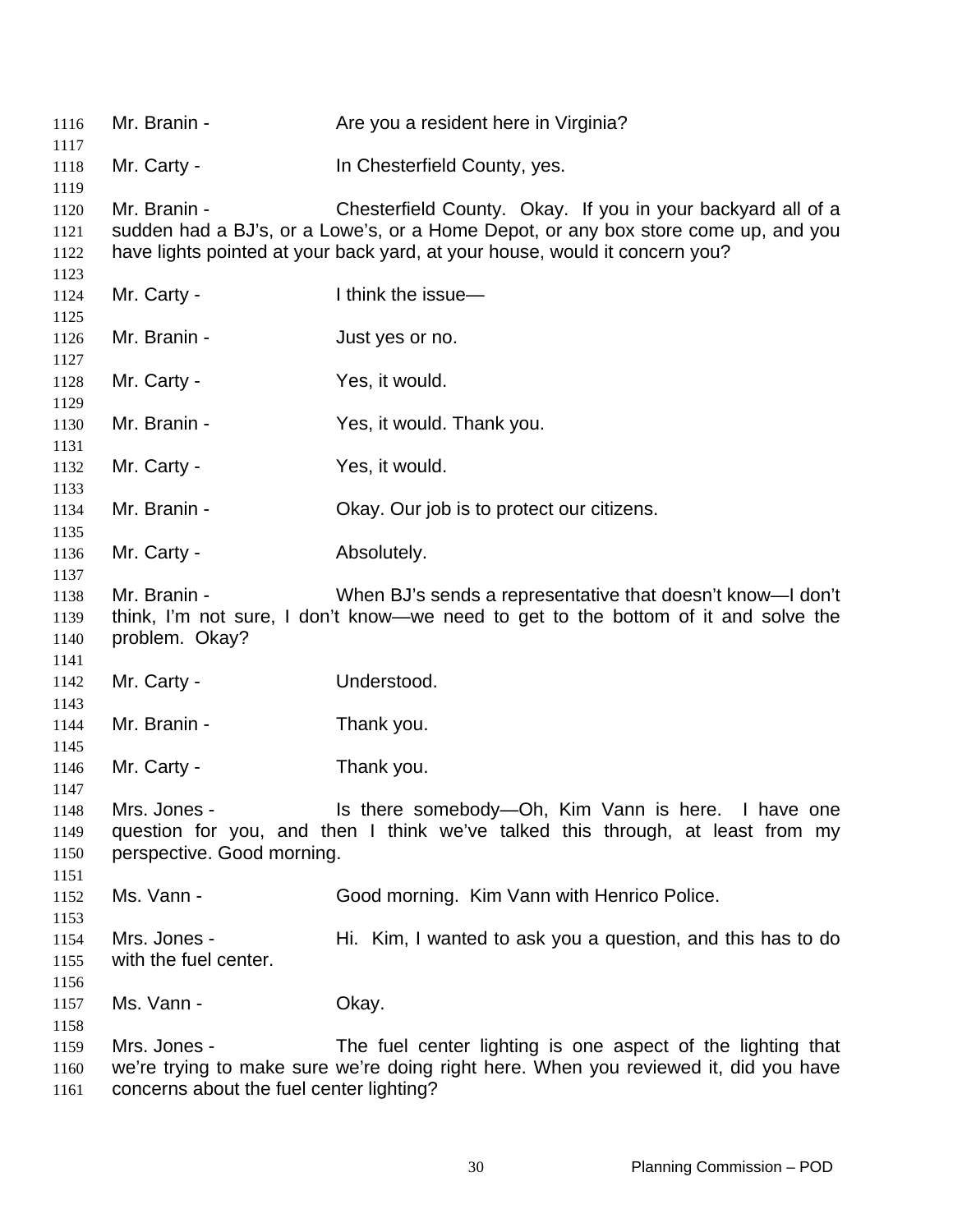Mr. Branin - Are you a resident here in Virginia?

Mr. Carty - In Chesterfield County, yes.

Mr. Branin - Chesterfield County. Okay. If you in your backyard all of a sudden had a BJ's, or a Lowe's, or a Home Depot, or any box store come up, and you have lights pointed at your back yard, at your house, would it concern you?

Mr. Carty - I think the issue—

Mr. Branin - Just yes or no.

Mr. Carty - Yes, it would.

Mr. Branin - Yes, it would. Thank you.

Mr. Carty - Yes, it would.

Mr. Branin - Okay. Our job is to protect our citizens.

Mr. Carty - Absolutely.

Mr. Branin - When BJ's sends a representative that doesn't know—I don't think, I'm not sure, I don't know—we need to get to the bottom of it and solve the problem. Okay?

Mr. Carty - Understood.

Mr. Branin - Thank you.

Mr. Carty - Thank you.

Mrs. Jones - Is there somebody—Oh, Kim Vann is here. I have one question for you, and then I think we've talked this through, at least from my perspective. Good morning.

Ms. Vann - Good morning. Kim Vann with Henrico Police.

Mrs. Jones - Hi. Kim, I wanted to ask you a question, and this has to do with the fuel center.

Ms. Vann - Okay.

Mrs. Jones - The fuel center lighting is one aspect of the lighting that we're trying to make sure we're doing right here. When you reviewed it, did you have concerns about the fuel center lighting?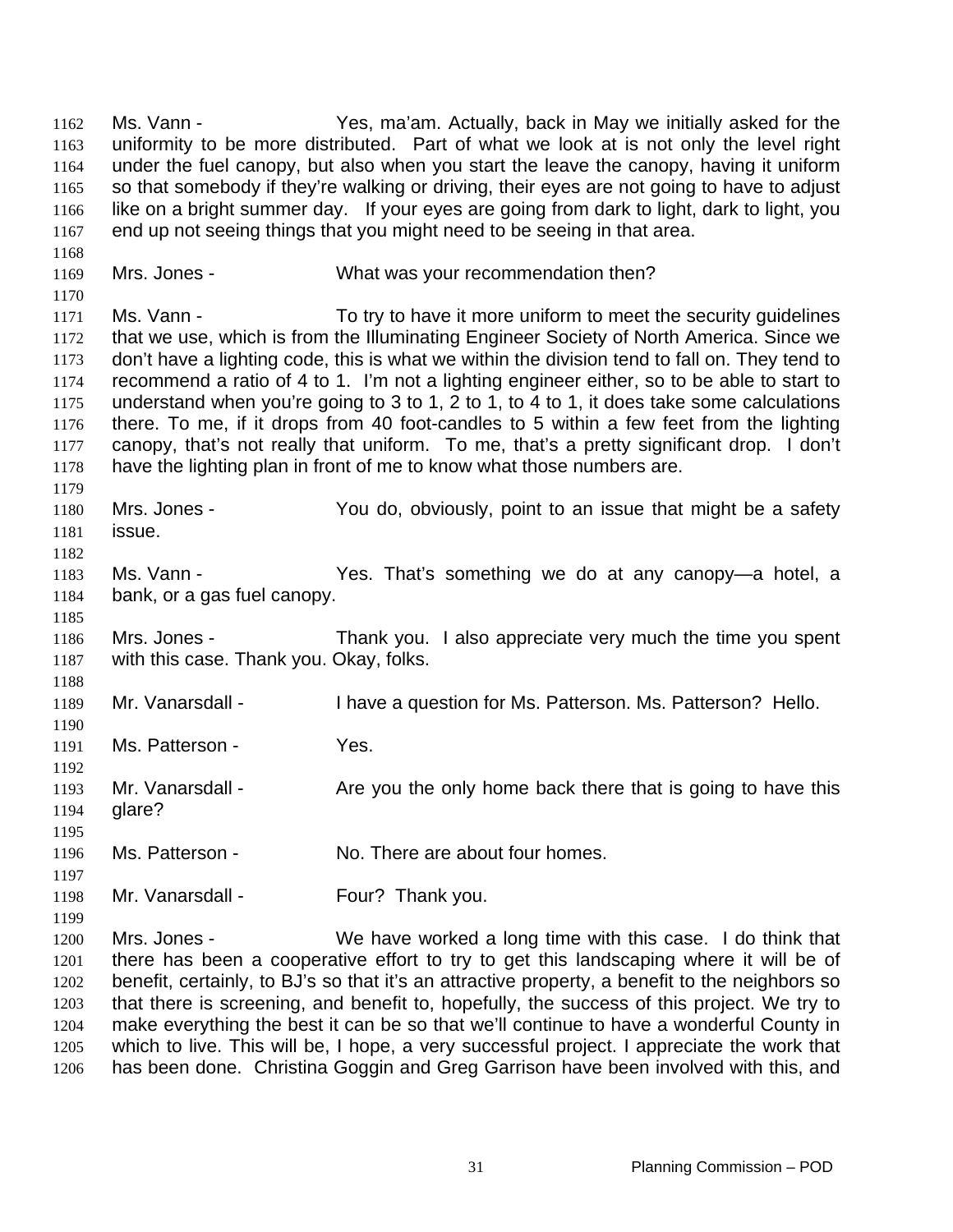Ms. Vann - Yes, ma'am. Actually, back in May we initially asked for the uniformity to be more distributed. Part of what we look at is not only the level right under the fuel canopy, but also when you start the leave the canopy, having it uniform so that somebody if they're walking or driving, their eyes are not going to have to adjust like on a bright summer day. If your eyes are going from dark to light, dark to light, you end up not seeing things that you might need to be seeing in that area.

Mrs. Jones - What was your recommendation then?

Ms. Vann - To try to have it more uniform to meet the security guidelines that we use, which is from the Illuminating Engineer Society of North America. Since we don't have a lighting code, this is what we within the division tend to fall on. They tend to recommend a ratio of 4 to 1. I'm not a lighting engineer either, so to be able to start to understand when you're going to 3 to 1, 2 to 1, to 4 to 1, it does take some calculations there. To me, if it drops from 40 foot-candles to 5 within a few feet from the lighting canopy, that's not really that uniform. To me, that's a pretty significant drop. I don't have the lighting plan in front of me to know what those numbers are.

Mrs. Jones - You do, obviously, point to an issue that might be a safety issue.

Ms. Vann - Yes. That's something we do at any canopy—a hotel, a bank, or a gas fuel canopy.

Mrs. Jones - Thank you. I also appreciate very much the time you spent with this case. Thank you. Okay, folks.

Mr. Vanarsdall - I have a question for Ms. Patterson. Ms. Patterson? Hello.

Ms. Patterson - Yes.

Mr. Vanarsdall - Are you the only home back there that is going to have this glare?

Ms. Patterson - No. There are about four homes.

Mr. Vanarsdall - Four? Thank you.

Mrs. Jones - We have worked a long time with this case. I do think that there has been a cooperative effort to try to get this landscaping where it will be of benefit, certainly, to BJ's so that it's an attractive property, a benefit to the neighbors so that there is screening, and benefit to, hopefully, the success of this project. We try to make everything the best it can be so that we'll continue to have a wonderful County in which to live. This will be, I hope, a very successful project. I appreciate the work that has been done. Christina Goggin and Greg Garrison have been involved with this, and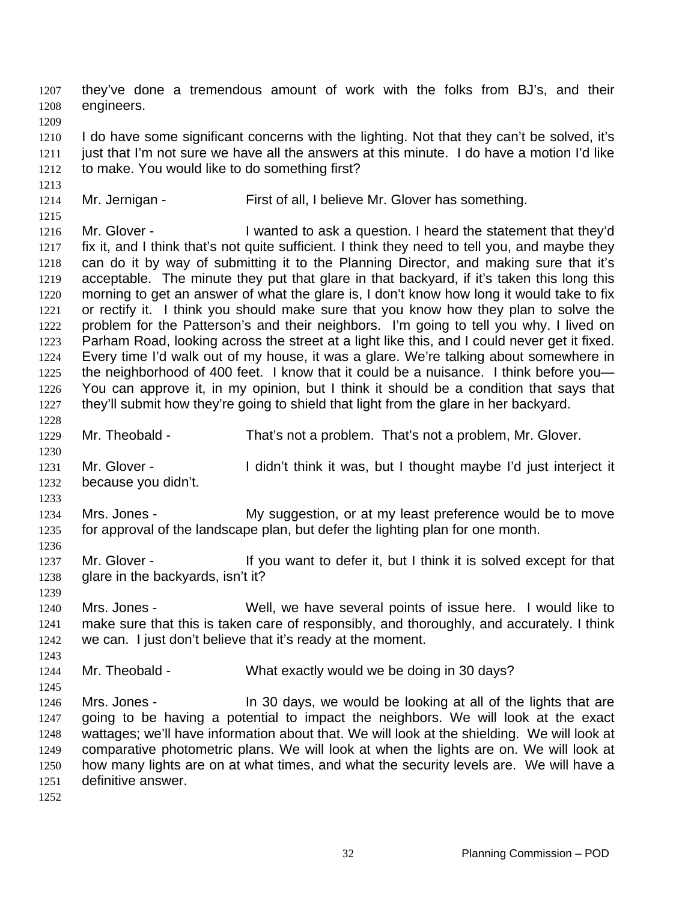they've done a tremendous amount of work with the folks from BJ's, and their engineers.

I do have some significant concerns with the lighting. Not that they can't be solved, it's just that I'm not sure we have all the answers at this minute. I do have a motion I'd like to make. You would like to do something first?

Mr. Jernigan - First of all, I believe Mr. Glover has something.

Mr. Glover - I wanted to ask a question. I heard the statement that they'd fix it, and I think that's not quite sufficient. I think they need to tell you, and maybe they can do it by way of submitting it to the Planning Director, and making sure that it's acceptable. The minute they put that glare in that backyard, if it's taken this long this morning to get an answer of what the glare is, I don't know how long it would take to fix or rectify it. I think you should make sure that you know how they plan to solve the problem for the Patterson's and their neighbors. I'm going to tell you why. I lived on Parham Road, looking across the street at a light like this, and I could never get it fixed. Every time I'd walk out of my house, it was a glare. We're talking about somewhere in the neighborhood of 400 feet. I know that it could be a nuisance. I think before you— You can approve it, in my opinion, but I think it should be a condition that says that they'll submit how they're going to shield that light from the glare in her backyard.

Mr. Theobald - That's not a problem. That's not a problem, Mr. Glover.

Mr. Glover - I didn't think it was, but I thought maybe I'd just interject it because you didn't.

Mrs. Jones - My suggestion, or at my least preference would be to move for approval of the landscape plan, but defer the lighting plan for one month.

Mr. Glover - If you want to defer it, but I think it is solved except for that glare in the backyards, isn't it?

Mrs. Jones - Well, we have several points of issue here. I would like to make sure that this is taken care of responsibly, and thoroughly, and accurately. I think we can. I just don't believe that it's ready at the moment.

Mr. Theobald - What exactly would we be doing in 30 days?

Mrs. Jones - In 30 days, we would be looking at all of the lights that are going to be having a potential to impact the neighbors. We will look at the exact wattages; we'll have information about that. We will look at the shielding. We will look at comparative photometric plans. We will look at when the lights are on. We will look at how many lights are on at what times, and what the security levels are. We will have a definitive answer.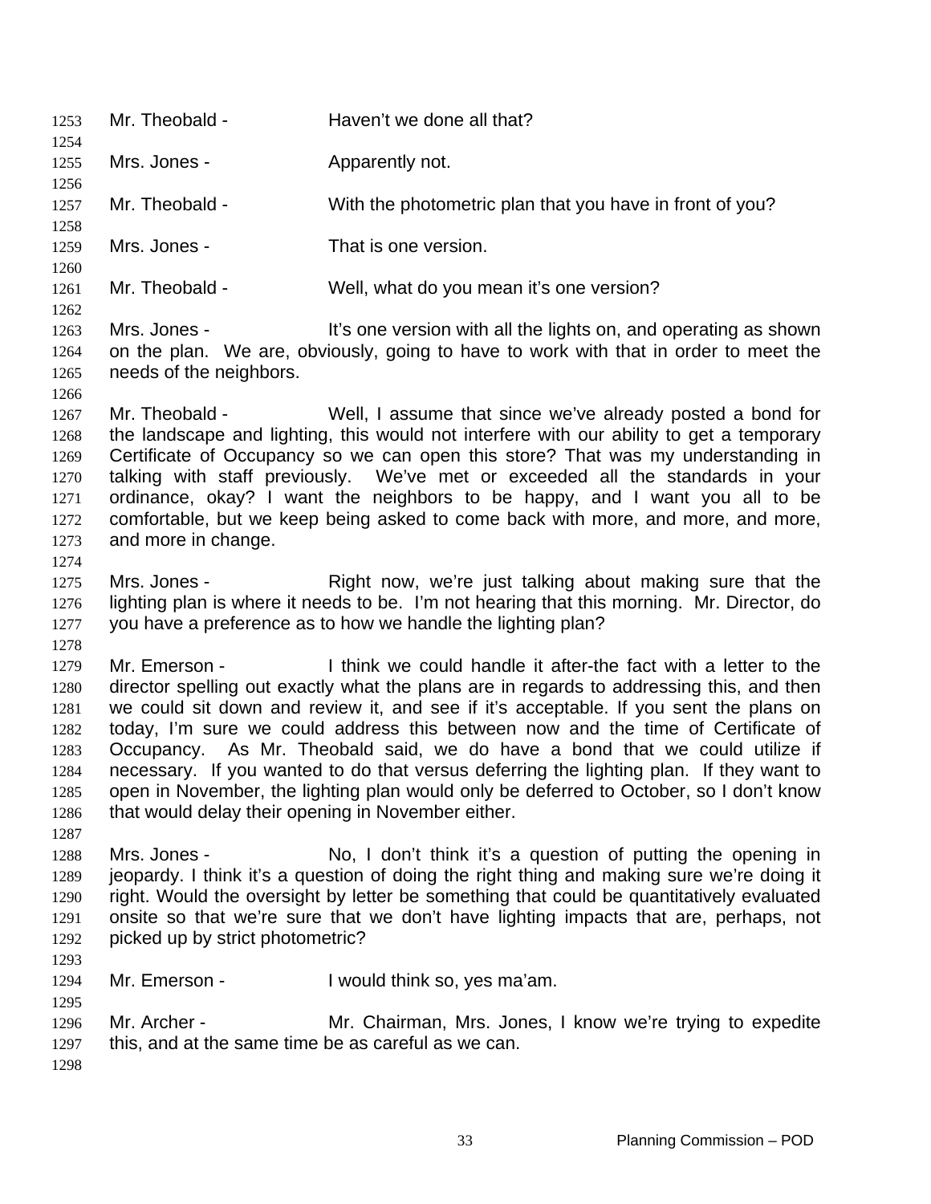Mr. Theobald - Haven't we done all that?

Mrs. Jones - Apparently not.

Mr. Theobald - With the photometric plan that you have in front of you?

Mrs. Jones - That is one version.

Mr. Theobald - Well, what do you mean it's one version?

Mrs. Jones - It's one version with all the lights on, and operating as shown on the plan. We are, obviously, going to have to work with that in order to meet the needs of the neighbors.

Mr. Theobald - Well, I assume that since we've already posted a bond for the landscape and lighting, this would not interfere with our ability to get a temporary Certificate of Occupancy so we can open this store? That was my understanding in talking with staff previously. We've met or exceeded all the standards in your ordinance, okay? I want the neighbors to be happy, and I want you all to be comfortable, but we keep being asked to come back with more, and more, and more, and more in change.

Mrs. Jones - Right now, we're just talking about making sure that the lighting plan is where it needs to be. I'm not hearing that this morning. Mr. Director, do you have a preference as to how we handle the lighting plan?

Mr. Emerson - I think we could handle it after-the fact with a letter to the director spelling out exactly what the plans are in regards to addressing this, and then we could sit down and review it, and see if it's acceptable. If you sent the plans on today, I'm sure we could address this between now and the time of Certificate of Occupancy. As Mr. Theobald said, we do have a bond that we could utilize if necessary. If you wanted to do that versus deferring the lighting plan. If they want to open in November, the lighting plan would only be deferred to October, so I don't know that would delay their opening in November either.

Mrs. Jones - No, I don't think it's a question of putting the opening in jeopardy. I think it's a question of doing the right thing and making sure we're doing it right. Would the oversight by letter be something that could be quantitatively evaluated onsite so that we're sure that we don't have lighting impacts that are, perhaps, not picked up by strict photometric?

Mr. Emerson - I would think so, yes ma'am.

Mr. Archer - Mr. Chairman, Mrs. Jones, I know we're trying to expedite this, and at the same time be as careful as we can.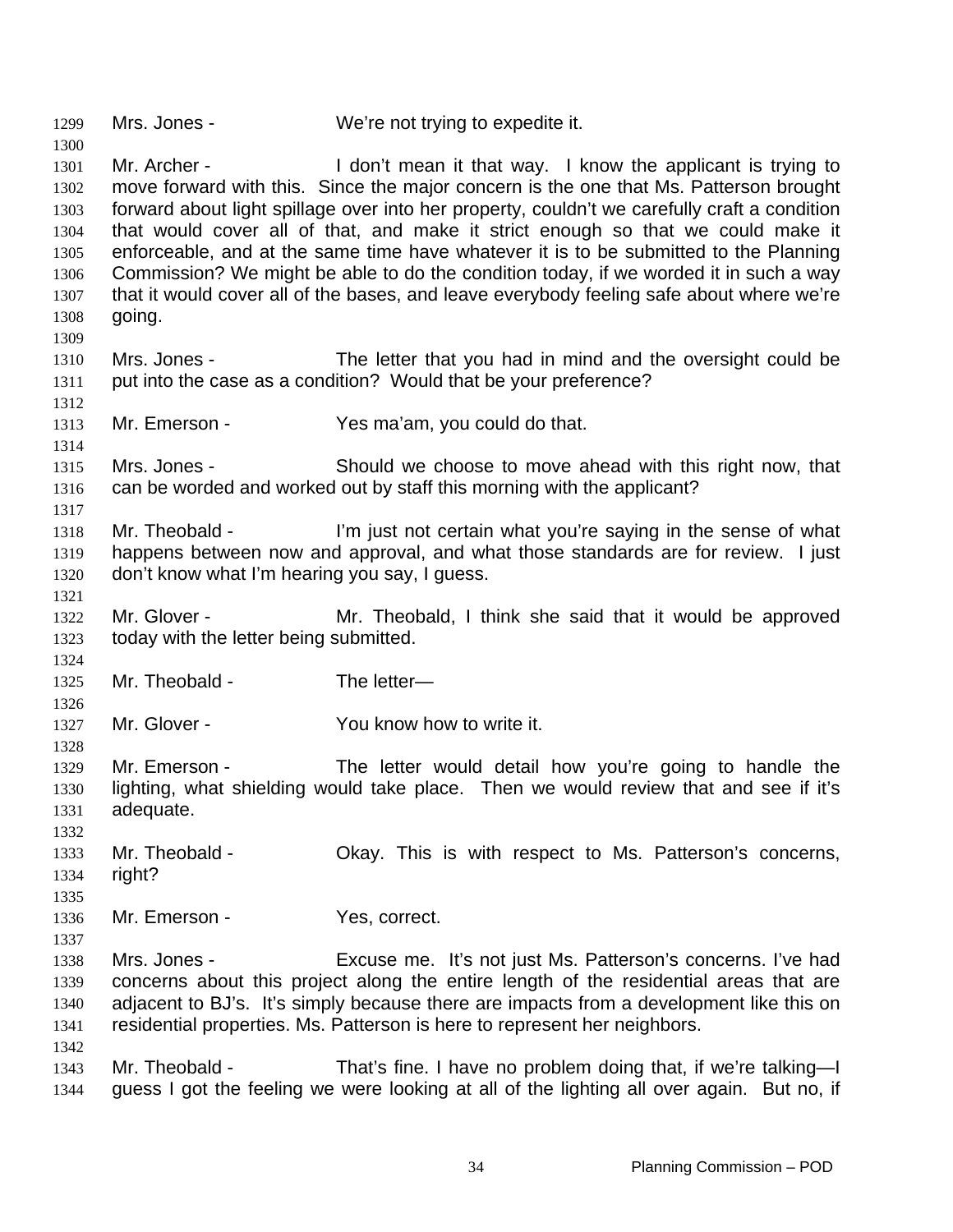Mrs. Jones - We're not trying to expedite it.

Mr. Archer - I don't mean it that way. I know the applicant is trying to move forward with this. Since the major concern is the one that Ms. Patterson brought forward about light spillage over into her property, couldn't we carefully craft a condition that would cover all of that, and make it strict enough so that we could make it enforceable, and at the same time have whatever it is to be submitted to the Planning Commission? We might be able to do the condition today, if we worded it in such a way that it would cover all of the bases, and leave everybody feeling safe about where we're going.

Mrs. Jones - The letter that you had in mind and the oversight could be put into the case as a condition? Would that be your preference?

Mr. Emerson - Yes ma'am, you could do that.

Mrs. Jones - Should we choose to move ahead with this right now, that can be worded and worked out by staff this morning with the applicant?

Mr. Theobald - I'm just not certain what you're saying in the sense of what happens between now and approval, and what those standards are for review. I just don't know what I'm hearing you say, I guess.

Mr. Glover - Mr. Theobald, I think she said that it would be approved today with the letter being submitted.

Mr. Theobald - The letter—

Mr. Glover - You know how to write it.

Mr. Emerson - The letter would detail how you're going to handle the lighting, what shielding would take place. Then we would review that and see if it's adequate.

Mr. Theobald - Okay. This is with respect to Ms. Patterson's concerns, right?

Mr. Emerson - Yes, correct.

Mrs. Jones - Excuse me. It's not just Ms. Patterson's concerns. I've had concerns about this project along the entire length of the residential areas that are adjacent to BJ's. It's simply because there are impacts from a development like this on residential properties. Ms. Patterson is here to represent her neighbors.

Mr. Theobald - That's fine. I have no problem doing that, if we're talking—I guess I got the feeling we were looking at all of the lighting all over again. But no, if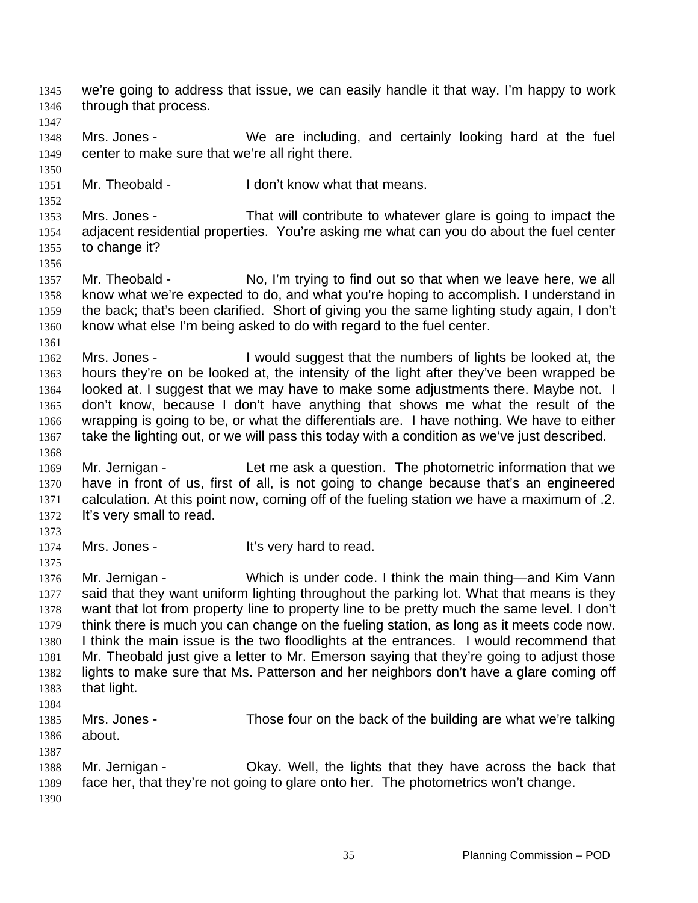we're going to address that issue, we can easily handle it that way. I'm happy to work through that process.

Mrs. Jones - We are including, and certainly looking hard at the fuel center to make sure that we're all right there.

Mr. Theobald - I don't know what that means.

Mrs. Jones - That will contribute to whatever glare is going to impact the adjacent residential properties. You're asking me what can you do about the fuel center to change it?

Mr. Theobald - No, I'm trying to find out so that when we leave here, we all know what we're expected to do, and what you're hoping to accomplish. I understand in the back; that's been clarified. Short of giving you the same lighting study again, I don't know what else I'm being asked to do with regard to the fuel center.

Mrs. Jones - I would suggest that the numbers of lights be looked at, the hours they're on be looked at, the intensity of the light after they've been wrapped be looked at. I suggest that we may have to make some adjustments there. Maybe not. I don't know, because I don't have anything that shows me what the result of the wrapping is going to be, or what the differentials are. I have nothing. We have to either take the lighting out, or we will pass this today with a condition as we've just described.

Mr. Jernigan - Let me ask a question. The photometric information that we have in front of us, first of all, is not going to change because that's an engineered calculation. At this point now, coming off of the fueling station we have a maximum of .2. It's very small to read.

Mrs. Jones - It's very hard to read.

Mr. Jernigan - Which is under code. I think the main thing—and Kim Vann said that they want uniform lighting throughout the parking lot. What that means is they want that lot from property line to property line to be pretty much the same level. I don't think there is much you can change on the fueling station, as long as it meets code now. I think the main issue is the two floodlights at the entrances. I would recommend that Mr. Theobald just give a letter to Mr. Emerson saying that they're going to adjust those lights to make sure that Ms. Patterson and her neighbors don't have a glare coming off that light.

Mrs. Jones - Those four on the back of the building are what we're talking about.

Mr. Jernigan - Okay. Well, the lights that they have across the back that face her, that they're not going to glare onto her. The photometrics won't change.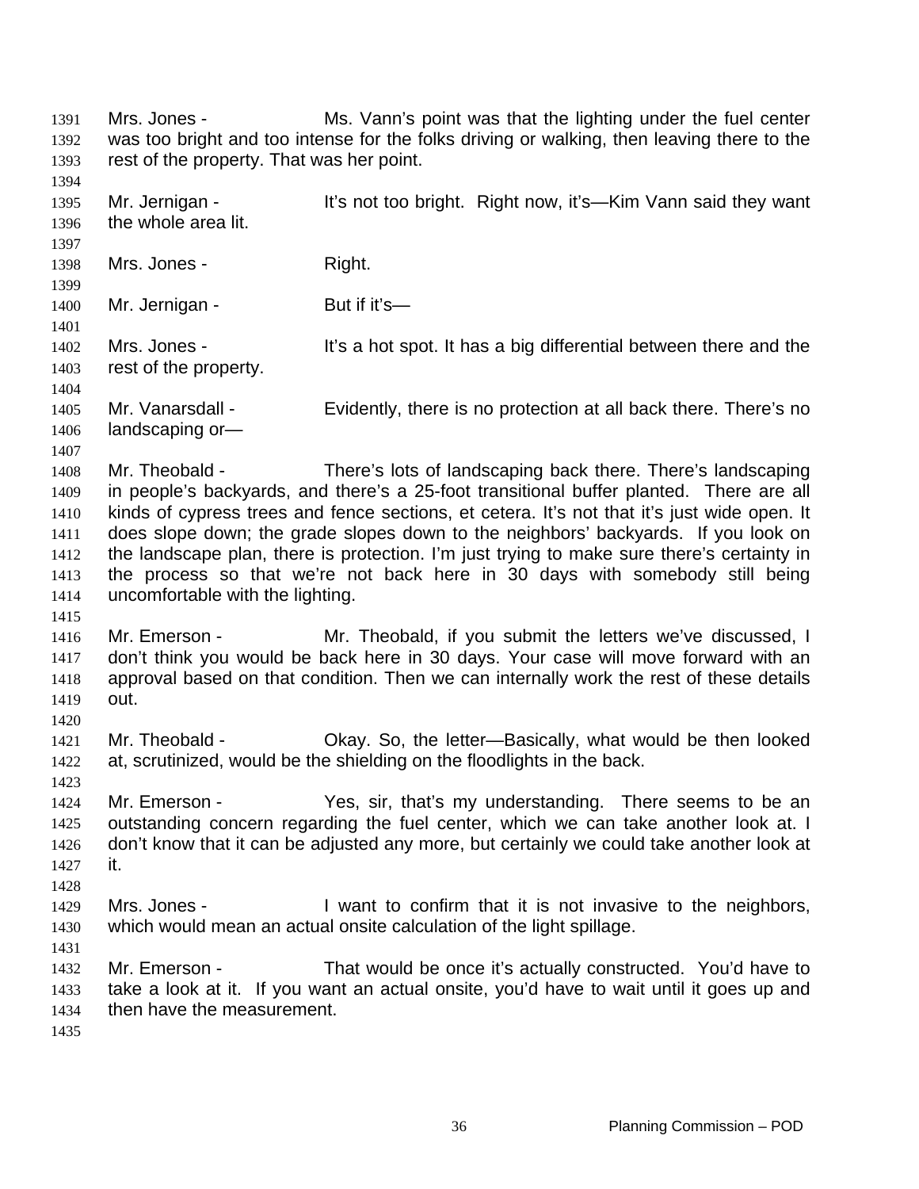Mrs. Jones - Ms. Vann's point was that the lighting under the fuel center was too bright and too intense for the folks driving or walking, then leaving there to the rest of the property. That was her point.

Mr. Jernigan - It's not too bright. Right now, it's—Kim Vann said they want the whole area lit.

Mrs. Jones - Right.

Mr. Jernigan - But if it's—

Mrs. Jones - It's a hot spot. It has a big differential between there and the rest of the property.

Mr. Vanarsdall - Evidently, there is no protection at all back there. There's no landscaping or—

Mr. Theobald - There's lots of landscaping back there. There's landscaping in people's backyards, and there's a 25-foot transitional buffer planted. There are all kinds of cypress trees and fence sections, et cetera. It's not that it's just wide open. It does slope down; the grade slopes down to the neighbors' backyards. If you look on the landscape plan, there is protection. I'm just trying to make sure there's certainty in the process so that we're not back here in 30 days with somebody still being uncomfortable with the lighting.

Mr. Emerson - Mr. Theobald, if you submit the letters we've discussed, I don't think you would be back here in 30 days. Your case will move forward with an approval based on that condition. Then we can internally work the rest of these details out.

Mr. Theobald - Okay. So, the letter—Basically, what would be then looked at, scrutinized, would be the shielding on the floodlights in the back.

Mr. Emerson - Yes, sir, that's my understanding. There seems to be an outstanding concern regarding the fuel center, which we can take another look at. I don't know that it can be adjusted any more, but certainly we could take another look at it.

Mrs. Jones - I want to confirm that it is not invasive to the neighbors, which would mean an actual onsite calculation of the light spillage.

Mr. Emerson - That would be once it's actually constructed. You'd have to take a look at it. If you want an actual onsite, you'd have to wait until it goes up and then have the measurement.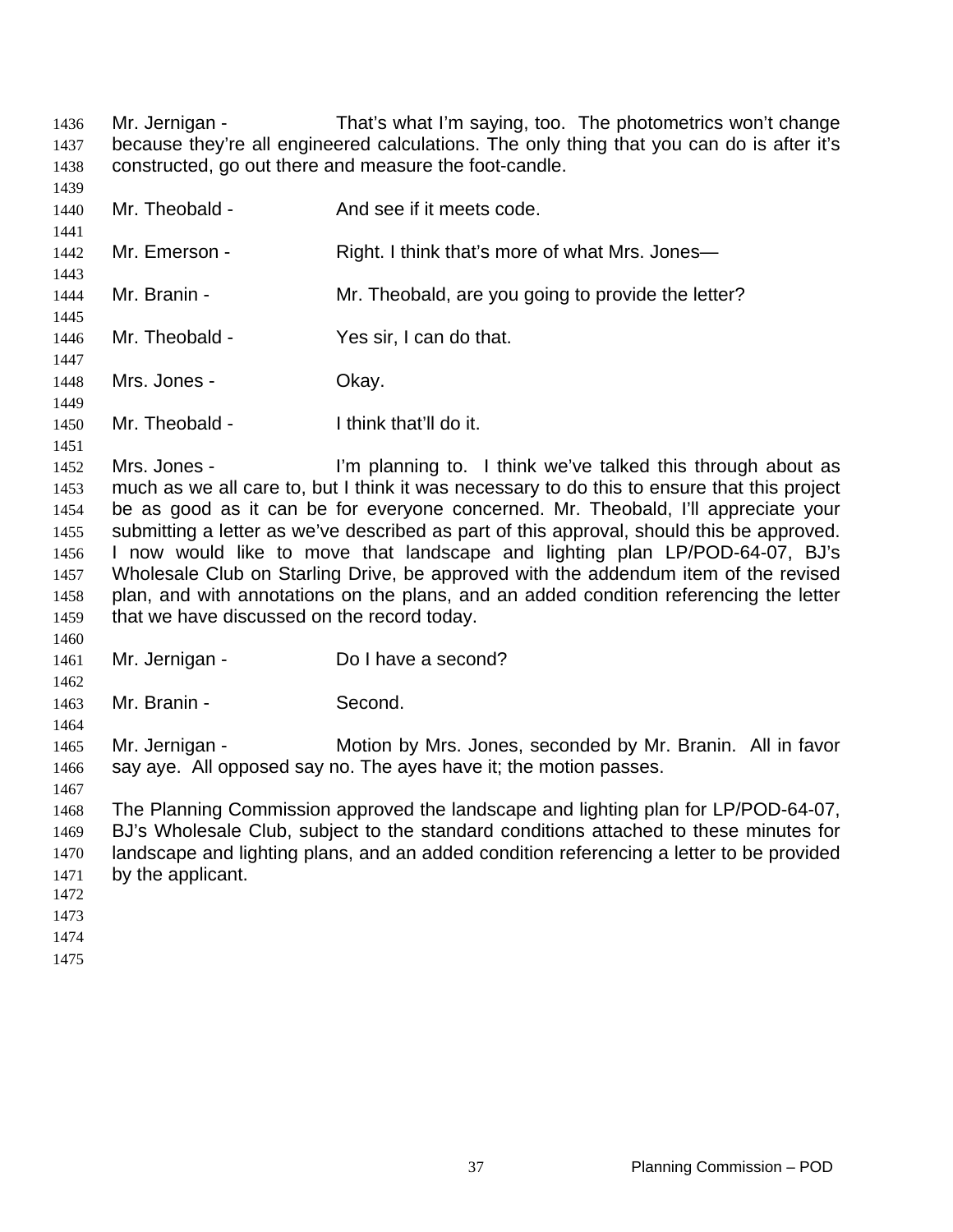Mr. Jernigan - That's what I'm saying, too. The photometrics won't change because they're all engineered calculations. The only thing that you can do is after it's constructed, go out there and measure the foot-candle.

Mr. Theobald - And see if it meets code.

Mr. Emerson - Right. I think that's more of what Mrs. Jones—

Mr. Branin - Mr. Theobald, are you going to provide the letter?

Mr. Theobald - Yes sir, I can do that.

Mrs. Jones - Okay.

Mr. Theobald - I think that'll do it.

Mrs. Jones - I'm planning to. I think we've talked this through about as much as we all care to, but I think it was necessary to do this to ensure that this project be as good as it can be for everyone concerned. Mr. Theobald, I'll appreciate your submitting a letter as we've described as part of this approval, should this be approved. I now would like to move that landscape and lighting plan LP/POD-64-07, BJ's Wholesale Club on Starling Drive, be approved with the addendum item of the revised plan, and with annotations on the plans, and an added condition referencing the letter that we have discussed on the record today.

Mr. Jernigan - Do I have a second?

Mr. Branin - Second.

Mr. Jernigan - Motion by Mrs. Jones, seconded by Mr. Branin. All in favor say aye. All opposed say no. The ayes have it; the motion passes.

The Planning Commission approved the landscape and lighting plan for LP/POD-64-07, BJ's Wholesale Club, subject to the standard conditions attached to these minutes for landscape and lighting plans, and an added condition referencing a letter to be provided by the applicant.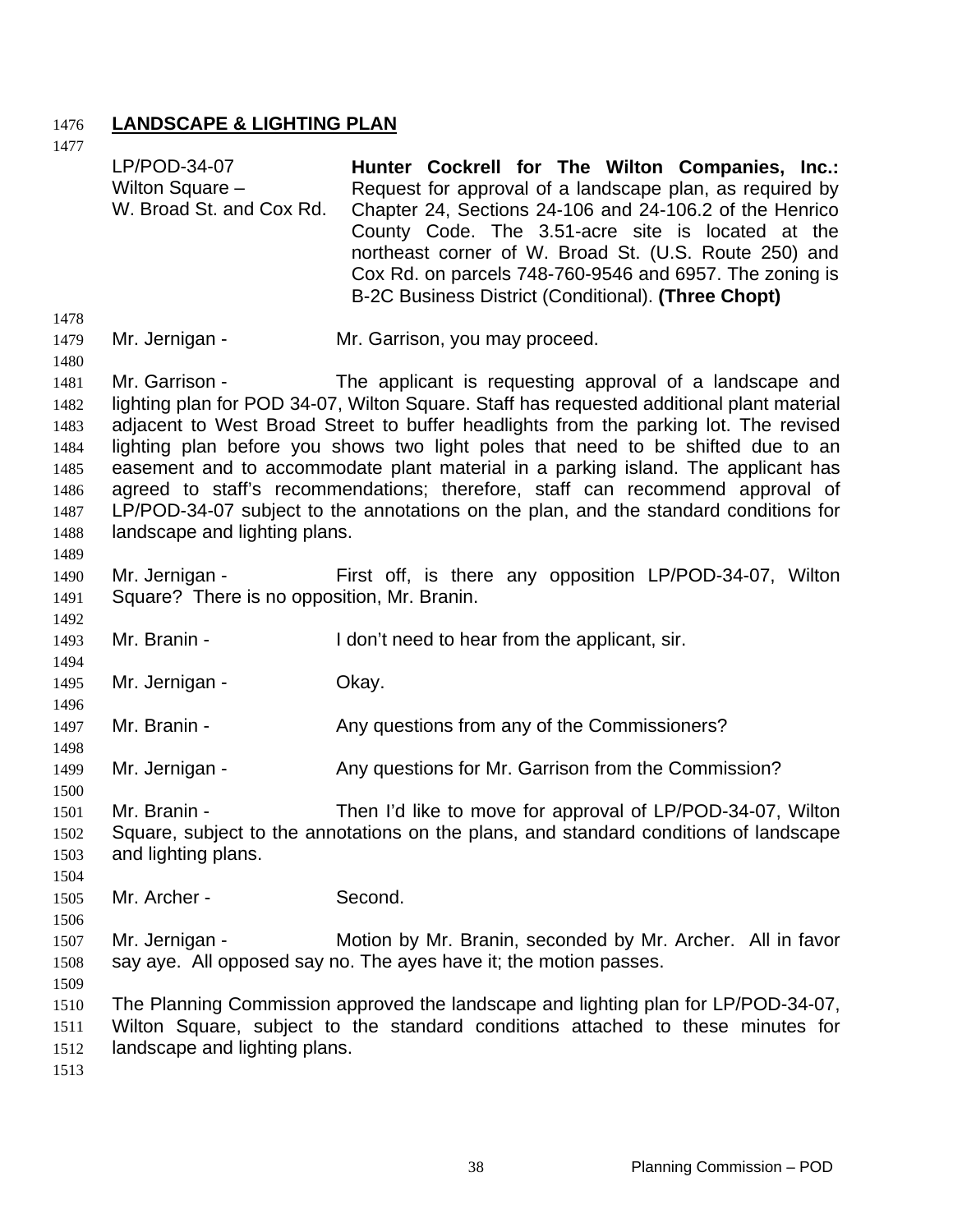**LANDSCAPE & LIGHTING PLAN**

| | |
|---|---|
| LP/POD-34-07<br>Wilton Square –<br>W. Broad St. and Cox Rd. | **Hunter Cockrell for The Wilton Companies, Inc.:** Request for approval of a landscape plan, as required by Chapter 24, Sections 24-106 and 24-106.2 of the Henrico County Code. The 3.51-acre site is located at the northeast corner of W. Broad St. (U.S. Route 250) and Cox Rd. on parcels 748-760-9546 and 6957. The zoning is B-2C Business District (Conditional). **(Three Chopt)** |

Mr. Jernigan - Mr. Garrison, you may proceed.

Mr. Garrison - The applicant is requesting approval of a landscape and lighting plan for POD 34-07, Wilton Square. Staff has requested additional plant material adjacent to West Broad Street to buffer headlights from the parking lot. The revised lighting plan before you shows two light poles that need to be shifted due to an easement and to accommodate plant material in a parking island. The applicant has agreed to staff's recommendations; therefore, staff can recommend approval of LP/POD-34-07 subject to the annotations on the plan, and the standard conditions for landscape and lighting plans.

Mr. Jernigan - First off, is there any opposition LP/POD-34-07, Wilton Square? There is no opposition, Mr. Branin.

Mr. Branin - I don't need to hear from the applicant, sir.

Mr. Jernigan - Okay.

Mr. Branin - Any questions from any of the Commissioners?

Mr. Jernigan - Any questions for Mr. Garrison from the Commission?

Mr. Branin - Then I'd like to move for approval of LP/POD-34-07, Wilton Square, subject to the annotations on the plans, and standard conditions of landscape and lighting plans.

Mr. Archer - Second.

Mr. Jernigan - Motion by Mr. Branin, seconded by Mr. Archer. All in favor say aye. All opposed say no. The ayes have it; the motion passes.

The Planning Commission approved the landscape and lighting plan for LP/POD-34-07, Wilton Square, subject to the standard conditions attached to these minutes for landscape and lighting plans.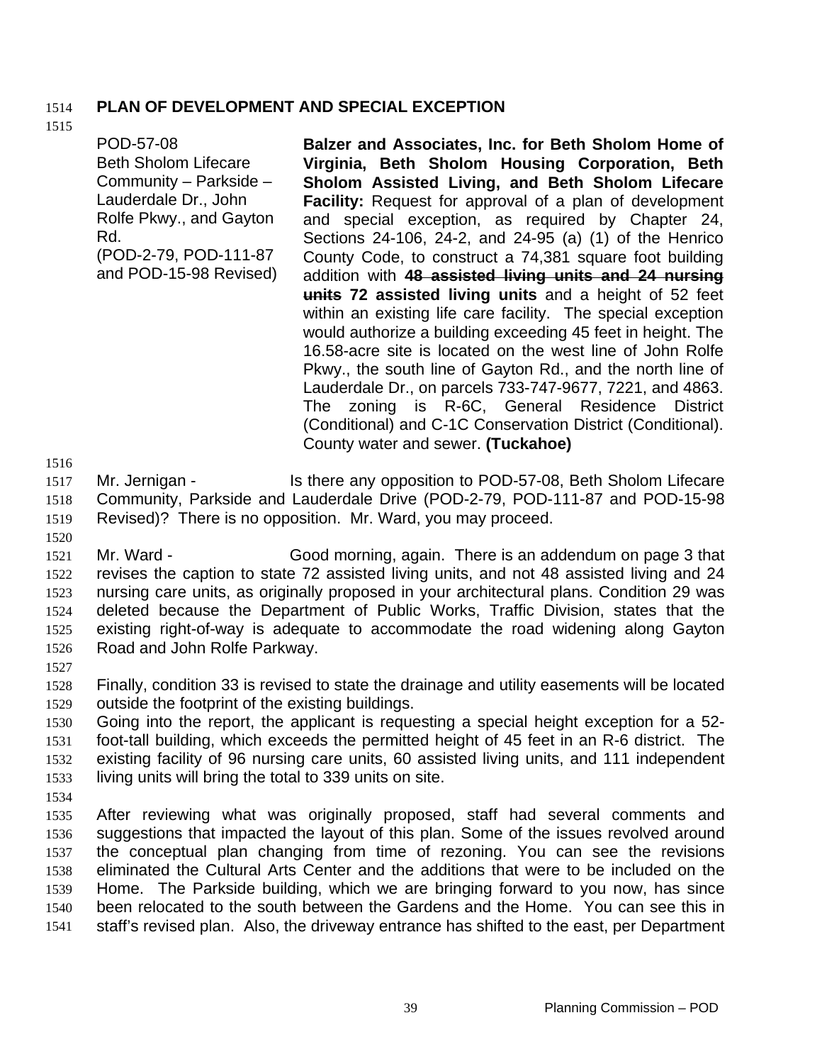**PLAN OF DEVELOPMENT AND SPECIAL EXCEPTION**

| | |
|---|---|
| POD-57-08<br>Beth Sholom Lifecare Community – Parkside – Lauderdale Dr., John Rolfe Pkwy., and Gayton Rd.<br>(POD-2-79, POD-111-87 and POD-15-98 Revised) | **Balzer and Associates, Inc. for Beth Sholom Home of Virginia, Beth Sholom Housing Corporation, Beth Sholom Assisted Living, and Beth Sholom Lifecare Facility:** Request for approval of a plan of development and special exception, as required by Chapter 24, Sections 24-106, 24-2, and 24-95 (a) (1) of the Henrico County Code, to construct a 74,381 square foot building addition with ~~**48 assisted living units and 24 nursing units**~~ **72 assisted living units** and a height of 52 feet within an existing life care facility. The special exception would authorize a building exceeding 45 feet in height. The 16.58-acre site is located on the west line of John Rolfe Pkwy., the south line of Gayton Rd., and the north line of Lauderdale Dr., on parcels 733-747-9677, 7221, and 4863. The zoning is R-6C, General Residence District (Conditional) and C-1C Conservation District (Conditional). County water and sewer. **(Tuckahoe)** |

Mr. Jernigan - Is there any opposition to POD-57-08, Beth Sholom Lifecare Community, Parkside and Lauderdale Drive (POD-2-79, POD-111-87 and POD-15-98 Revised)? There is no opposition. Mr. Ward, you may proceed.

Mr. Ward - Good morning, again. There is an addendum on page 3 that revises the caption to state 72 assisted living units, and not 48 assisted living and 24 nursing care units, as originally proposed in your architectural plans. Condition 29 was deleted because the Department of Public Works, Traffic Division, states that the existing right-of-way is adequate to accommodate the road widening along Gayton Road and John Rolfe Parkway.

Finally, condition 33 is revised to state the drainage and utility easements will be located outside the footprint of the existing buildings.
Going into the report, the applicant is requesting a special height exception for a 52-foot-tall building, which exceeds the permitted height of 45 feet in an R-6 district. The existing facility of 96 nursing care units, 60 assisted living units, and 111 independent living units will bring the total to 339 units on site.

After reviewing what was originally proposed, staff had several comments and suggestions that impacted the layout of this plan. Some of the issues revolved around the conceptual plan changing from time of rezoning. You can see the revisions eliminated the Cultural Arts Center and the additions that were to be included on the Home. The Parkside building, which we are bringing forward to you now, has since been relocated to the south between the Gardens and the Home. You can see this in staff's revised plan. Also, the driveway entrance has shifted to the east, per Department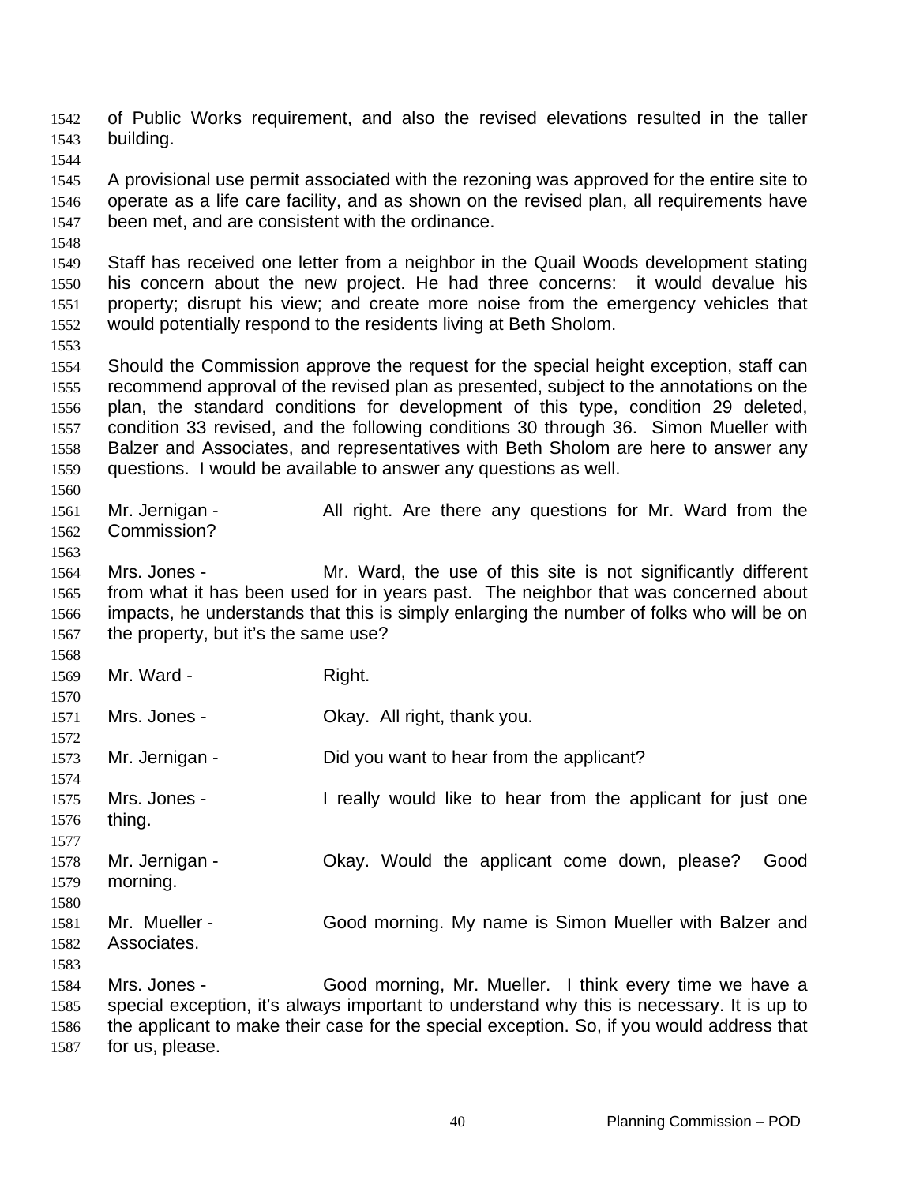of Public Works requirement, and also the revised elevations resulted in the taller building.

A provisional use permit associated with the rezoning was approved for the entire site to operate as a life care facility, and as shown on the revised plan, all requirements have been met, and are consistent with the ordinance.

Staff has received one letter from a neighbor in the Quail Woods development stating his concern about the new project. He had three concerns: it would devalue his property; disrupt his view; and create more noise from the emergency vehicles that would potentially respond to the residents living at Beth Sholom.

Should the Commission approve the request for the special height exception, staff can recommend approval of the revised plan as presented, subject to the annotations on the plan, the standard conditions for development of this type, condition 29 deleted, condition 33 revised, and the following conditions 30 through 36. Simon Mueller with Balzer and Associates, and representatives with Beth Sholom are here to answer any questions. I would be available to answer any questions as well.

Mr. Jernigan - All right. Are there any questions for Mr. Ward from the Commission?

Mrs. Jones - Mr. Ward, the use of this site is not significantly different from what it has been used for in years past. The neighbor that was concerned about impacts, he understands that this is simply enlarging the number of folks who will be on the property, but it's the same use?

Mr. Ward - Right.

Mrs. Jones - Okay. All right, thank you.

Mr. Jernigan - Did you want to hear from the applicant?

Mrs. Jones - I really would like to hear from the applicant for just one thing.

Mr. Jernigan - Okay. Would the applicant come down, please? Good morning.

Mr. Mueller - Good morning. My name is Simon Mueller with Balzer and Associates.

Mrs. Jones - Good morning, Mr. Mueller. I think every time we have a special exception, it's always important to understand why this is necessary. It is up to the applicant to make their case for the special exception. So, if you would address that for us, please.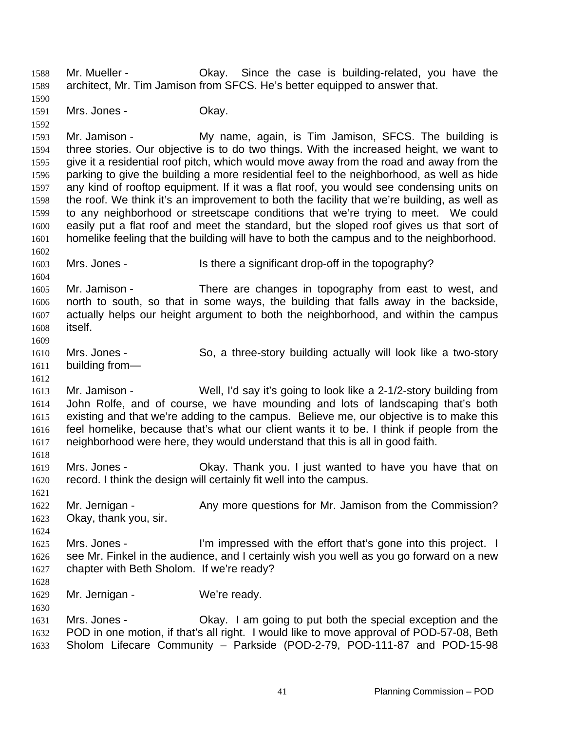Mr. Mueller - Okay. Since the case is building-related, you have the architect, Mr. Tim Jamison from SFCS. He's better equipped to answer that.

Mrs. Jones - Okay.

Mr. Jamison - My name, again, is Tim Jamison, SFCS. The building is three stories. Our objective is to do two things. With the increased height, we want to give it a residential roof pitch, which would move away from the road and away from the parking to give the building a more residential feel to the neighborhood, as well as hide any kind of rooftop equipment. If it was a flat roof, you would see condensing units on the roof. We think it's an improvement to both the facility that we're building, as well as to any neighborhood or streetscape conditions that we're trying to meet. We could easily put a flat roof and meet the standard, but the sloped roof gives us that sort of homelike feeling that the building will have to both the campus and to the neighborhood.

Mrs. Jones - Is there a significant drop-off in the topography?

Mr. Jamison - There are changes in topography from east to west, and north to south, so that in some ways, the building that falls away in the backside, actually helps our height argument to both the neighborhood, and within the campus itself.

Mrs. Jones - So, a three-story building actually will look like a two-story building from—

Mr. Jamison - Well, I'd say it's going to look like a 2-1/2-story building from John Rolfe, and of course, we have mounding and lots of landscaping that's both existing and that we're adding to the campus. Believe me, our objective is to make this feel homelike, because that's what our client wants it to be. I think if people from the neighborhood were here, they would understand that this is all in good faith.

Mrs. Jones - Okay. Thank you. I just wanted to have you have that on record. I think the design will certainly fit well into the campus.

Mr. Jernigan - Any more questions for Mr. Jamison from the Commission? Okay, thank you, sir.

Mrs. Jones - I'm impressed with the effort that's gone into this project. I see Mr. Finkel in the audience, and I certainly wish you well as you go forward on a new chapter with Beth Sholom. If we're ready?

Mr. Jernigan - We're ready.

Mrs. Jones - Okay. I am going to put both the special exception and the POD in one motion, if that's all right. I would like to move approval of POD-57-08, Beth Sholom Lifecare Community – Parkside (POD-2-79, POD-111-87 and POD-15-98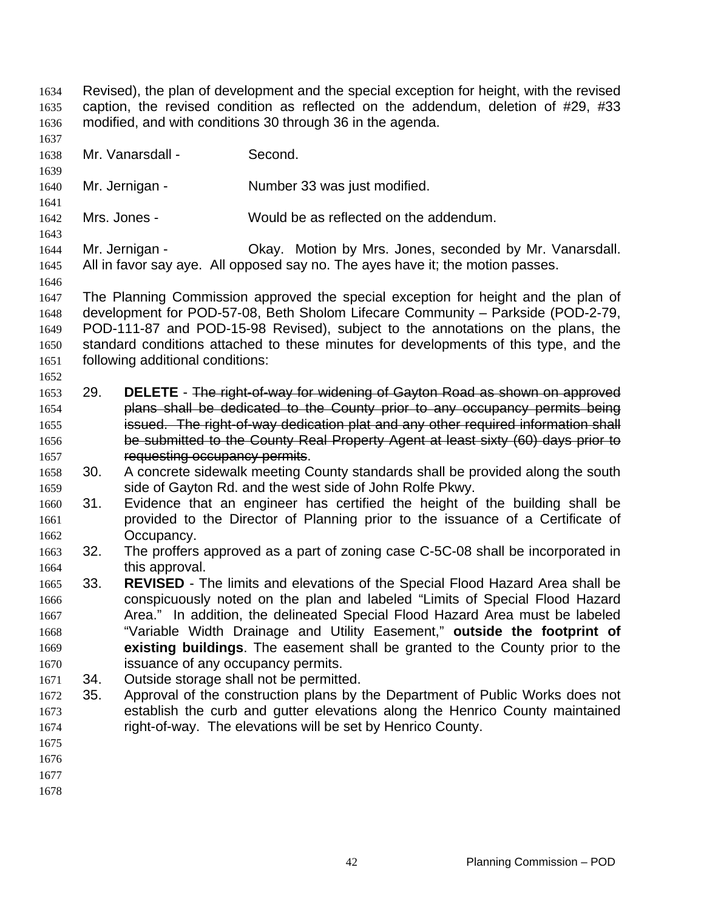Revised), the plan of development and the special exception for height, with the revised caption, the revised condition as reflected on the addendum, deletion of #29, #33 modified, and with conditions 30 through 36 in the agenda.

Mr. Vanarsdall - Second.

Mr. Jernigan - Number 33 was just modified.

Mrs. Jones - Would be as reflected on the addendum.

Mr. Jernigan - Okay. Motion by Mrs. Jones, seconded by Mr. Vanarsdall. All in favor say aye. All opposed say no. The ayes have it; the motion passes.

The Planning Commission approved the special exception for height and the plan of development for POD-57-08, Beth Sholom Lifecare Community – Parkside (POD-2-79, POD-111-87 and POD-15-98 Revised), subject to the annotations on the plans, the standard conditions attached to these minutes for developments of this type, and the following additional conditions:

29. **DELETE** - ~~The right-of-way for widening of Gayton Road as shown on approved plans shall be dedicated to the County prior to any occupancy permits being issued. The right-of-way dedication plat and any other required information shall be submitted to the County Real Property Agent at least sixty (60) days prior to requesting occupancy permits~~.
30. A concrete sidewalk meeting County standards shall be provided along the south side of Gayton Rd. and the west side of John Rolfe Pkwy.
31. Evidence that an engineer has certified the height of the building shall be provided to the Director of Planning prior to the issuance of a Certificate of Occupancy.
32. The proffers approved as a part of zoning case C-5C-08 shall be incorporated in this approval.
33. **REVISED** - The limits and elevations of the Special Flood Hazard Area shall be conspicuously noted on the plan and labeled "Limits of Special Flood Hazard Area." In addition, the delineated Special Flood Hazard Area must be labeled "Variable Width Drainage and Utility Easement," **outside the footprint of existing buildings**. The easement shall be granted to the County prior to the issuance of any occupancy permits.
34. Outside storage shall not be permitted.
35. Approval of the construction plans by the Department of Public Works does not establish the curb and gutter elevations along the Henrico County maintained right-of-way. The elevations will be set by Henrico County.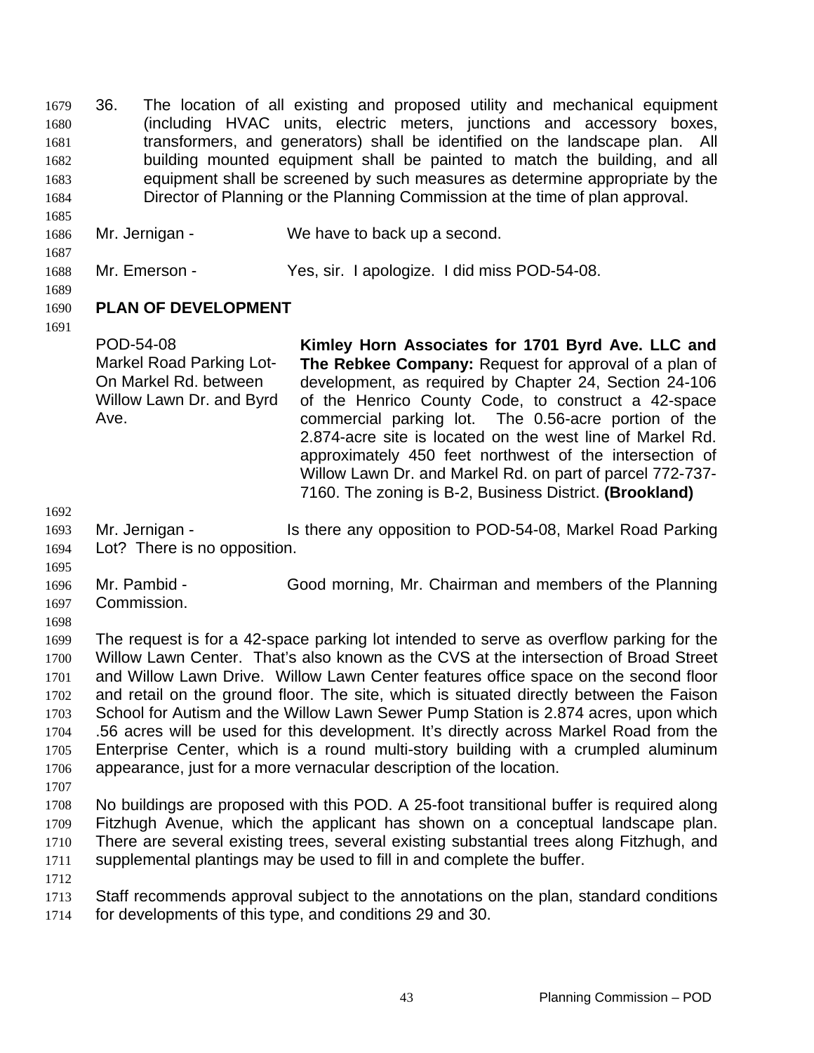36. The location of all existing and proposed utility and mechanical equipment (including HVAC units, electric meters, junctions and accessory boxes, transformers, and generators) shall be identified on the landscape plan. All building mounted equipment shall be painted to match the building, and all equipment shall be screened by such measures as determine appropriate by the Director of Planning or the Planning Commission at the time of plan approval.

Mr. Jernigan - We have to back up a second.

Mr. Emerson - Yes, sir. I apologize. I did miss POD-54-08.

**PLAN OF DEVELOPMENT**

| | |
|---|---|
| POD-54-08<br>Markel Road Parking Lot-On Markel Rd. between Willow Lawn Dr. and Byrd Ave. | **Kimley Horn Associates for 1701 Byrd Ave. LLC and The Rebkee Company:** Request for approval of a plan of development, as required by Chapter 24, Section 24-106 of the Henrico County Code, to construct a 42-space commercial parking lot. The 0.56-acre portion of the 2.874-acre site is located on the west line of Markel Rd. approximately 450 feet northwest of the intersection of Willow Lawn Dr. and Markel Rd. on part of parcel 772-737-7160. The zoning is B-2, Business District. **(Brookland)** |

Mr. Jernigan - Is there any opposition to POD-54-08, Markel Road Parking Lot? There is no opposition.

Mr. Pambid - Good morning, Mr. Chairman and members of the Planning Commission.

The request is for a 42-space parking lot intended to serve as overflow parking for the Willow Lawn Center. That's also known as the CVS at the intersection of Broad Street and Willow Lawn Drive. Willow Lawn Center features office space on the second floor and retail on the ground floor. The site, which is situated directly between the Faison School for Autism and the Willow Lawn Sewer Pump Station is 2.874 acres, upon which .56 acres will be used for this development. It's directly across Markel Road from the Enterprise Center, which is a round multi-story building with a crumpled aluminum appearance, just for a more vernacular description of the location.

No buildings are proposed with this POD. A 25-foot transitional buffer is required along Fitzhugh Avenue, which the applicant has shown on a conceptual landscape plan. There are several existing trees, several existing substantial trees along Fitzhugh, and supplemental plantings may be used to fill in and complete the buffer.

Staff recommends approval subject to the annotations on the plan, standard conditions for developments of this type, and conditions 29 and 30.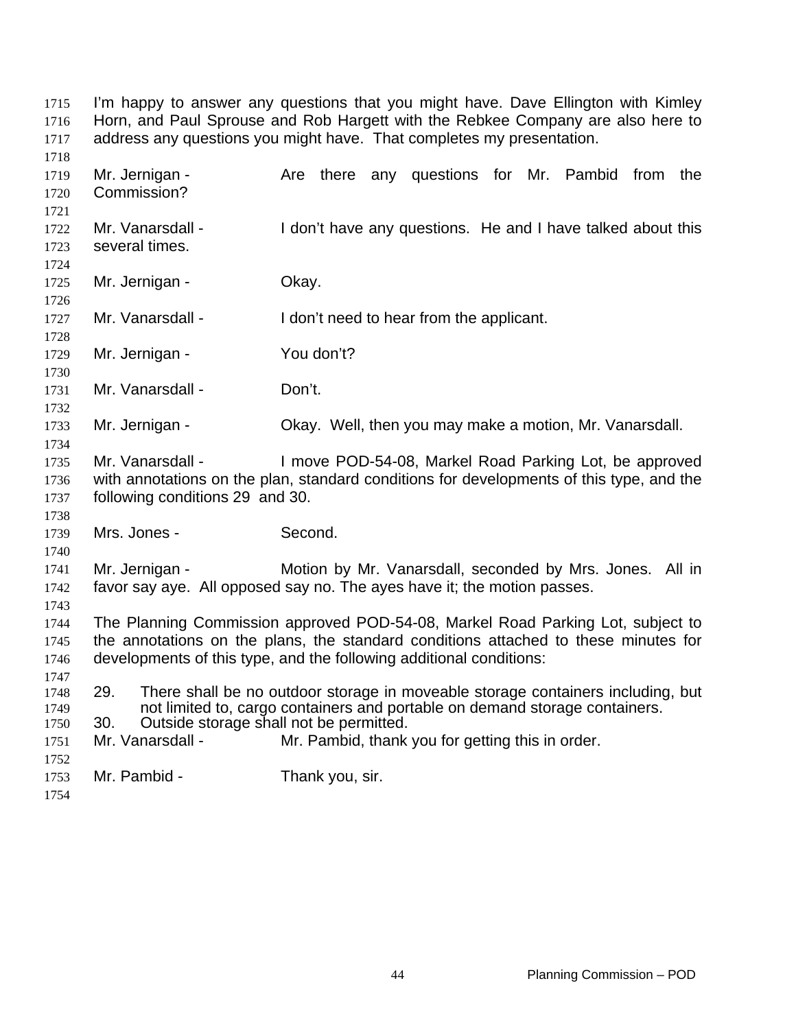I'm happy to answer any questions that you might have. Dave Ellington with Kimley Horn, and Paul Sprouse and Rob Hargett with the Rebkee Company are also here to address any questions you might have. That completes my presentation.

Mr. Jernigan - Are there any questions for Mr. Pambid from the Commission?

Mr. Vanarsdall - I don't have any questions. He and I have talked about this several times.

Mr. Jernigan - Okay.

Mr. Vanarsdall - I don't need to hear from the applicant.

Mr. Jernigan - You don't?

Mr. Vanarsdall - Don't.

Mr. Jernigan - Okay. Well, then you may make a motion, Mr. Vanarsdall.

Mr. Vanarsdall - I move POD-54-08, Markel Road Parking Lot, be approved with annotations on the plan, standard conditions for developments of this type, and the following conditions 29 and 30.

Mrs. Jones - Second.

Mr. Jernigan - Motion by Mr. Vanarsdall, seconded by Mrs. Jones. All in favor say aye. All opposed say no. The ayes have it; the motion passes.

The Planning Commission approved POD-54-08, Markel Road Parking Lot, subject to the annotations on the plans, the standard conditions attached to these minutes for developments of this type, and the following additional conditions:

29. There shall be no outdoor storage in moveable storage containers including, but not limited to, cargo containers and portable on demand storage containers.
30. Outside storage shall not be permitted.

Mr. Vanarsdall - Mr. Pambid, thank you for getting this in order.

Mr. Pambid - Thank you, sir.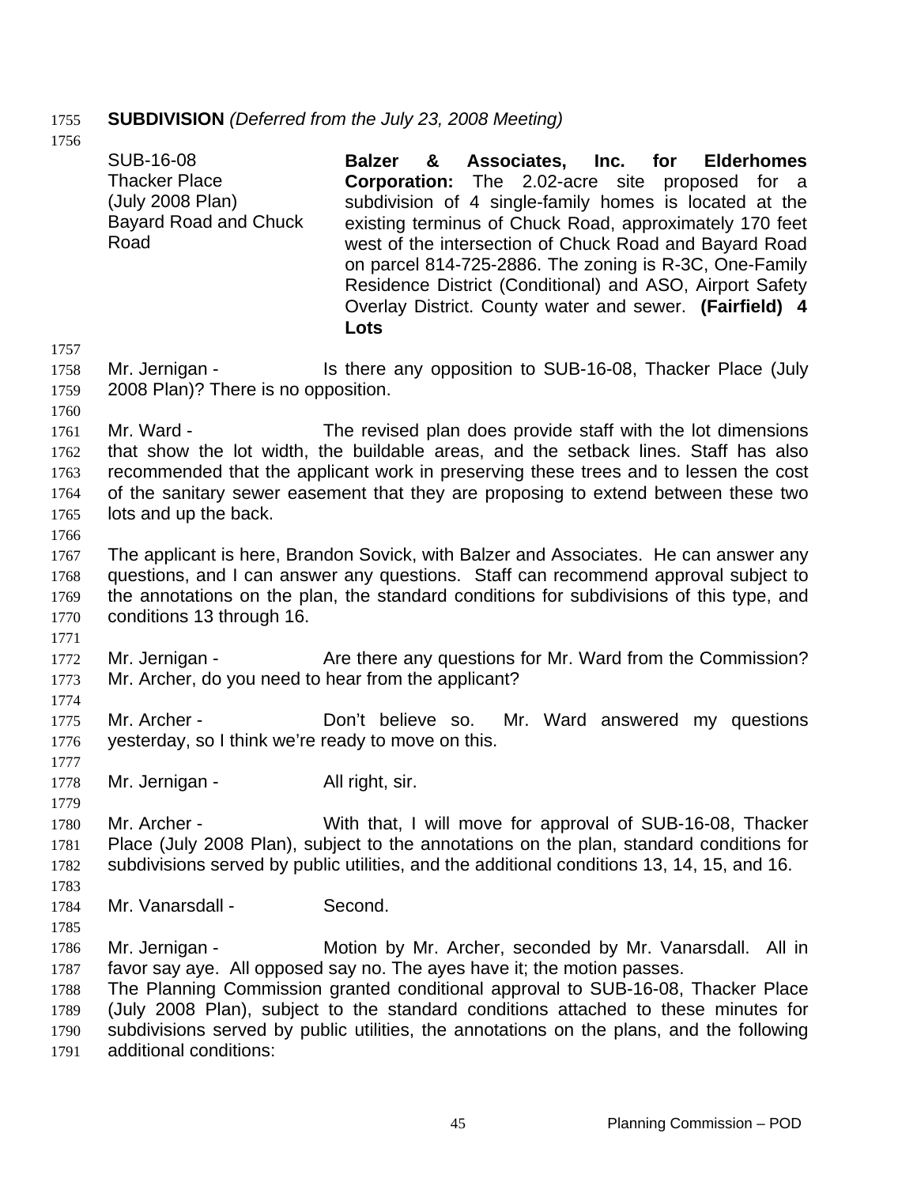**SUBDIVISION** *(Deferred from the July 23, 2008 Meeting)*

| | |
|---|---|
| SUB-16-08<br>Thacker Place<br>(July 2008 Plan)<br>Bayard Road and Chuck Road | **Balzer & Associates, Inc. for Elderhomes Corporation:** The 2.02-acre site proposed for a subdivision of 4 single-family homes is located at the existing terminus of Chuck Road, approximately 170 feet west of the intersection of Chuck Road and Bayard Road on parcel 814-725-2886. The zoning is R-3C, One-Family Residence District (Conditional) and ASO, Airport Safety Overlay District. County water and sewer. **(Fairfield) 4 Lots** |

Mr. Jernigan - Is there any opposition to SUB-16-08, Thacker Place (July 2008 Plan)? There is no opposition.

Mr. Ward - The revised plan does provide staff with the lot dimensions that show the lot width, the buildable areas, and the setback lines. Staff has also recommended that the applicant work in preserving these trees and to lessen the cost of the sanitary sewer easement that they are proposing to extend between these two lots and up the back.

The applicant is here, Brandon Sovick, with Balzer and Associates. He can answer any questions, and I can answer any questions. Staff can recommend approval subject to the annotations on the plan, the standard conditions for subdivisions of this type, and conditions 13 through 16.

Mr. Jernigan - Are there any questions for Mr. Ward from the Commission? Mr. Archer, do you need to hear from the applicant?

Mr. Archer - Don't believe so. Mr. Ward answered my questions yesterday, so I think we're ready to move on this.

Mr. Jernigan - All right, sir.

Mr. Archer - With that, I will move for approval of SUB-16-08, Thacker Place (July 2008 Plan), subject to the annotations on the plan, standard conditions for subdivisions served by public utilities, and the additional conditions 13, 14, 15, and 16.

Mr. Vanarsdall - Second.

Mr. Jernigan - Motion by Mr. Archer, seconded by Mr. Vanarsdall. All in favor say aye. All opposed say no. The ayes have it; the motion passes.
The Planning Commission granted conditional approval to SUB-16-08, Thacker Place (July 2008 Plan), subject to the standard conditions attached to these minutes for subdivisions served by public utilities, the annotations on the plans, and the following additional conditions: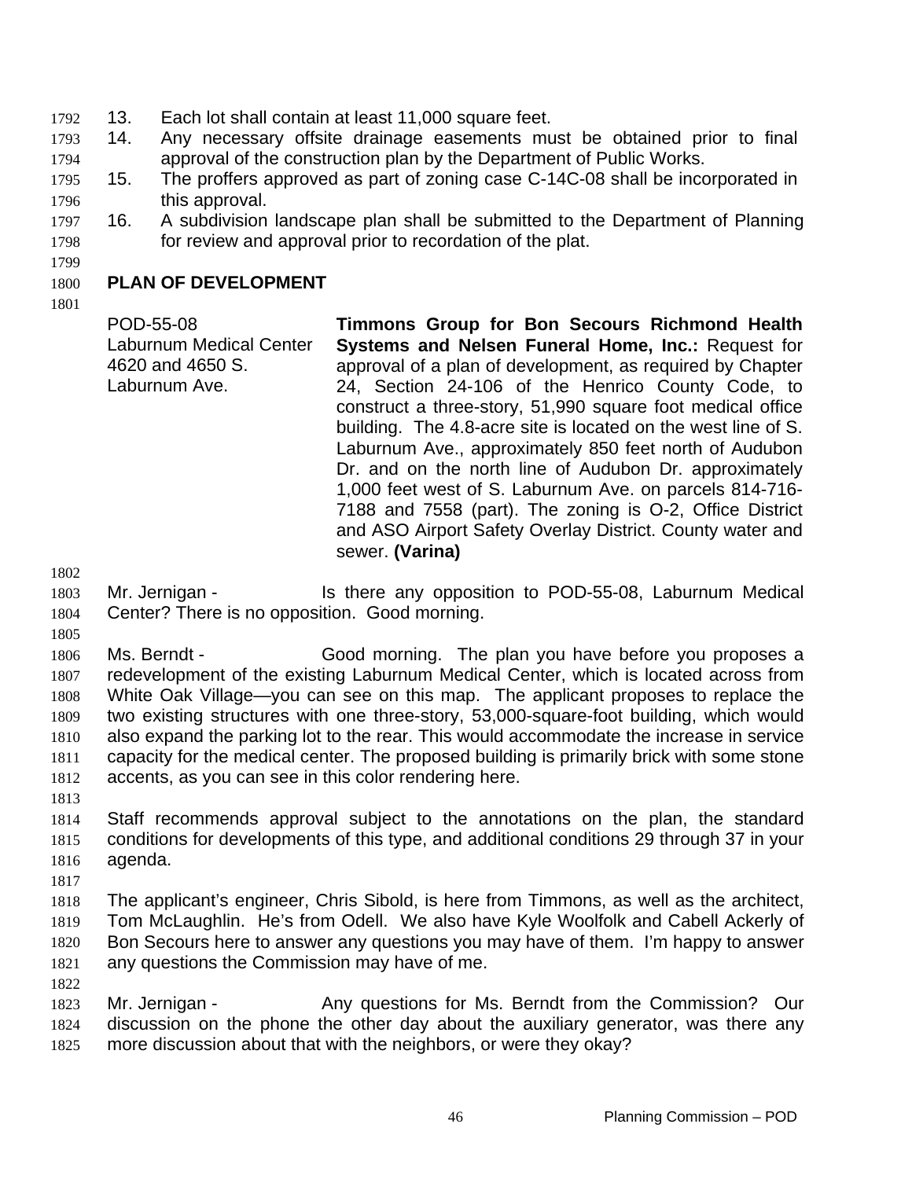13. Each lot shall contain at least 11,000 square feet.
14. Any necessary offsite drainage easements must be obtained prior to final approval of the construction plan by the Department of Public Works.
15. The proffers approved as part of zoning case C-14C-08 shall be incorporated in this approval.
16. A subdivision landscape plan shall be submitted to the Department of Planning for review and approval prior to recordation of the plat.

## PLAN OF DEVELOPMENT

| | |
|---|---|
| POD-55-08<br>Laburnum Medical Center<br>4620 and 4650 S. Laburnum Ave. | **Timmons Group for Bon Secours Richmond Health Systems and Nelsen Funeral Home, Inc.:** Request for approval of a plan of development, as required by Chapter 24, Section 24-106 of the Henrico County Code, to construct a three-story, 51,990 square foot medical office building. The 4.8-acre site is located on the west line of S. Laburnum Ave., approximately 850 feet north of Audubon Dr. and on the north line of Audubon Dr. approximately 1,000 feet west of S. Laburnum Ave. on parcels 814-716-7188 and 7558 (part). The zoning is O-2, Office District and ASO Airport Safety Overlay District. County water and sewer. **(Varina)** |

Mr. Jernigan - Is there any opposition to POD-55-08, Laburnum Medical Center? There is no opposition. Good morning.

Ms. Berndt - Good morning. The plan you have before you proposes a redevelopment of the existing Laburnum Medical Center, which is located across from White Oak Village—you can see on this map. The applicant proposes to replace the two existing structures with one three-story, 53,000-square-foot building, which would also expand the parking lot to the rear. This would accommodate the increase in service capacity for the medical center. The proposed building is primarily brick with some stone accents, as you can see in this color rendering here.

Staff recommends approval subject to the annotations on the plan, the standard conditions for developments of this type, and additional conditions 29 through 37 in your agenda.

The applicant's engineer, Chris Sibold, is here from Timmons, as well as the architect, Tom McLaughlin. He's from Odell. We also have Kyle Woolfolk and Cabell Ackerly of Bon Secours here to answer any questions you may have of them. I'm happy to answer any questions the Commission may have of me.

Mr. Jernigan - Any questions for Ms. Berndt from the Commission? Our discussion on the phone the other day about the auxiliary generator, was there any more discussion about that with the neighbors, or were they okay?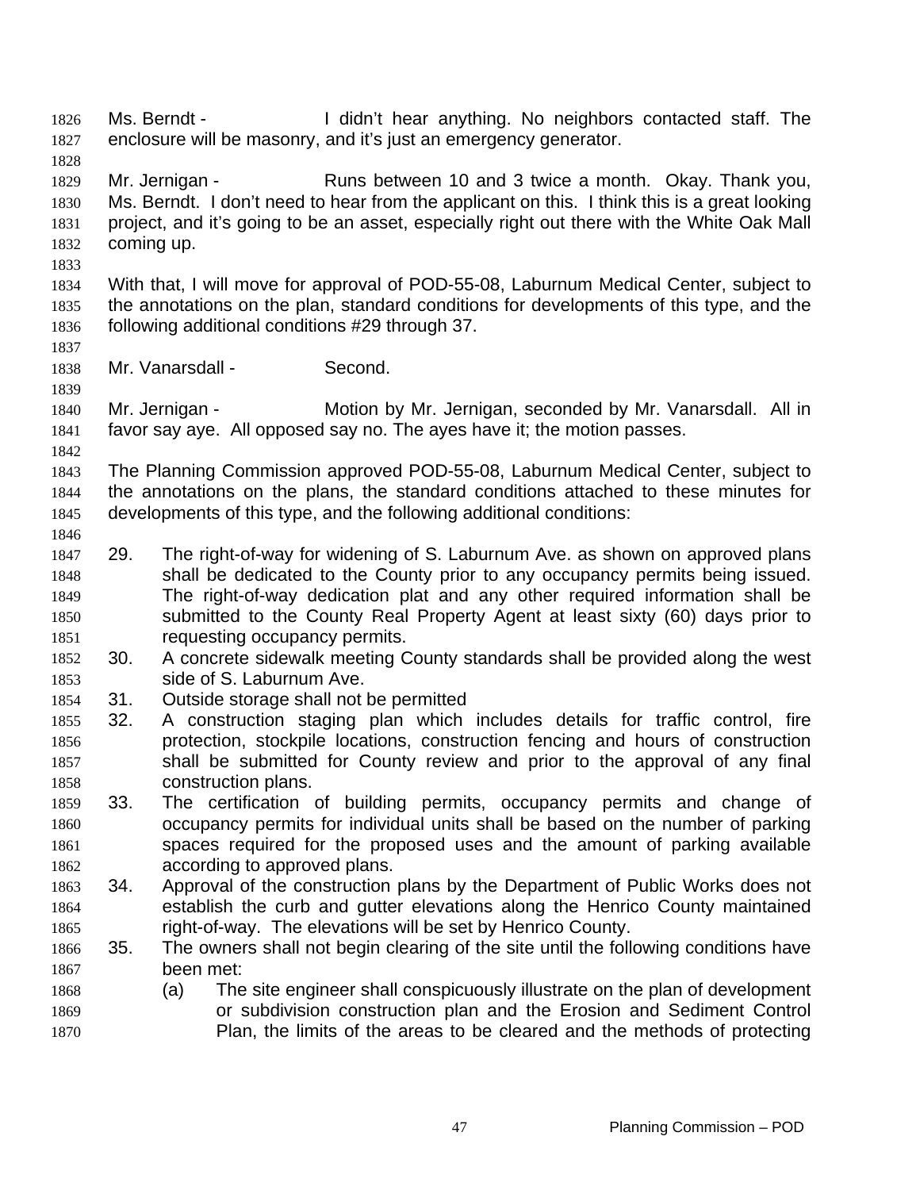Ms. Berndt - I didn't hear anything. No neighbors contacted staff. The enclosure will be masonry, and it's just an emergency generator.

Mr. Jernigan - Runs between 10 and 3 twice a month. Okay. Thank you, Ms. Berndt. I don't need to hear from the applicant on this. I think this is a great looking project, and it's going to be an asset, especially right out there with the White Oak Mall coming up.

With that, I will move for approval of POD-55-08, Laburnum Medical Center, subject to the annotations on the plan, standard conditions for developments of this type, and the following additional conditions #29 through 37.

Mr. Vanarsdall - Second.

Mr. Jernigan - Motion by Mr. Jernigan, seconded by Mr. Vanarsdall. All in favor say aye. All opposed say no. The ayes have it; the motion passes.

The Planning Commission approved POD-55-08, Laburnum Medical Center, subject to the annotations on the plans, the standard conditions attached to these minutes for developments of this type, and the following additional conditions:

29. The right-of-way for widening of S. Laburnum Ave. as shown on approved plans shall be dedicated to the County prior to any occupancy permits being issued. The right-of-way dedication plat and any other required information shall be submitted to the County Real Property Agent at least sixty (60) days prior to requesting occupancy permits.
30. A concrete sidewalk meeting County standards shall be provided along the west side of S. Laburnum Ave.
31. Outside storage shall not be permitted
32. A construction staging plan which includes details for traffic control, fire protection, stockpile locations, construction fencing and hours of construction shall be submitted for County review and prior to the approval of any final construction plans.
33. The certification of building permits, occupancy permits and change of occupancy permits for individual units shall be based on the number of parking spaces required for the proposed uses and the amount of parking available according to approved plans.
34. Approval of the construction plans by the Department of Public Works does not establish the curb and gutter elevations along the Henrico County maintained right-of-way. The elevations will be set by Henrico County.
35. The owners shall not begin clearing of the site until the following conditions have been met:
    (a) The site engineer shall conspicuously illustrate on the plan of development or subdivision construction plan and the Erosion and Sediment Control Plan, the limits of the areas to be cleared and the methods of protecting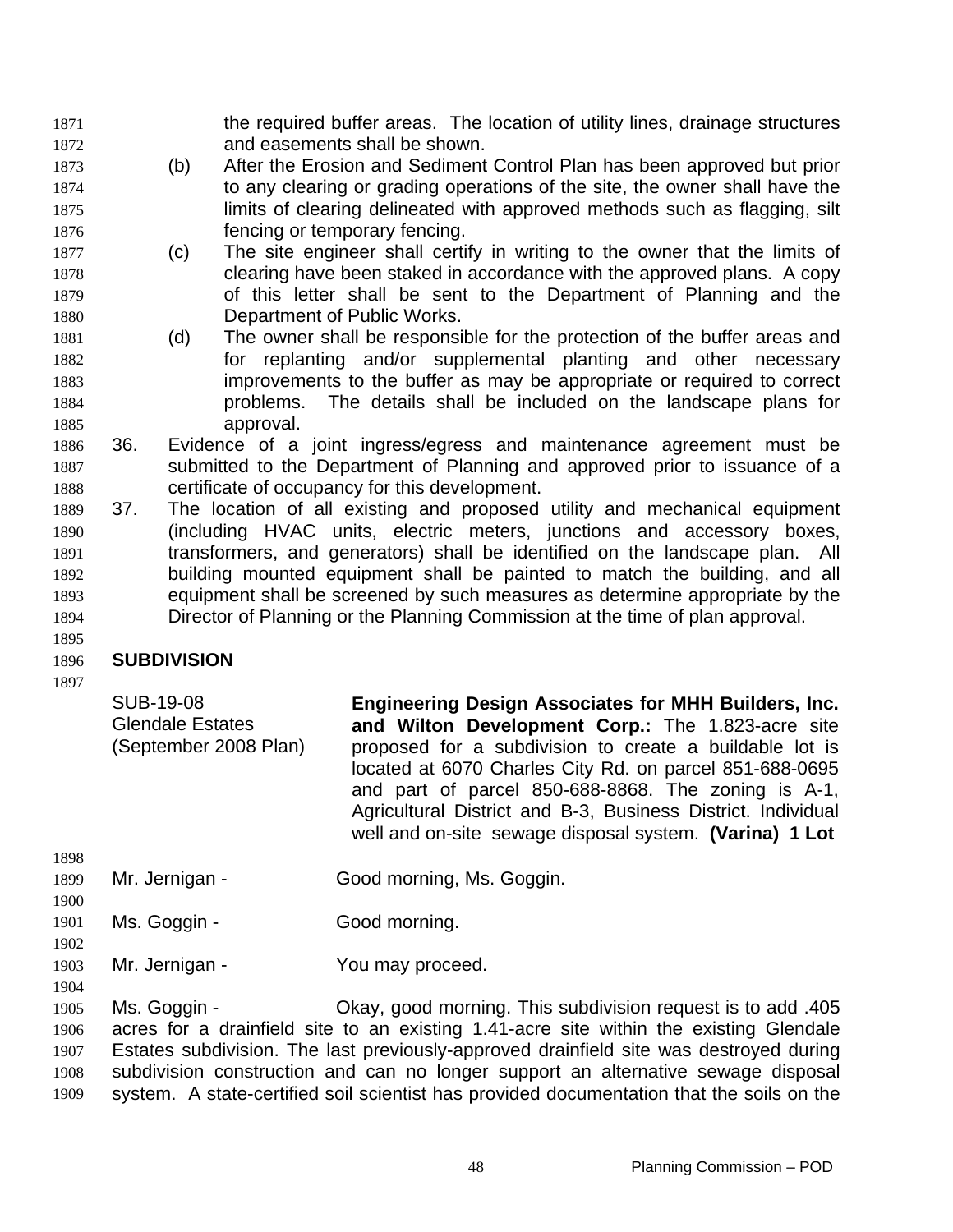the required buffer areas. The location of utility lines, drainage structures and easements shall be shown.

(b) After the Erosion and Sediment Control Plan has been approved but prior to any clearing or grading operations of the site, the owner shall have the limits of clearing delineated with approved methods such as flagging, silt fencing or temporary fencing.

(c) The site engineer shall certify in writing to the owner that the limits of clearing have been staked in accordance with the approved plans. A copy of this letter shall be sent to the Department of Planning and the Department of Public Works.

(d) The owner shall be responsible for the protection of the buffer areas and for replanting and/or supplemental planting and other necessary improvements to the buffer as may be appropriate or required to correct problems. The details shall be included on the landscape plans for approval.

36. Evidence of a joint ingress/egress and maintenance agreement must be submitted to the Department of Planning and approved prior to issuance of a certificate of occupancy for this development.

37. The location of all existing and proposed utility and mechanical equipment (including HVAC units, electric meters, junctions and accessory boxes, transformers, and generators) shall be identified on the landscape plan. All building mounted equipment shall be painted to match the building, and all equipment shall be screened by such measures as determine appropriate by the Director of Planning or the Planning Commission at the time of plan approval.

## SUBDIVISION

SUB-19-08
Glendale Estates
(September 2008 Plan)

**Engineering Design Associates for MHH Builders, Inc. and Wilton Development Corp.:** The 1.823-acre site proposed for a subdivision to create a buildable lot is located at 6070 Charles City Rd. on parcel 851-688-0695 and part of parcel 850-688-8868. The zoning is A-1, Agricultural District and B-3, Business District. Individual well and on-site sewage disposal system. **(Varina) 1 Lot**

Mr. Jernigan - Good morning, Ms. Goggin.

Ms. Goggin - Good morning.

Mr. Jernigan - You may proceed.

Ms. Goggin - Okay, good morning. This subdivision request is to add .405 acres for a drainfield site to an existing 1.41-acre site within the existing Glendale Estates subdivision. The last previously-approved drainfield site was destroyed during subdivision construction and can no longer support an alternative sewage disposal system. A state-certified soil scientist has provided documentation that the soils on the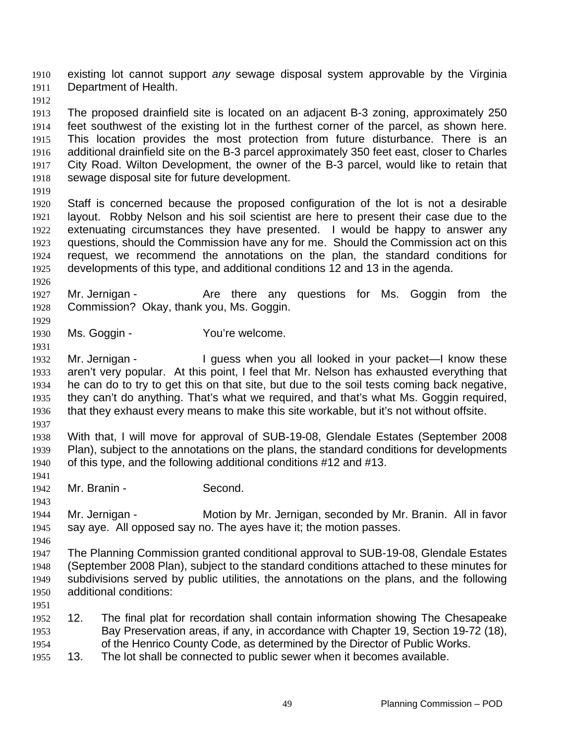existing lot cannot support *any* sewage disposal system approvable by the Virginia Department of Health.

The proposed drainfield site is located on an adjacent B-3 zoning, approximately 250 feet southwest of the existing lot in the furthest corner of the parcel, as shown here. This location provides the most protection from future disturbance. There is an additional drainfield site on the B-3 parcel approximately 350 feet east, closer to Charles City Road. Wilton Development, the owner of the B-3 parcel, would like to retain that sewage disposal site for future development.

Staff is concerned because the proposed configuration of the lot is not a desirable layout. Robby Nelson and his soil scientist are here to present their case due to the extenuating circumstances they have presented. I would be happy to answer any questions, should the Commission have any for me. Should the Commission act on this request, we recommend the annotations on the plan, the standard conditions for developments of this type, and additional conditions 12 and 13 in the agenda.

Mr. Jernigan - Are there any questions for Ms. Goggin from the Commission? Okay, thank you, Ms. Goggin.

Ms. Goggin - You're welcome.

Mr. Jernigan - I guess when you all looked in your packet—I know these aren't very popular. At this point, I feel that Mr. Nelson has exhausted everything that he can do to try to get this on that site, but due to the soil tests coming back negative, they can't do anything. That's what we required, and that's what Ms. Goggin required, that they exhaust every means to make this site workable, but it's not without offsite.

With that, I will move for approval of SUB-19-08, Glendale Estates (September 2008 Plan), subject to the annotations on the plans, the standard conditions for developments of this type, and the following additional conditions #12 and #13.

Mr. Branin - Second.

Mr. Jernigan - Motion by Mr. Jernigan, seconded by Mr. Branin. All in favor say aye. All opposed say no. The ayes have it; the motion passes.

The Planning Commission granted conditional approval to SUB-19-08, Glendale Estates (September 2008 Plan), subject to the standard conditions attached to these minutes for subdivisions served by public utilities, the annotations on the plans, and the following additional conditions:

12. The final plat for recordation shall contain information showing The Chesapeake Bay Preservation areas, if any, in accordance with Chapter 19, Section 19-72 (18), of the Henrico County Code, as determined by the Director of Public Works.
13. The lot shall be connected to public sewer when it becomes available.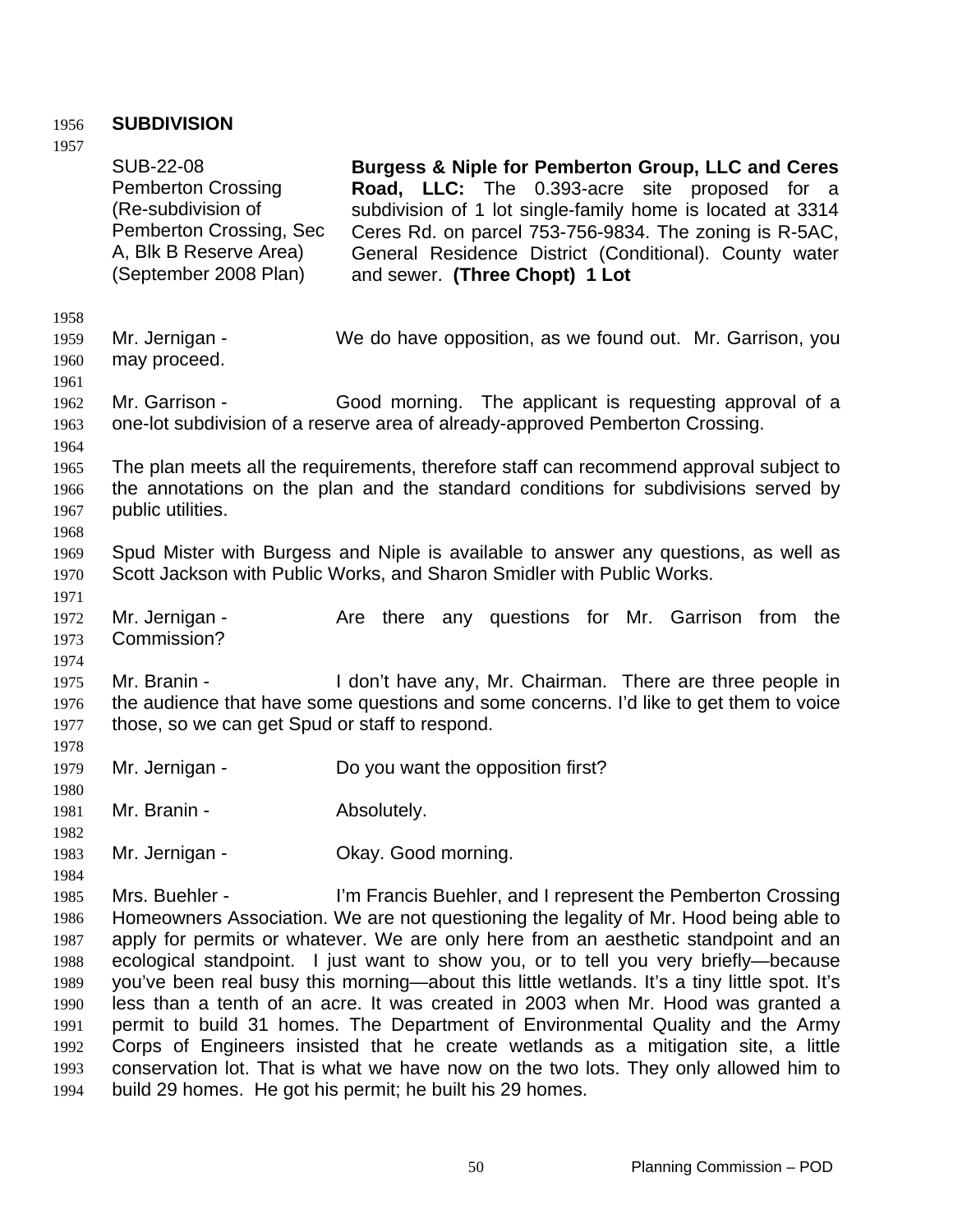## SUBDIVISION

| | |
|---|---|
| SUB-22-08<br>Pemberton Crossing<br>(Re-subdivision of Pemberton Crossing, Sec A, Blk B Reserve Area)<br>(September 2008 Plan) | **Burgess & Niple for Pemberton Group, LLC and Ceres Road, LLC:** The 0.393-acre site proposed for a subdivision of 1 lot single-family home is located at 3314 Ceres Rd. on parcel 753-756-9834. The zoning is R-5AC, General Residence District (Conditional). County water and sewer. **(Three Chopt) 1 Lot** |

Mr. Jernigan - We do have opposition, as we found out. Mr. Garrison, you may proceed.

Mr. Garrison - Good morning. The applicant is requesting approval of a one-lot subdivision of a reserve area of already-approved Pemberton Crossing.

The plan meets all the requirements, therefore staff can recommend approval subject to the annotations on the plan and the standard conditions for subdivisions served by public utilities.

Spud Mister with Burgess and Niple is available to answer any questions, as well as Scott Jackson with Public Works, and Sharon Smidler with Public Works.

Mr. Jernigan - Are there any questions for Mr. Garrison from the Commission?

Mr. Branin - I don't have any, Mr. Chairman. There are three people in the audience that have some questions and some concerns. I'd like to get them to voice those, so we can get Spud or staff to respond.

Mr. Jernigan - Do you want the opposition first?

Mr. Branin - Absolutely.

Mr. Jernigan - Okay. Good morning.

Mrs. Buehler - I'm Francis Buehler, and I represent the Pemberton Crossing Homeowners Association. We are not questioning the legality of Mr. Hood being able to apply for permits or whatever. We are only here from an aesthetic standpoint and an ecological standpoint. I just want to show you, or to tell you very briefly—because you've been real busy this morning—about this little wetlands. It's a tiny little spot. It's less than a tenth of an acre. It was created in 2003 when Mr. Hood was granted a permit to build 31 homes. The Department of Environmental Quality and the Army Corps of Engineers insisted that he create wetlands as a mitigation site, a little conservation lot. That is what we have now on the two lots. They only allowed him to build 29 homes. He got his permit; he built his 29 homes.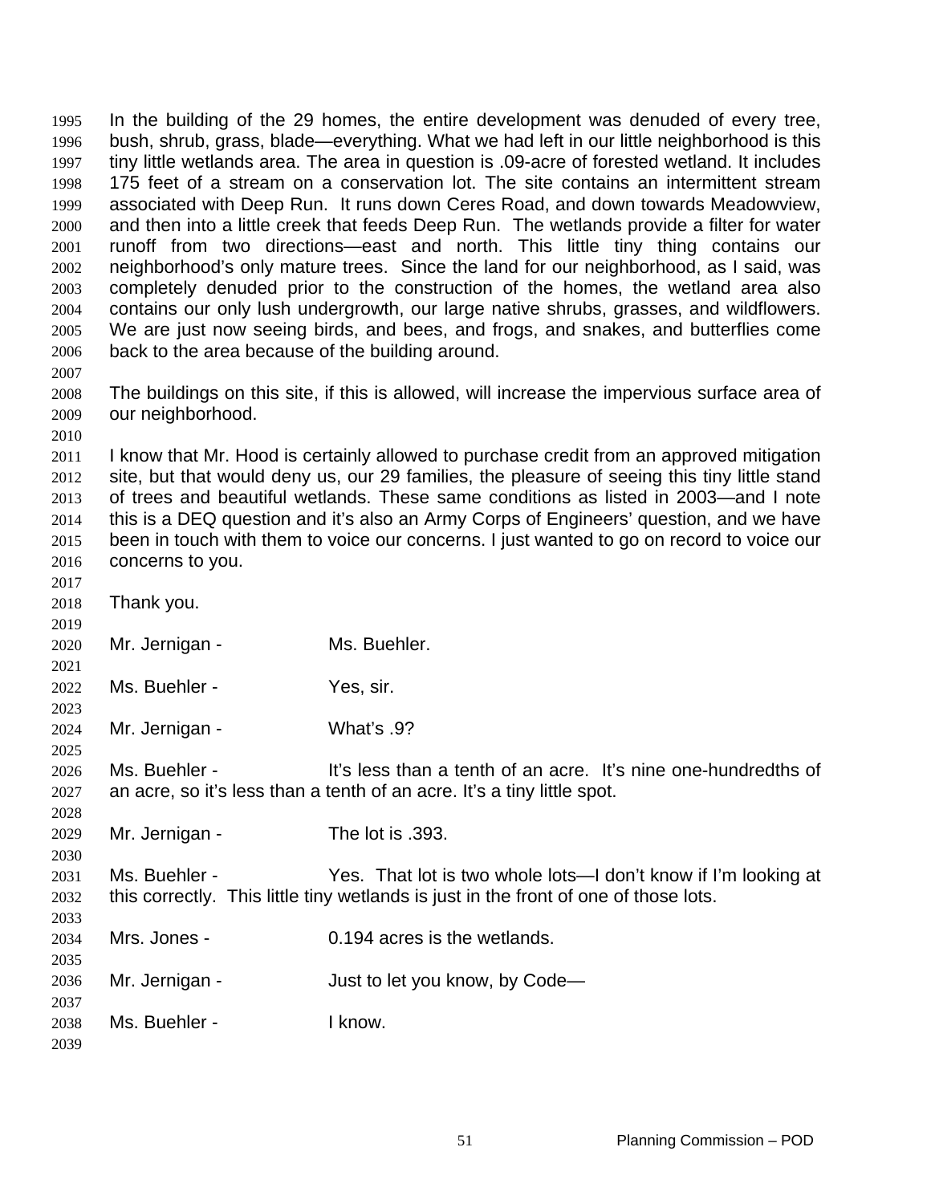In the building of the 29 homes, the entire development was denuded of every tree, bush, shrub, grass, blade—everything. What we had left in our little neighborhood is this tiny little wetlands area. The area in question is .09-acre of forested wetland. It includes 175 feet of a stream on a conservation lot. The site contains an intermittent stream associated with Deep Run. It runs down Ceres Road, and down towards Meadowview, and then into a little creek that feeds Deep Run. The wetlands provide a filter for water runoff from two directions—east and north. This little tiny thing contains our neighborhood's only mature trees. Since the land for our neighborhood, as I said, was completely denuded prior to the construction of the homes, the wetland area also contains our only lush undergrowth, our large native shrubs, grasses, and wildflowers. We are just now seeing birds, and bees, and frogs, and snakes, and butterflies come back to the area because of the building around.

The buildings on this site, if this is allowed, will increase the impervious surface area of our neighborhood.

I know that Mr. Hood is certainly allowed to purchase credit from an approved mitigation site, but that would deny us, our 29 families, the pleasure of seeing this tiny little stand of trees and beautiful wetlands. These same conditions as listed in 2003—and I note this is a DEQ question and it's also an Army Corps of Engineers' question, and we have been in touch with them to voice our concerns. I just wanted to go on record to voice our concerns to you.

Thank you.

Mr. Jernigan - Ms. Buehler.

Ms. Buehler - Yes, sir.

Mr. Jernigan - What's .9?

Ms. Buehler - It's less than a tenth of an acre. It's nine one-hundredths of an acre, so it's less than a tenth of an acre. It's a tiny little spot.

Mr. Jernigan - The lot is .393.

Ms. Buehler - Yes. That lot is two whole lots—I don't know if I'm looking at this correctly. This little tiny wetlands is just in the front of one of those lots.

Mrs. Jones - 0.194 acres is the wetlands.

Mr. Jernigan - Just to let you know, by Code—

Ms. Buehler - I know.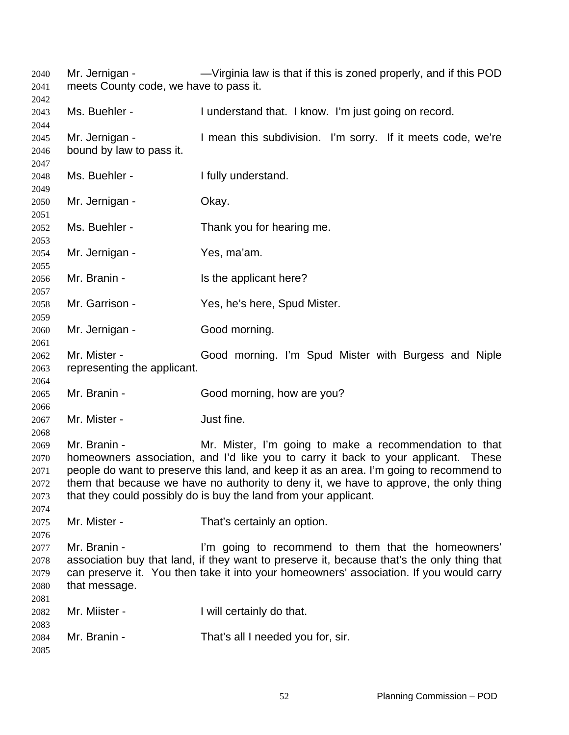Mr. Jernigan - —Virginia law is that if this is zoned properly, and if this POD meets County code, we have to pass it.

Ms. Buehler - I understand that. I know. I'm just going on record.

Mr. Jernigan - I mean this subdivision. I'm sorry. If it meets code, we're bound by law to pass it.

Ms. Buehler - I fully understand.

Mr. Jernigan - Okay.

Ms. Buehler - Thank you for hearing me.

Mr. Jernigan - Yes, ma'am.

Mr. Branin - Is the applicant here?

Mr. Garrison - Yes, he's here, Spud Mister.

Mr. Jernigan - Good morning.

Mr. Mister - Good morning. I'm Spud Mister with Burgess and Niple representing the applicant.

Mr. Branin - Good morning, how are you?

Mr. Mister - Just fine.

Mr. Branin - Mr. Mister, I'm going to make a recommendation to that homeowners association, and I'd like you to carry it back to your applicant. These people do want to preserve this land, and keep it as an area. I'm going to recommend to them that because we have no authority to deny it, we have to approve, the only thing that they could possibly do is buy the land from your applicant.

Mr. Mister - That's certainly an option.

Mr. Branin - I'm going to recommend to them that the homeowners' association buy that land, if they want to preserve it, because that's the only thing that can preserve it. You then take it into your homeowners' association. If you would carry that message.

Mr. Miister - I will certainly do that.

Mr. Branin - That's all I needed you for, sir.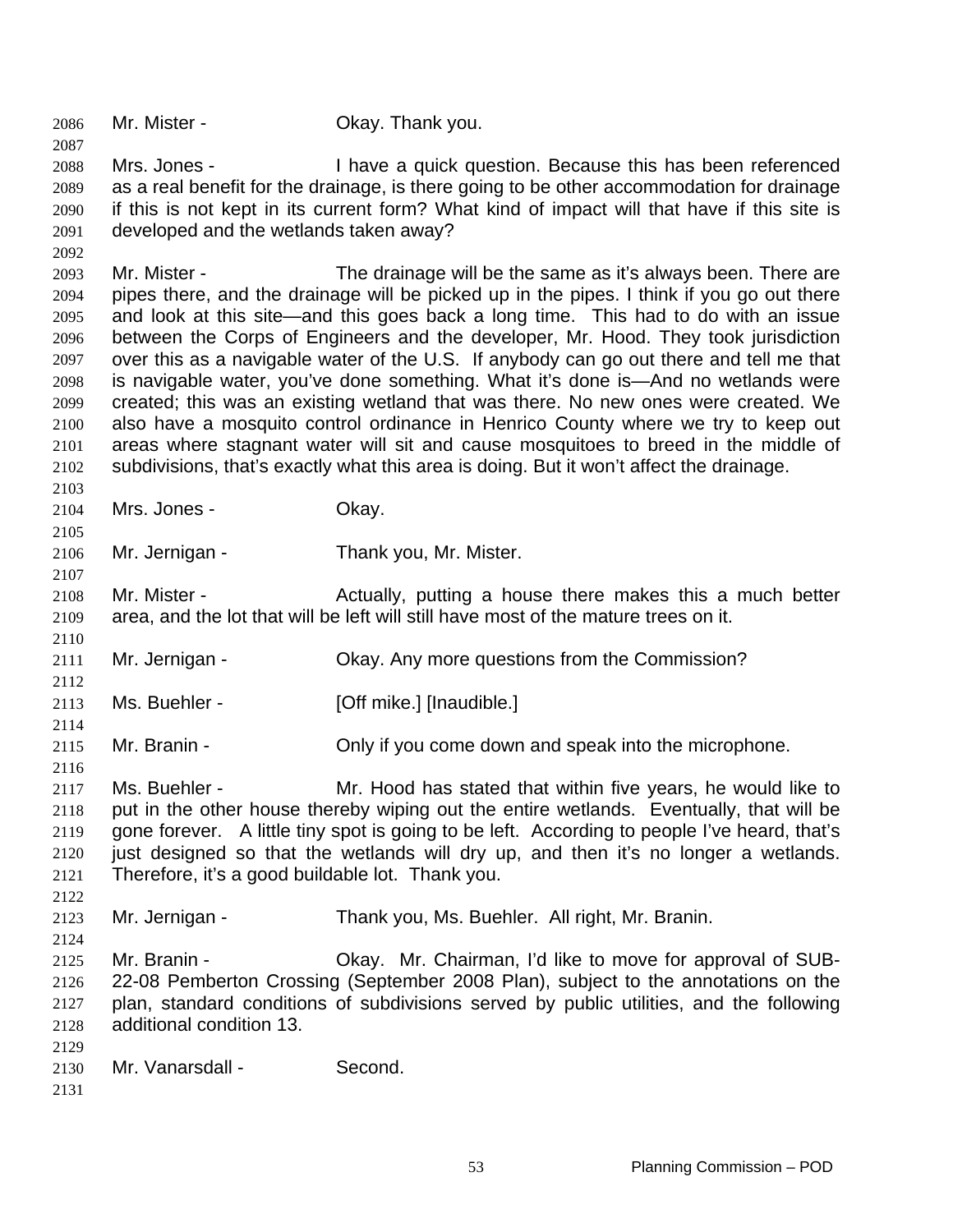Mr. Mister - Okay. Thank you.

Mrs. Jones - I have a quick question. Because this has been referenced as a real benefit for the drainage, is there going to be other accommodation for drainage if this is not kept in its current form? What kind of impact will that have if this site is developed and the wetlands taken away?

Mr. Mister - The drainage will be the same as it's always been. There are pipes there, and the drainage will be picked up in the pipes. I think if you go out there and look at this site—and this goes back a long time. This had to do with an issue between the Corps of Engineers and the developer, Mr. Hood. They took jurisdiction over this as a navigable water of the U.S. If anybody can go out there and tell me that is navigable water, you've done something. What it's done is—And no wetlands were created; this was an existing wetland that was there. No new ones were created. We also have a mosquito control ordinance in Henrico County where we try to keep out areas where stagnant water will sit and cause mosquitoes to breed in the middle of subdivisions, that's exactly what this area is doing. But it won't affect the drainage.

Mrs. Jones - Okay.

Mr. Jernigan - Thank you, Mr. Mister.

Mr. Mister - Actually, putting a house there makes this a much better area, and the lot that will be left will still have most of the mature trees on it.

Mr. Jernigan - Okay. Any more questions from the Commission?

Ms. Buehler - [Off mike.] [Inaudible.]

Mr. Branin - Only if you come down and speak into the microphone.

Ms. Buehler - Mr. Hood has stated that within five years, he would like to put in the other house thereby wiping out the entire wetlands. Eventually, that will be gone forever. A little tiny spot is going to be left. According to people I've heard, that's just designed so that the wetlands will dry up, and then it's no longer a wetlands. Therefore, it's a good buildable lot. Thank you.

Mr. Jernigan - Thank you, Ms. Buehler. All right, Mr. Branin.

Mr. Branin - Okay. Mr. Chairman, I'd like to move for approval of SUB-22-08 Pemberton Crossing (September 2008 Plan), subject to the annotations on the plan, standard conditions of subdivisions served by public utilities, and the following additional condition 13.

Mr. Vanarsdall - Second.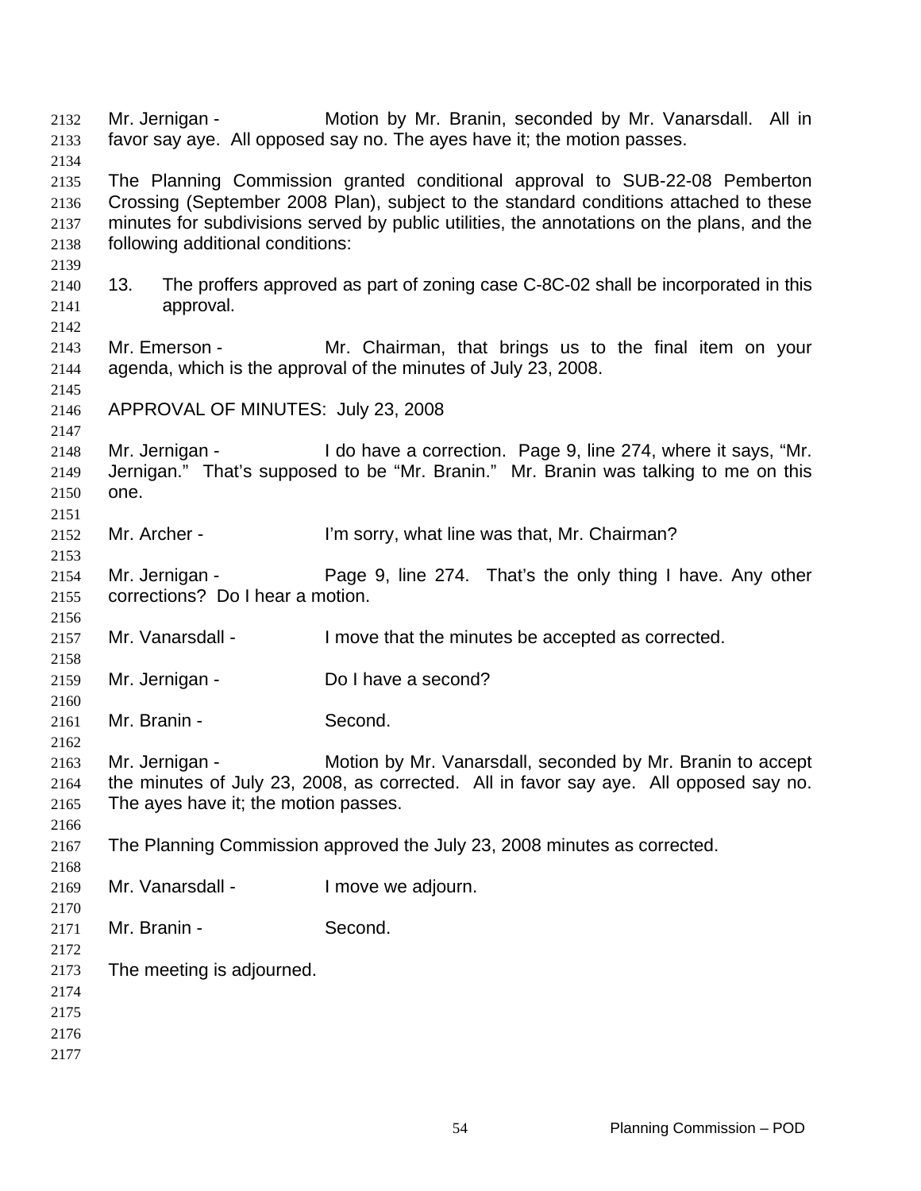Mr. Jernigan - Motion by Mr. Branin, seconded by Mr. Vanarsdall. All in favor say aye. All opposed say no. The ayes have it; the motion passes.

The Planning Commission granted conditional approval to SUB-22-08 Pemberton Crossing (September 2008 Plan), subject to the standard conditions attached to these minutes for subdivisions served by public utilities, the annotations on the plans, and the following additional conditions:

13. The proffers approved as part of zoning case C-8C-02 shall be incorporated in this approval.

Mr. Emerson - Mr. Chairman, that brings us to the final item on your agenda, which is the approval of the minutes of July 23, 2008.

APPROVAL OF MINUTES: July 23, 2008

Mr. Jernigan - I do have a correction. Page 9, line 274, where it says, "Mr. Jernigan." That's supposed to be "Mr. Branin." Mr. Branin was talking to me on this one.

Mr. Archer - I'm sorry, what line was that, Mr. Chairman?

Mr. Jernigan - Page 9, line 274. That's the only thing I have. Any other corrections? Do I hear a motion.

Mr. Vanarsdall - I move that the minutes be accepted as corrected.

Mr. Jernigan - Do I have a second?

Mr. Branin - Second.

Mr. Jernigan - Motion by Mr. Vanarsdall, seconded by Mr. Branin to accept the minutes of July 23, 2008, as corrected. All in favor say aye. All opposed say no. The ayes have it; the motion passes.

The Planning Commission approved the July 23, 2008 minutes as corrected.

Mr. Vanarsdall - I move we adjourn.

Mr. Branin - Second.

The meeting is adjourned.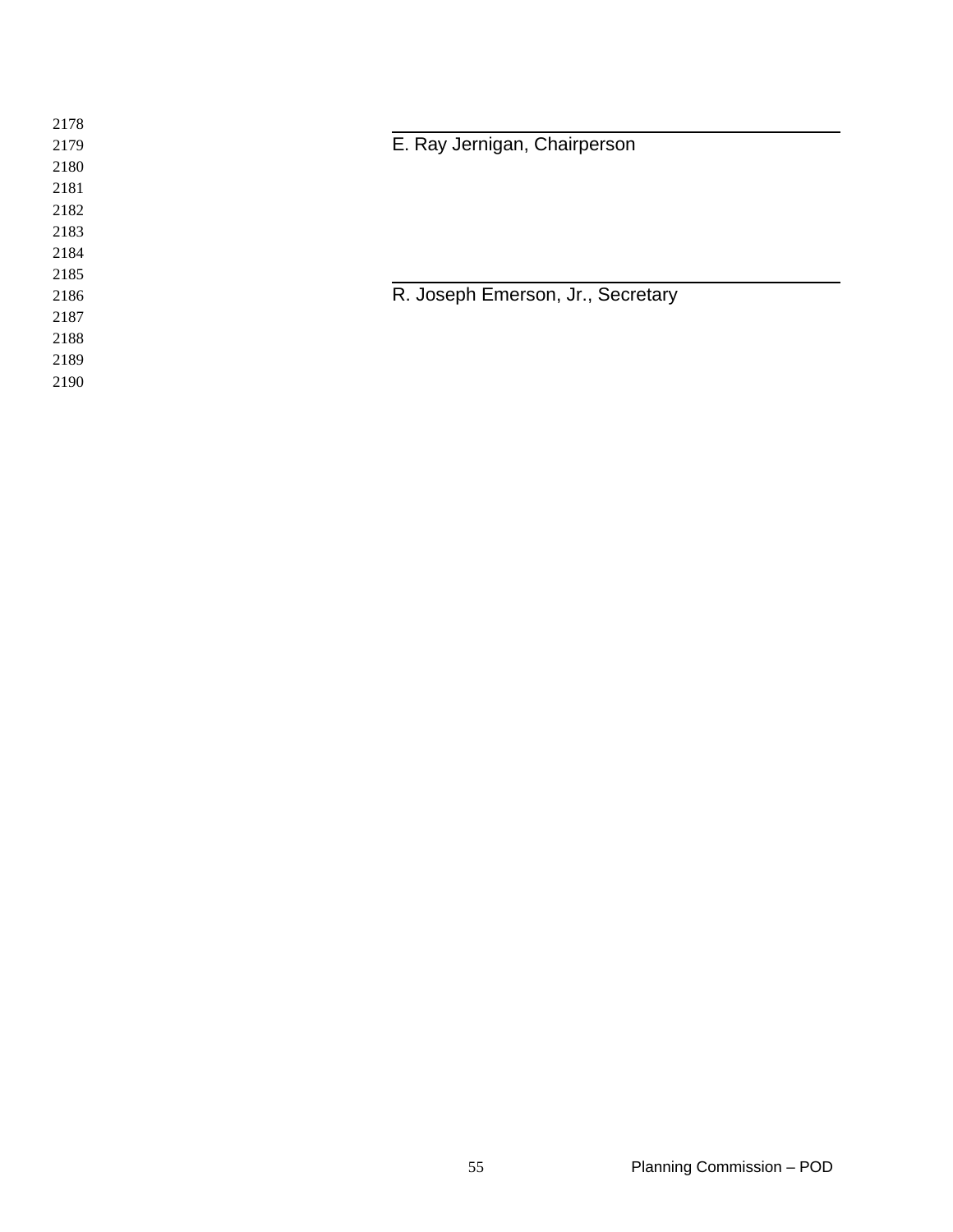\_\_\_\_\_\_\_\_\_\_\_\_\_\_\_\_\_\_\_\_\_\_\_\_\_\_\_\_\_\_\_\_\_\_\_\_\_\_\_\_

E. Ray Jernigan, Chairperson

\_\_\_\_\_\_\_\_\_\_\_\_\_\_\_\_\_\_\_\_\_\_\_\_\_\_\_\_\_\_\_\_\_\_\_\_\_\_\_\_

R. Joseph Emerson, Jr., Secretary